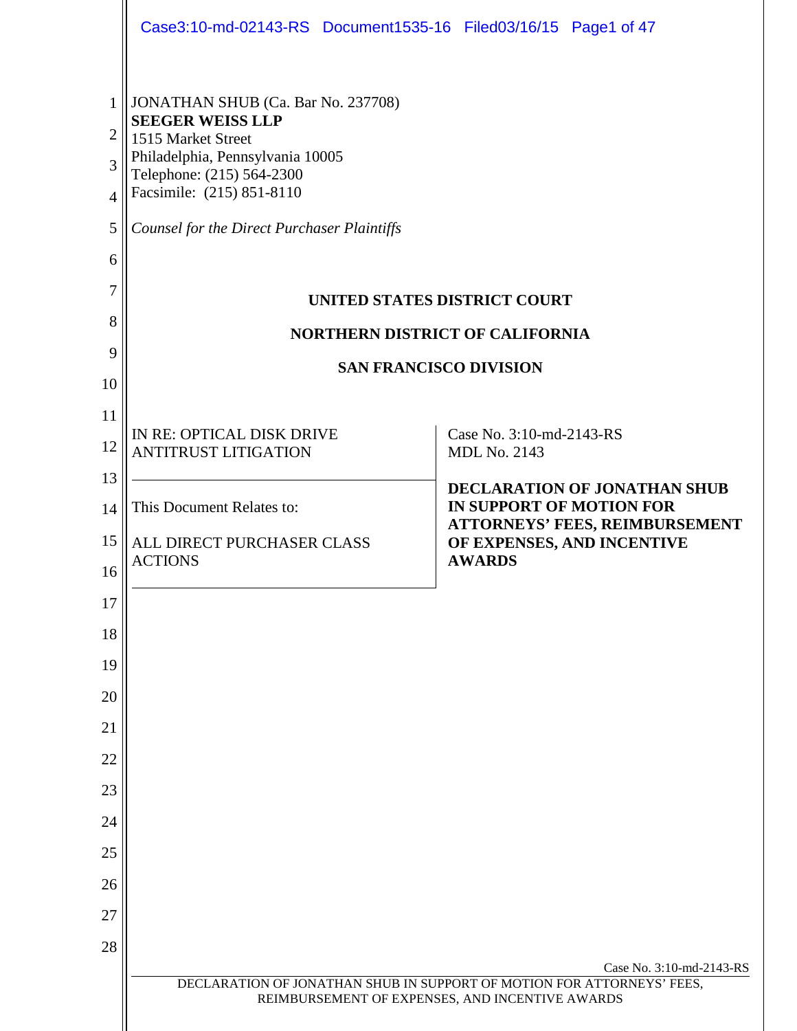JONATHAN SHUB (Ca. Bar No. 237708)
**SEEGER WEISS LLP**
1515 Market Street
Philadelphia, Pennsylvania 10005
Telephone: (215) 564-2300
Facsimile: (215) 851-8110

*Counsel for the Direct Purchaser Plaintiffs*

**UNITED STATES DISTRICT COURT**

**NORTHERN DISTRICT OF CALIFORNIA**

**SAN FRANCISCO DIVISION**

| | |
|---|---|
| IN RE: OPTICAL DISK DRIVE ANTITRUST LITIGATION<br><br>This Document Relates to:<br><br>ALL DIRECT PURCHASER CLASS ACTIONS | Case No. 3:10-md-2143-RS<br>MDL No. 2143<br><br>**DECLARATION OF JONATHAN SHUB IN SUPPORT OF MOTION FOR ATTORNEYS' FEES, REIMBURSEMENT OF EXPENSES, AND INCENTIVE AWARDS** |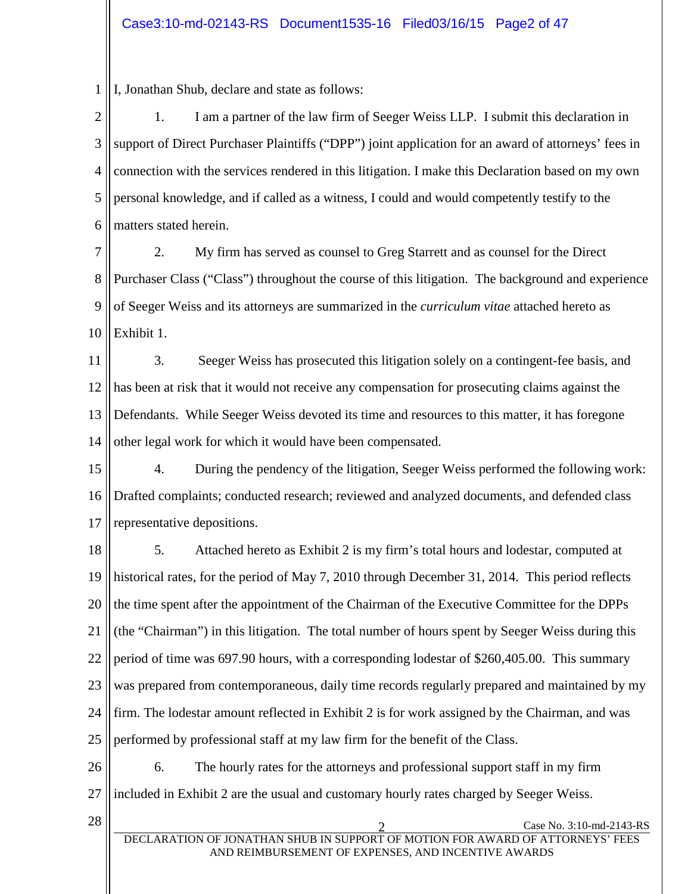I, Jonathan Shub, declare and state as follows:

1. I am a partner of the law firm of Seeger Weiss LLP. I submit this declaration in support of Direct Purchaser Plaintiffs ("DPP") joint application for an award of attorneys' fees in connection with the services rendered in this litigation. I make this Declaration based on my own personal knowledge, and if called as a witness, I could and would competently testify to the matters stated herein.

2. My firm has served as counsel to Greg Starrett and as counsel for the Direct Purchaser Class ("Class") throughout the course of this litigation. The background and experience of Seeger Weiss and its attorneys are summarized in the *curriculum vitae* attached hereto as Exhibit 1.

3. Seeger Weiss has prosecuted this litigation solely on a contingent-fee basis, and has been at risk that it would not receive any compensation for prosecuting claims against the Defendants. While Seeger Weiss devoted its time and resources to this matter, it has foregone other legal work for which it would have been compensated.

4. During the pendency of the litigation, Seeger Weiss performed the following work: Drafted complaints; conducted research; reviewed and analyzed documents, and defended class representative depositions.

5. Attached hereto as Exhibit 2 is my firm's total hours and lodestar, computed at historical rates, for the period of May 7, 2010 through December 31, 2014. This period reflects the time spent after the appointment of the Chairman of the Executive Committee for the DPPs (the "Chairman") in this litigation. The total number of hours spent by Seeger Weiss during this period of time was 697.90 hours, with a corresponding lodestar of $260,405.00. This summary was prepared from contemporaneous, daily time records regularly prepared and maintained by my firm. The lodestar amount reflected in Exhibit 2 is for work assigned by the Chairman, and was performed by professional staff at my law firm for the benefit of the Class.

6. The hourly rates for the attorneys and professional support staff in my firm included in Exhibit 2 are the usual and customary hourly rates charged by Seeger Weiss.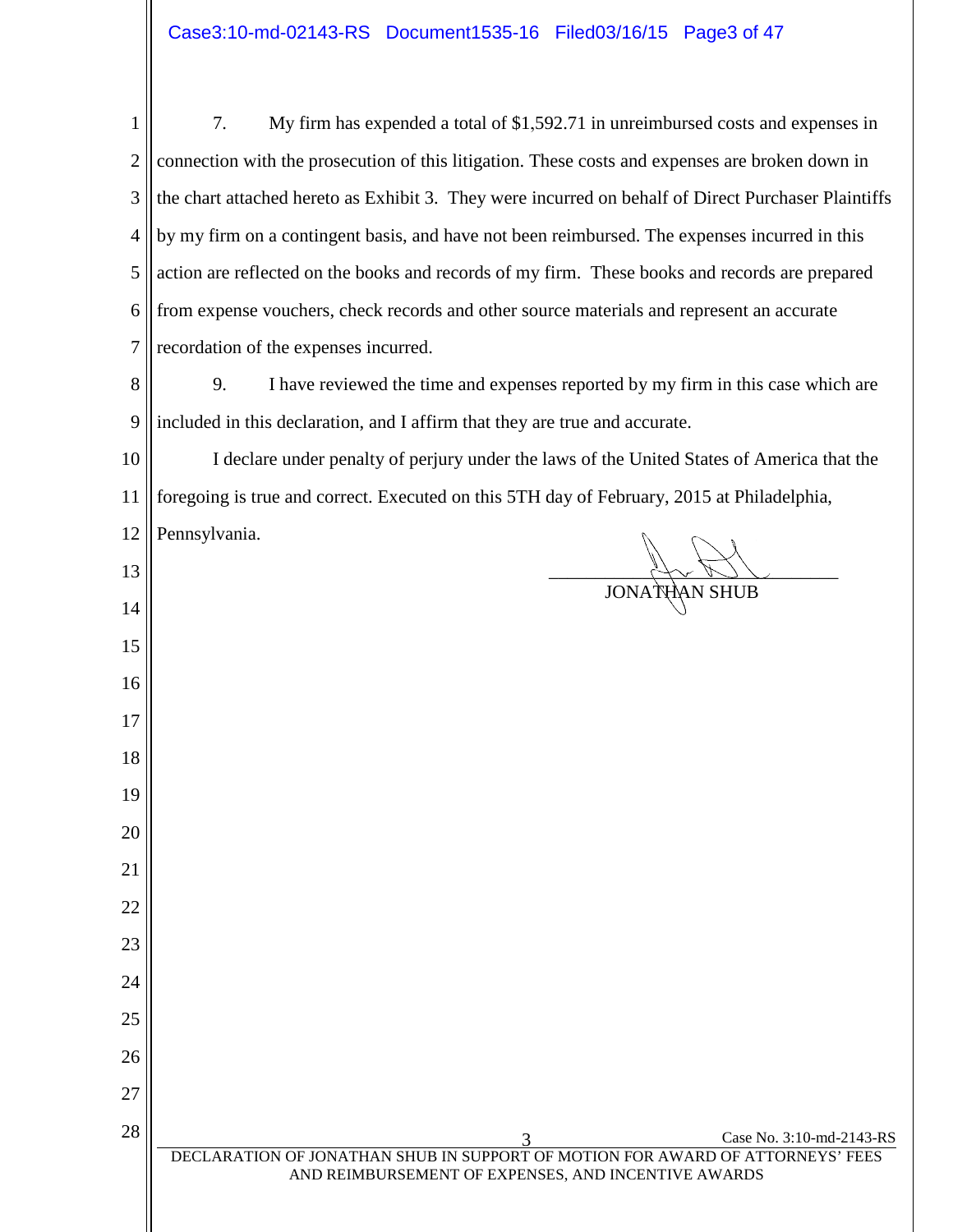7. My firm has expended a total of $1,592.71 in unreimbursed costs and expenses in connection with the prosecution of this litigation. These costs and expenses are broken down in the chart attached hereto as Exhibit 3. They were incurred on behalf of Direct Purchaser Plaintiffs by my firm on a contingent basis, and have not been reimbursed. The expenses incurred in this action are reflected on the books and records of my firm. These books and records are prepared from expense vouchers, check records and other source materials and represent an accurate recordation of the expenses incurred.

9. I have reviewed the time and expenses reported by my firm in this case which are included in this declaration, and I affirm that they are true and accurate.

I declare under penalty of perjury under the laws of the United States of America that the foregoing is true and correct. Executed on this 5TH day of February, 2015 at Philadelphia, Pennsylvania.

JONATHAN SHUB

Case No. 3:10-md-2143-RS

DECLARATION OF JONATHAN SHUB IN SUPPORT OF MOTION FOR AWARD OF ATTORNEYS' FEES AND REIMBURSEMENT OF EXPENSES, AND INCENTIVE AWARDS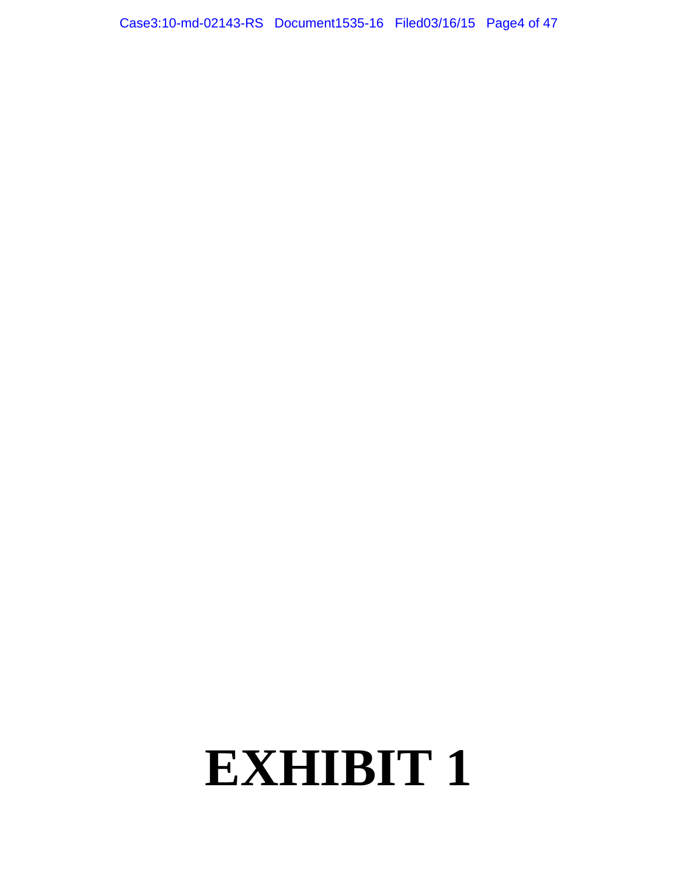# EXHIBIT 1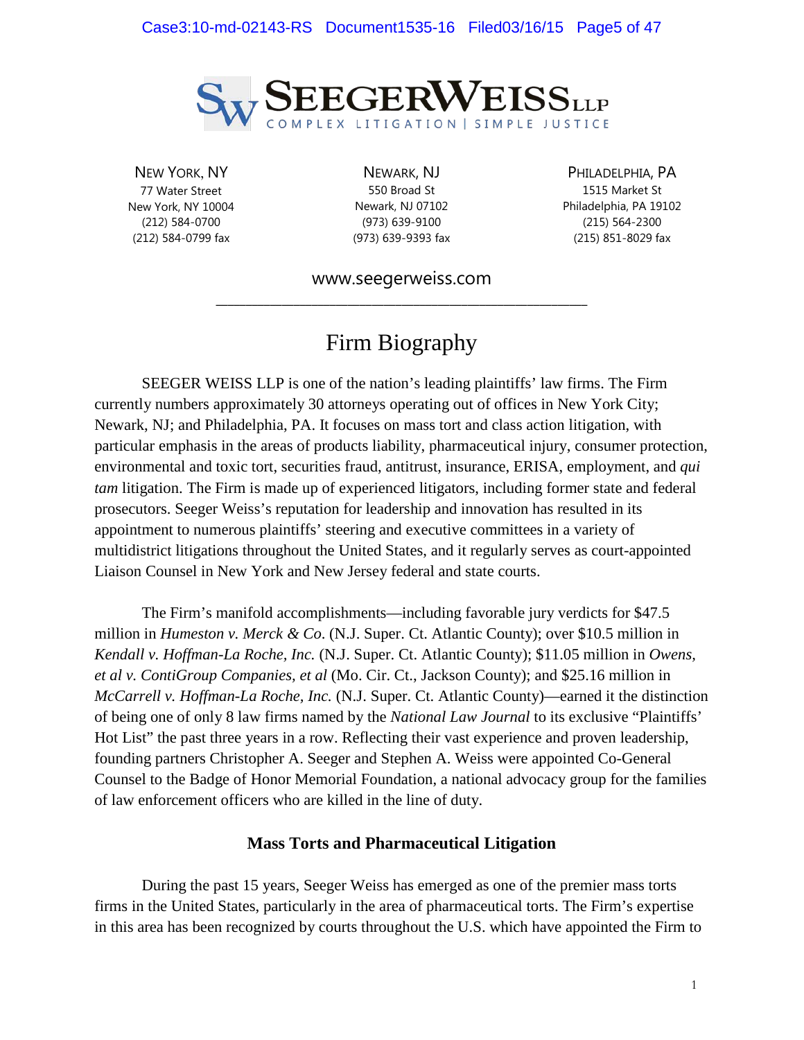**SEEGER WEISS LLP**

COMPLEX LITIGATION | SIMPLE JUSTICE

| NEW YORK, NY | NEWARK, NJ | PHILADELPHIA, PA |
|---|---|---|
| 77 Water Street | 550 Broad St | 1515 Market St |
| New York, NY 10004 | Newark, NJ 07102 | Philadelphia, PA 19102 |
| (212) 584-0700 | (973) 639-9100 | (215) 564-2300 |
| (212) 584-0799 fax | (973) 639-9393 fax | (215) 851-8029 fax |

www.seegerweiss.com

# Firm Biography

SEEGER WEISS LLP is one of the nation's leading plaintiffs' law firms. The Firm currently numbers approximately 30 attorneys operating out of offices in New York City; Newark, NJ; and Philadelphia, PA. It focuses on mass tort and class action litigation, with particular emphasis in the areas of products liability, pharmaceutical injury, consumer protection, environmental and toxic tort, securities fraud, antitrust, insurance, ERISA, employment, and *qui tam* litigation. The Firm is made up of experienced litigators, including former state and federal prosecutors. Seeger Weiss's reputation for leadership and innovation has resulted in its appointment to numerous plaintiffs' steering and executive committees in a variety of multidistrict litigations throughout the United States, and it regularly serves as court-appointed Liaison Counsel in New York and New Jersey federal and state courts.

The Firm's manifold accomplishments—including favorable jury verdicts for $47.5 million in *Humeston v. Merck & Co.* (N.J. Super. Ct. Atlantic County); over $10.5 million in *Kendall v. Hoffman-La Roche, Inc.* (N.J. Super. Ct. Atlantic County); $11.05 million in *Owens, et al v. ContiGroup Companies, et al* (Mo. Cir. Ct., Jackson County); and $25.16 million in *McCarrell v. Hoffman-La Roche, Inc.* (N.J. Super. Ct. Atlantic County)—earned it the distinction of being one of only 8 law firms named by the *National Law Journal* to its exclusive "Plaintiffs' Hot List" the past three years in a row. Reflecting their vast experience and proven leadership, founding partners Christopher A. Seeger and Stephen A. Weiss were appointed Co-General Counsel to the Badge of Honor Memorial Foundation, a national advocacy group for the families of law enforcement officers who are killed in the line of duty.

## Mass Torts and Pharmaceutical Litigation

During the past 15 years, Seeger Weiss has emerged as one of the premier mass torts firms in the United States, particularly in the area of pharmaceutical torts. The Firm's expertise in this area has been recognized by courts throughout the U.S. which have appointed the Firm to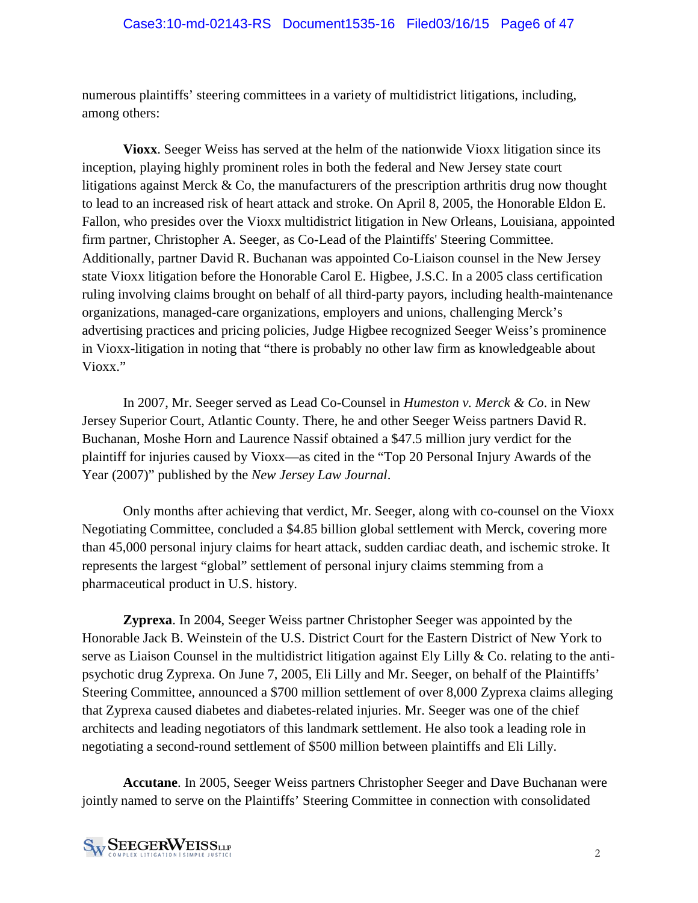numerous plaintiffs' steering committees in a variety of multidistrict litigations, including, among others:

**Vioxx**. Seeger Weiss has served at the helm of the nationwide Vioxx litigation since its inception, playing highly prominent roles in both the federal and New Jersey state court litigations against Merck & Co, the manufacturers of the prescription arthritis drug now thought to lead to an increased risk of heart attack and stroke. On April 8, 2005, the Honorable Eldon E. Fallon, who presides over the Vioxx multidistrict litigation in New Orleans, Louisiana, appointed firm partner, Christopher A. Seeger, as Co-Lead of the Plaintiffs' Steering Committee. Additionally, partner David R. Buchanan was appointed Co-Liaison counsel in the New Jersey state Vioxx litigation before the Honorable Carol E. Higbee, J.S.C. In a 2005 class certification ruling involving claims brought on behalf of all third-party payors, including health-maintenance organizations, managed-care organizations, employers and unions, challenging Merck's advertising practices and pricing policies, Judge Higbee recognized Seeger Weiss's prominence in Vioxx-litigation in noting that "there is probably no other law firm as knowledgeable about Vioxx."

In 2007, Mr. Seeger served as Lead Co-Counsel in *Humeston v. Merck & Co*. in New Jersey Superior Court, Atlantic County. There, he and other Seeger Weiss partners David R. Buchanan, Moshe Horn and Laurence Nassif obtained a $47.5 million jury verdict for the plaintiff for injuries caused by Vioxx—as cited in the "Top 20 Personal Injury Awards of the Year (2007)" published by the *New Jersey Law Journal*.

Only months after achieving that verdict, Mr. Seeger, along with co-counsel on the Vioxx Negotiating Committee, concluded a $4.85 billion global settlement with Merck, covering more than 45,000 personal injury claims for heart attack, sudden cardiac death, and ischemic stroke. It represents the largest "global" settlement of personal injury claims stemming from a pharmaceutical product in U.S. history.

**Zyprexa**. In 2004, Seeger Weiss partner Christopher Seeger was appointed by the Honorable Jack B. Weinstein of the U.S. District Court for the Eastern District of New York to serve as Liaison Counsel in the multidistrict litigation against Ely Lilly & Co. relating to the anti-psychotic drug Zyprexa. On June 7, 2005, Eli Lilly and Mr. Seeger, on behalf of the Plaintiffs' Steering Committee, announced a $700 million settlement of over 8,000 Zyprexa claims alleging that Zyprexa caused diabetes and diabetes-related injuries. Mr. Seeger was one of the chief architects and leading negotiators of this landmark settlement. He also took a leading role in negotiating a second-round settlement of $500 million between plaintiffs and Eli Lilly.

**Accutane**. In 2005, Seeger Weiss partners Christopher Seeger and Dave Buchanan were jointly named to serve on the Plaintiffs' Steering Committee in connection with consolidated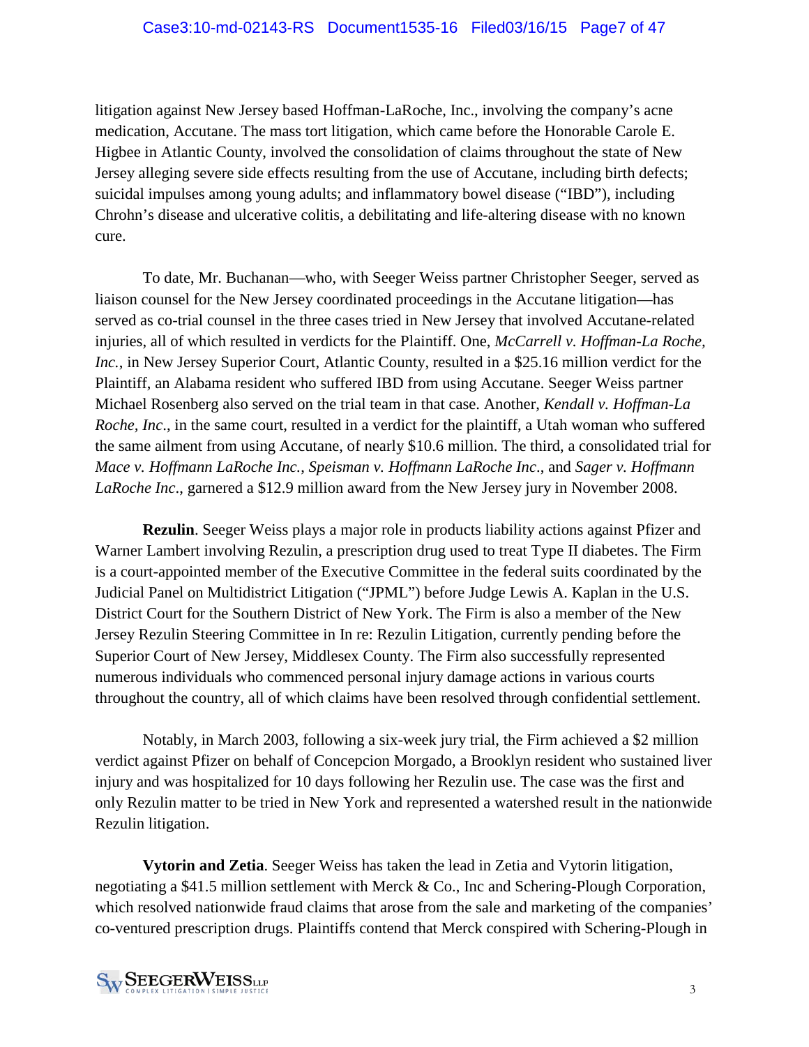litigation against New Jersey based Hoffman-LaRoche, Inc., involving the company's acne medication, Accutane. The mass tort litigation, which came before the Honorable Carole E. Higbee in Atlantic County, involved the consolidation of claims throughout the state of New Jersey alleging severe side effects resulting from the use of Accutane, including birth defects; suicidal impulses among young adults; and inflammatory bowel disease ("IBD"), including Chrohn's disease and ulcerative colitis, a debilitating and life-altering disease with no known cure.

To date, Mr. Buchanan—who, with Seeger Weiss partner Christopher Seeger, served as liaison counsel for the New Jersey coordinated proceedings in the Accutane litigation—has served as co-trial counsel in the three cases tried in New Jersey that involved Accutane-related injuries, all of which resulted in verdicts for the Plaintiff. One, *McCarrell v. Hoffman-La Roche, Inc.*, in New Jersey Superior Court, Atlantic County, resulted in a $25.16 million verdict for the Plaintiff, an Alabama resident who suffered IBD from using Accutane. Seeger Weiss partner Michael Rosenberg also served on the trial team in that case. Another, *Kendall v. Hoffman-La Roche, Inc*., in the same court, resulted in a verdict for the plaintiff, a Utah woman who suffered the same ailment from using Accutane, of nearly $10.6 million. The third, a consolidated trial for *Mace v. Hoffmann LaRoche Inc.*, *Speisman v. Hoffmann LaRoche Inc*., and *Sager v. Hoffmann LaRoche Inc*., garnered a $12.9 million award from the New Jersey jury in November 2008.

**Rezulin**. Seeger Weiss plays a major role in products liability actions against Pfizer and Warner Lambert involving Rezulin, a prescription drug used to treat Type II diabetes. The Firm is a court-appointed member of the Executive Committee in the federal suits coordinated by the Judicial Panel on Multidistrict Litigation ("JPML") before Judge Lewis A. Kaplan in the U.S. District Court for the Southern District of New York. The Firm is also a member of the New Jersey Rezulin Steering Committee in In re: Rezulin Litigation, currently pending before the Superior Court of New Jersey, Middlesex County. The Firm also successfully represented numerous individuals who commenced personal injury damage actions in various courts throughout the country, all of which claims have been resolved through confidential settlement.

Notably, in March 2003, following a six-week jury trial, the Firm achieved a $2 million verdict against Pfizer on behalf of Concepcion Morgado, a Brooklyn resident who sustained liver injury and was hospitalized for 10 days following her Rezulin use. The case was the first and only Rezulin matter to be tried in New York and represented a watershed result in the nationwide Rezulin litigation.

**Vytorin and Zetia**. Seeger Weiss has taken the lead in Zetia and Vytorin litigation, negotiating a $41.5 million settlement with Merck & Co., Inc and Schering-Plough Corporation, which resolved nationwide fraud claims that arose from the sale and marketing of the companies' co-ventured prescription drugs. Plaintiffs contend that Merck conspired with Schering-Plough in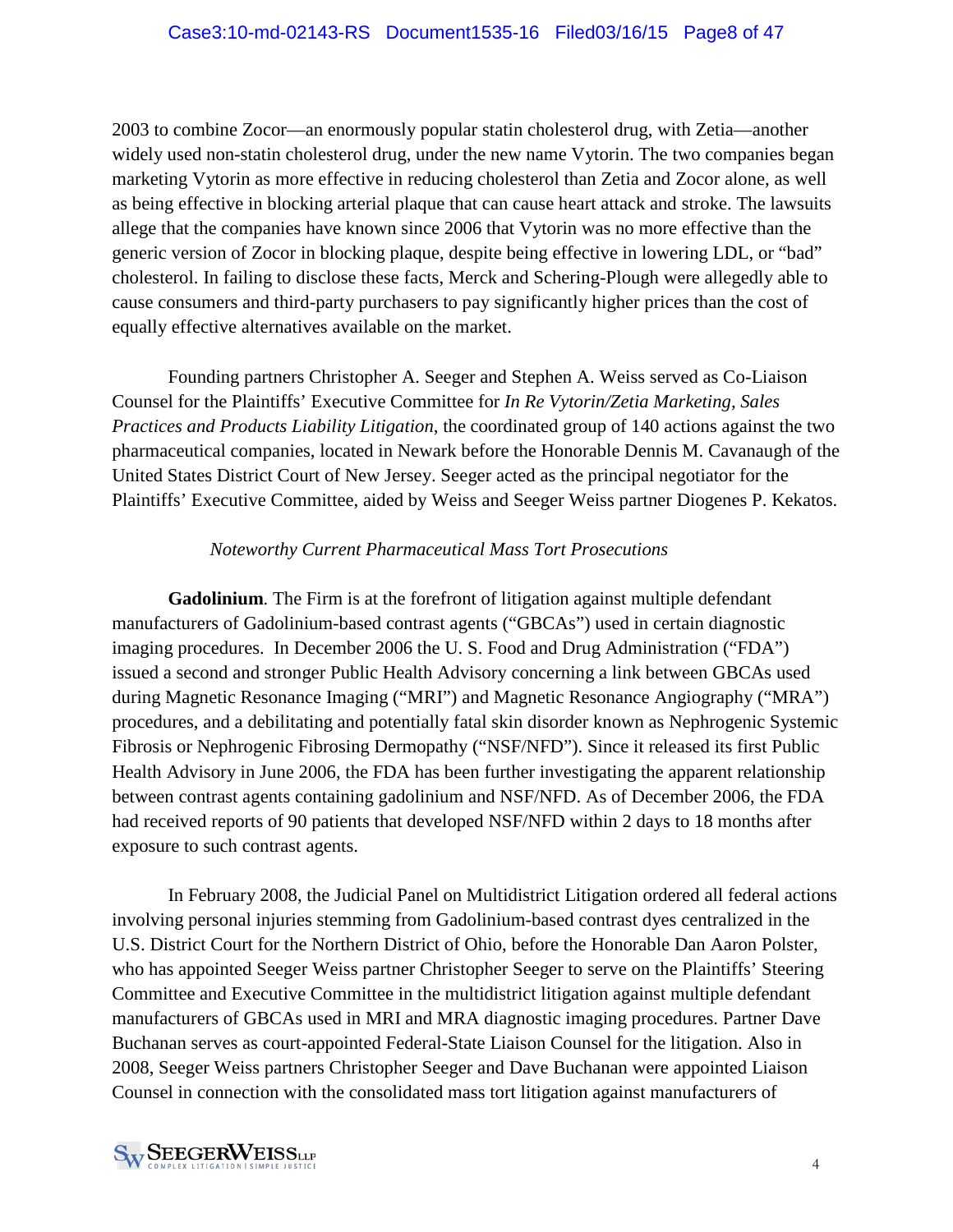2003 to combine Zocor—an enormously popular statin cholesterol drug, with Zetia—another widely used non-statin cholesterol drug, under the new name Vytorin. The two companies began marketing Vytorin as more effective in reducing cholesterol than Zetia and Zocor alone, as well as being effective in blocking arterial plaque that can cause heart attack and stroke. The lawsuits allege that the companies have known since 2006 that Vytorin was no more effective than the generic version of Zocor in blocking plaque, despite being effective in lowering LDL, or "bad" cholesterol. In failing to disclose these facts, Merck and Schering-Plough were allegedly able to cause consumers and third-party purchasers to pay significantly higher prices than the cost of equally effective alternatives available on the market.

Founding partners Christopher A. Seeger and Stephen A. Weiss served as Co-Liaison Counsel for the Plaintiffs' Executive Committee for *In Re Vytorin/Zetia Marketing, Sales Practices and Products Liability Litigation*, the coordinated group of 140 actions against the two pharmaceutical companies, located in Newark before the Honorable Dennis M. Cavanaugh of the United States District Court of New Jersey. Seeger acted as the principal negotiator for the Plaintiffs' Executive Committee, aided by Weiss and Seeger Weiss partner Diogenes P. Kekatos.

*Noteworthy Current Pharmaceutical Mass Tort Prosecutions*

**Gadolinium**. The Firm is at the forefront of litigation against multiple defendant manufacturers of Gadolinium-based contrast agents ("GBCAs") used in certain diagnostic imaging procedures. In December 2006 the U. S. Food and Drug Administration ("FDA") issued a second and stronger Public Health Advisory concerning a link between GBCAs used during Magnetic Resonance Imaging ("MRI") and Magnetic Resonance Angiography ("MRA") procedures, and a debilitating and potentially fatal skin disorder known as Nephrogenic Systemic Fibrosis or Nephrogenic Fibrosing Dermopathy ("NSF/NFD"). Since it released its first Public Health Advisory in June 2006, the FDA has been further investigating the apparent relationship between contrast agents containing gadolinium and NSF/NFD. As of December 2006, the FDA had received reports of 90 patients that developed NSF/NFD within 2 days to 18 months after exposure to such contrast agents.

In February 2008, the Judicial Panel on Multidistrict Litigation ordered all federal actions involving personal injuries stemming from Gadolinium-based contrast dyes centralized in the U.S. District Court for the Northern District of Ohio, before the Honorable Dan Aaron Polster, who has appointed Seeger Weiss partner Christopher Seeger to serve on the Plaintiffs' Steering Committee and Executive Committee in the multidistrict litigation against multiple defendant manufacturers of GBCAs used in MRI and MRA diagnostic imaging procedures. Partner Dave Buchanan serves as court-appointed Federal-State Liaison Counsel for the litigation. Also in 2008, Seeger Weiss partners Christopher Seeger and Dave Buchanan were appointed Liaison Counsel in connection with the consolidated mass tort litigation against manufacturers of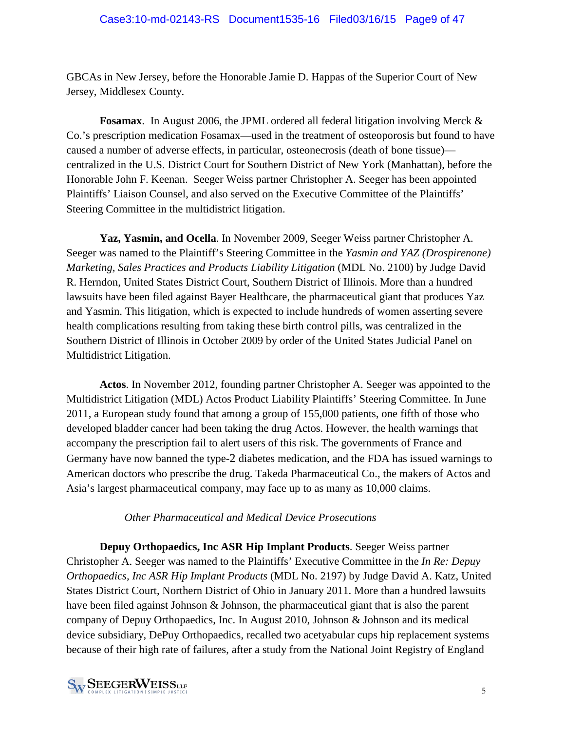GBCAs in New Jersey, before the Honorable Jamie D. Happas of the Superior Court of New Jersey, Middlesex County.

**Fosamax**. In August 2006, the JPML ordered all federal litigation involving Merck & Co.'s prescription medication Fosamax—used in the treatment of osteoporosis but found to have caused a number of adverse effects, in particular, osteonecrosis (death of bone tissue)—centralized in the U.S. District Court for Southern District of New York (Manhattan), before the Honorable John F. Keenan. Seeger Weiss partner Christopher A. Seeger has been appointed Plaintiffs' Liaison Counsel, and also served on the Executive Committee of the Plaintiffs' Steering Committee in the multidistrict litigation.

**Yaz, Yasmin, and Ocella**. In November 2009, Seeger Weiss partner Christopher A. Seeger was named to the Plaintiff's Steering Committee in the *Yasmin and YAZ (Drospirenone) Marketing, Sales Practices and Products Liability Litigation* (MDL No. 2100) by Judge David R. Herndon, United States District Court, Southern District of Illinois. More than a hundred lawsuits have been filed against Bayer Healthcare, the pharmaceutical giant that produces Yaz and Yasmin. This litigation, which is expected to include hundreds of women asserting severe health complications resulting from taking these birth control pills, was centralized in the Southern District of Illinois in October 2009 by order of the United States Judicial Panel on Multidistrict Litigation.

**Actos**. In November 2012, founding partner Christopher A. Seeger was appointed to the Multidistrict Litigation (MDL) Actos Product Liability Plaintiffs' Steering Committee. In June 2011, a European study found that among a group of 155,000 patients, one fifth of those who developed bladder cancer had been taking the drug Actos. However, the health warnings that accompany the prescription fail to alert users of this risk. The governments of France and Germany have now banned the type-2 diabetes medication, and the FDA has issued warnings to American doctors who prescribe the drug. Takeda Pharmaceutical Co., the makers of Actos and Asia's largest pharmaceutical company, may face up to as many as 10,000 claims.

*Other Pharmaceutical and Medical Device Prosecutions*

**Depuy Orthopaedics, Inc ASR Hip Implant Products**. Seeger Weiss partner Christopher A. Seeger was named to the Plaintiffs' Executive Committee in the *In Re: Depuy Orthopaedics, Inc ASR Hip Implant Products* (MDL No. 2197) by Judge David A. Katz, United States District Court, Northern District of Ohio in January 2011. More than a hundred lawsuits have been filed against Johnson & Johnson, the pharmaceutical giant that is also the parent company of Depuy Orthopaedics, Inc. In August 2010, Johnson & Johnson and its medical device subsidiary, DePuy Orthopaedics, recalled two acetyabular cups hip replacement systems because of their high rate of failures, after a study from the National Joint Registry of England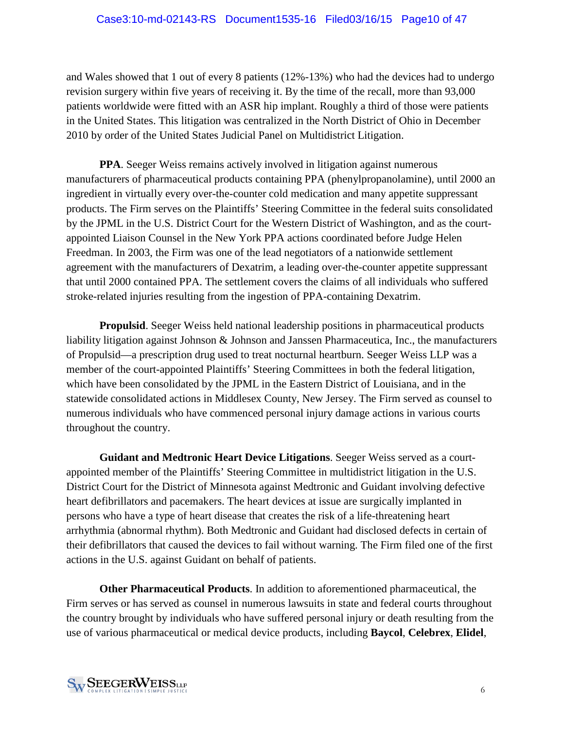and Wales showed that 1 out of every 8 patients (12%-13%) who had the devices had to undergo revision surgery within five years of receiving it. By the time of the recall, more than 93,000 patients worldwide were fitted with an ASR hip implant. Roughly a third of those were patients in the United States. This litigation was centralized in the North District of Ohio in December 2010 by order of the United States Judicial Panel on Multidistrict Litigation.

**PPA**. Seeger Weiss remains actively involved in litigation against numerous manufacturers of pharmaceutical products containing PPA (phenylpropanolamine), until 2000 an ingredient in virtually every over-the-counter cold medication and many appetite suppressant products. The Firm serves on the Plaintiffs' Steering Committee in the federal suits consolidated by the JPML in the U.S. District Court for the Western District of Washington, and as the court-appointed Liaison Counsel in the New York PPA actions coordinated before Judge Helen Freedman. In 2003, the Firm was one of the lead negotiators of a nationwide settlement agreement with the manufacturers of Dexatrim, a leading over-the-counter appetite suppressant that until 2000 contained PPA. The settlement covers the claims of all individuals who suffered stroke-related injuries resulting from the ingestion of PPA-containing Dexatrim.

**Propulsid**. Seeger Weiss held national leadership positions in pharmaceutical products liability litigation against Johnson & Johnson and Janssen Pharmaceutica, Inc., the manufacturers of Propulsid—a prescription drug used to treat nocturnal heartburn. Seeger Weiss LLP was a member of the court-appointed Plaintiffs' Steering Committees in both the federal litigation, which have been consolidated by the JPML in the Eastern District of Louisiana, and in the statewide consolidated actions in Middlesex County, New Jersey. The Firm served as counsel to numerous individuals who have commenced personal injury damage actions in various courts throughout the country.

**Guidant and Medtronic Heart Device Litigations**. Seeger Weiss served as a court-appointed member of the Plaintiffs' Steering Committee in multidistrict litigation in the U.S. District Court for the District of Minnesota against Medtronic and Guidant involving defective heart defibrillators and pacemakers. The heart devices at issue are surgically implanted in persons who have a type of heart disease that creates the risk of a life-threatening heart arrhythmia (abnormal rhythm). Both Medtronic and Guidant had disclosed defects in certain of their defibrillators that caused the devices to fail without warning. The Firm filed one of the first actions in the U.S. against Guidant on behalf of patients.

**Other Pharmaceutical Products**. In addition to aforementioned pharmaceutical, the Firm serves or has served as counsel in numerous lawsuits in state and federal courts throughout the country brought by individuals who have suffered personal injury or death resulting from the use of various pharmaceutical or medical device products, including **Baycol**, **Celebrex**, **Elidel**,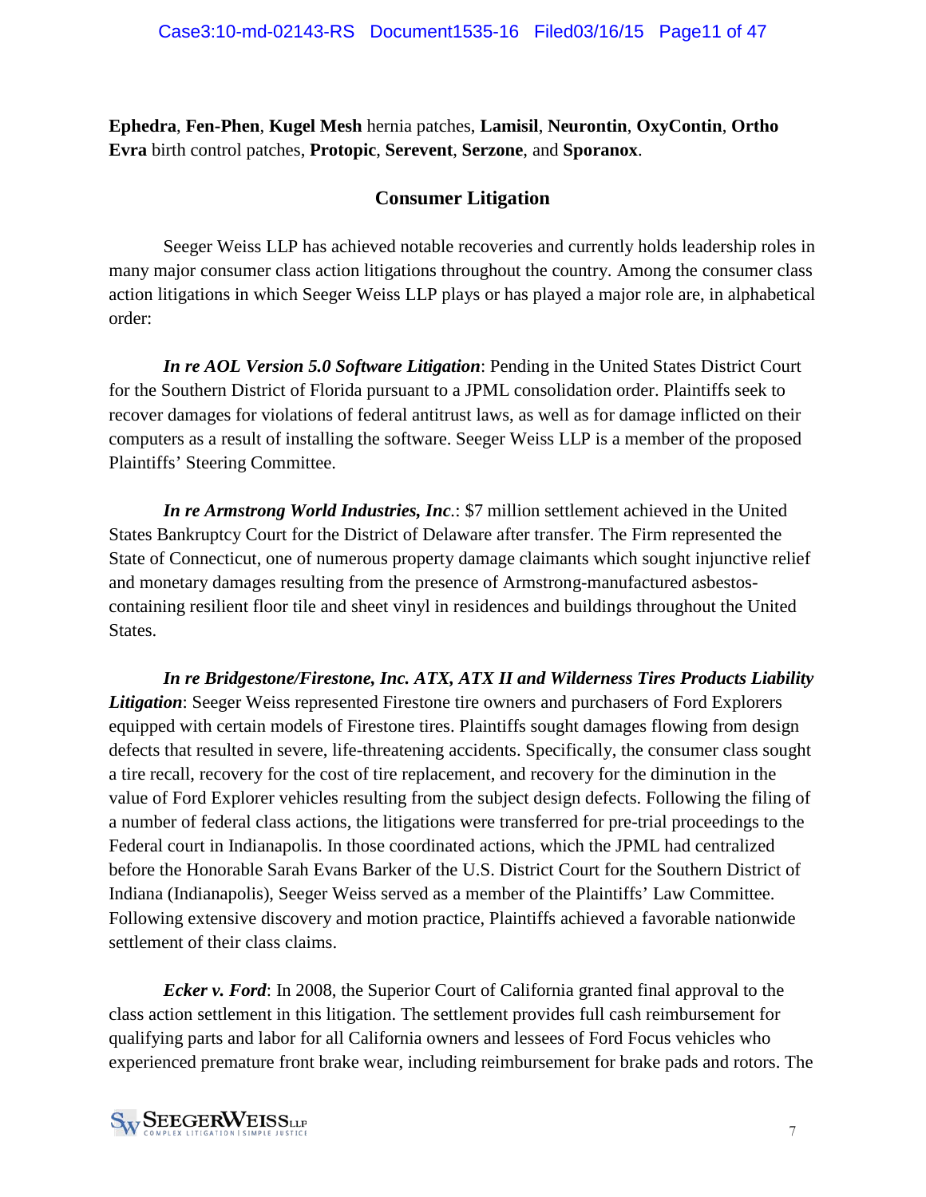**Ephedra**, **Fen-Phen**, **Kugel Mesh** hernia patches, **Lamisil**, **Neurontin**, **OxyContin**, **Ortho Evra** birth control patches, **Protopic**, **Serevent**, **Serzone**, and **Sporanox**.

## Consumer Litigation

Seeger Weiss LLP has achieved notable recoveries and currently holds leadership roles in many major consumer class action litigations throughout the country. Among the consumer class action litigations in which Seeger Weiss LLP plays or has played a major role are, in alphabetical order:

***In re AOL Version 5.0 Software Litigation***: Pending in the United States District Court for the Southern District of Florida pursuant to a JPML consolidation order. Plaintiffs seek to recover damages for violations of federal antitrust laws, as well as for damage inflicted on their computers as a result of installing the software. Seeger Weiss LLP is a member of the proposed Plaintiffs' Steering Committee.

***In re Armstrong World Industries, Inc.***: $7 million settlement achieved in the United States Bankruptcy Court for the District of Delaware after transfer. The Firm represented the State of Connecticut, one of numerous property damage claimants which sought injunctive relief and monetary damages resulting from the presence of Armstrong-manufactured asbestos-containing resilient floor tile and sheet vinyl in residences and buildings throughout the United States.

***In re Bridgestone/Firestone, Inc. ATX, ATX II and Wilderness Tires Products Liability Litigation***: Seeger Weiss represented Firestone tire owners and purchasers of Ford Explorers equipped with certain models of Firestone tires. Plaintiffs sought damages flowing from design defects that resulted in severe, life-threatening accidents. Specifically, the consumer class sought a tire recall, recovery for the cost of tire replacement, and recovery for the diminution in the value of Ford Explorer vehicles resulting from the subject design defects. Following the filing of a number of federal class actions, the litigations were transferred for pre-trial proceedings to the Federal court in Indianapolis. In those coordinated actions, which the JPML had centralized before the Honorable Sarah Evans Barker of the U.S. District Court for the Southern District of Indiana (Indianapolis), Seeger Weiss served as a member of the Plaintiffs' Law Committee. Following extensive discovery and motion practice, Plaintiffs achieved a favorable nationwide settlement of their class claims.

***Ecker v. Ford***: In 2008, the Superior Court of California granted final approval to the class action settlement in this litigation. The settlement provides full cash reimbursement for qualifying parts and labor for all California owners and lessees of Ford Focus vehicles who experienced premature front brake wear, including reimbursement for brake pads and rotors. The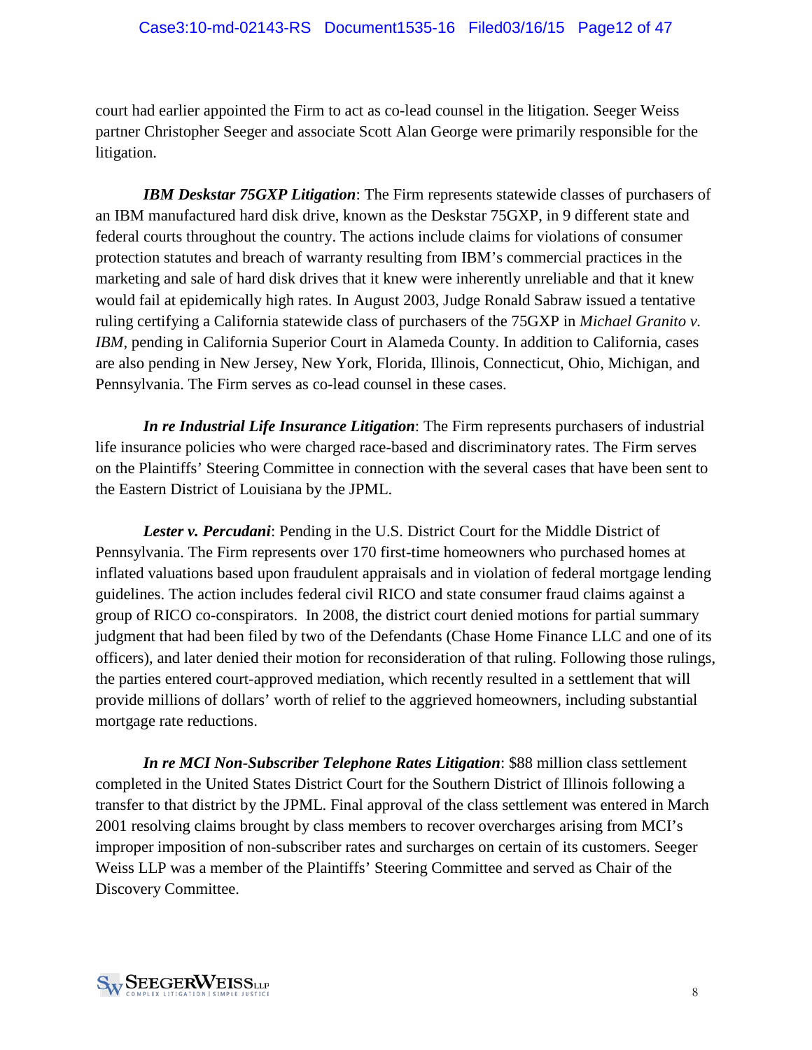court had earlier appointed the Firm to act as co-lead counsel in the litigation. Seeger Weiss partner Christopher Seeger and associate Scott Alan George were primarily responsible for the litigation.

***IBM Deskstar 75GXP Litigation***: The Firm represents statewide classes of purchasers of an IBM manufactured hard disk drive, known as the Deskstar 75GXP, in 9 different state and federal courts throughout the country. The actions include claims for violations of consumer protection statutes and breach of warranty resulting from IBM's commercial practices in the marketing and sale of hard disk drives that it knew were inherently unreliable and that it knew would fail at epidemically high rates. In August 2003, Judge Ronald Sabraw issued a tentative ruling certifying a California statewide class of purchasers of the 75GXP in *Michael Granito v. IBM*, pending in California Superior Court in Alameda County. In addition to California, cases are also pending in New Jersey, New York, Florida, Illinois, Connecticut, Ohio, Michigan, and Pennsylvania. The Firm serves as co-lead counsel in these cases.

***In re Industrial Life Insurance Litigation***: The Firm represents purchasers of industrial life insurance policies who were charged race-based and discriminatory rates. The Firm serves on the Plaintiffs' Steering Committee in connection with the several cases that have been sent to the Eastern District of Louisiana by the JPML.

***Lester v. Percudani***: Pending in the U.S. District Court for the Middle District of Pennsylvania. The Firm represents over 170 first-time homeowners who purchased homes at inflated valuations based upon fraudulent appraisals and in violation of federal mortgage lending guidelines. The action includes federal civil RICO and state consumer fraud claims against a group of RICO co-conspirators. In 2008, the district court denied motions for partial summary judgment that had been filed by two of the Defendants (Chase Home Finance LLC and one of its officers), and later denied their motion for reconsideration of that ruling. Following those rulings, the parties entered court-approved mediation, which recently resulted in a settlement that will provide millions of dollars' worth of relief to the aggrieved homeowners, including substantial mortgage rate reductions.

***In re MCI Non-Subscriber Telephone Rates Litigation***: $88 million class settlement completed in the United States District Court for the Southern District of Illinois following a transfer to that district by the JPML. Final approval of the class settlement was entered in March 2001 resolving claims brought by class members to recover overcharges arising from MCI's improper imposition of non-subscriber rates and surcharges on certain of its customers. Seeger Weiss LLP was a member of the Plaintiffs' Steering Committee and served as Chair of the Discovery Committee.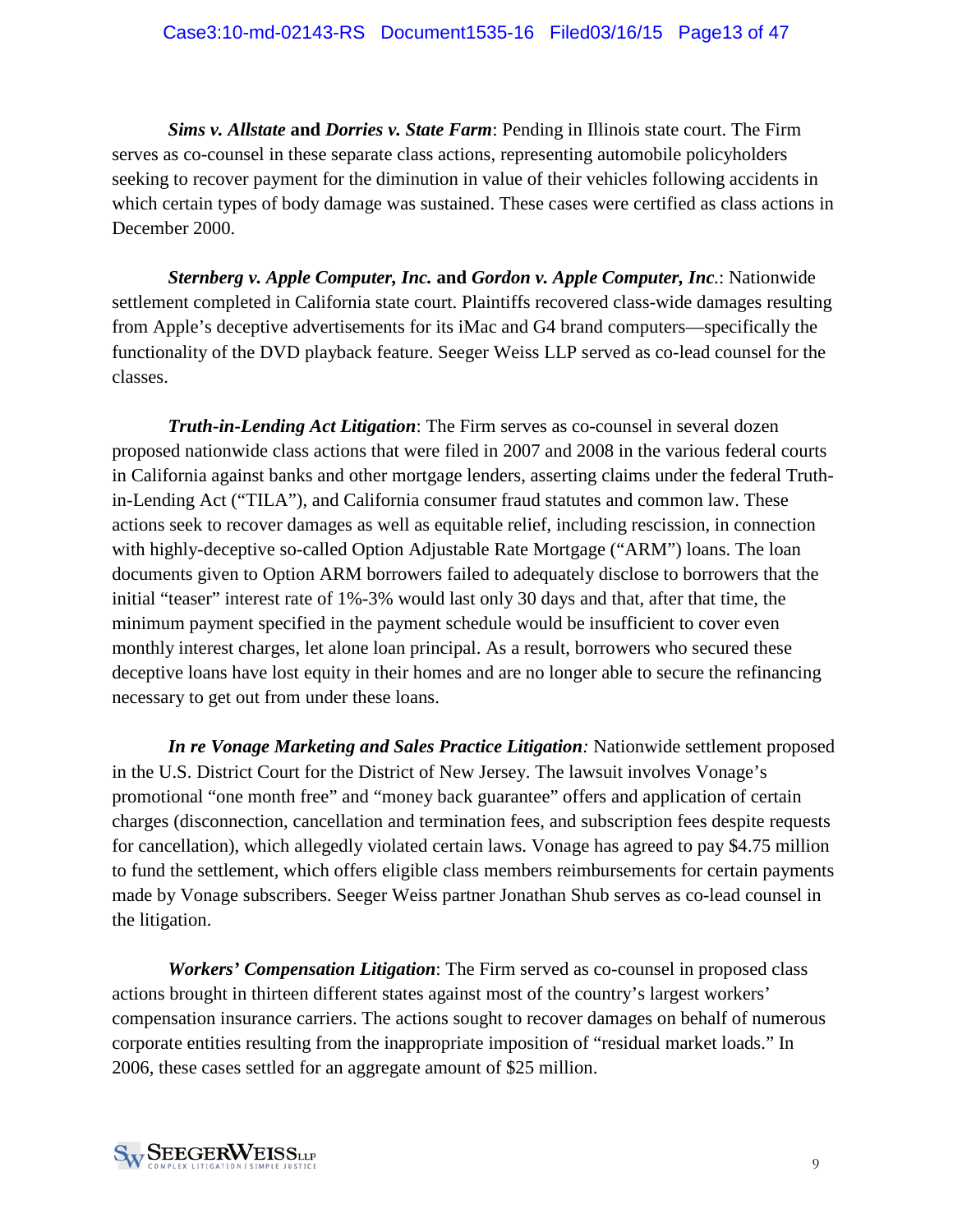***Sims v. Allstate*** **and** ***Dorries v. State Farm***: Pending in Illinois state court. The Firm serves as co-counsel in these separate class actions, representing automobile policyholders seeking to recover payment for the diminution in value of their vehicles following accidents in which certain types of body damage was sustained. These cases were certified as class actions in December 2000.

***Sternberg v. Apple Computer, Inc.*** **and** ***Gordon v. Apple Computer, Inc***.: Nationwide settlement completed in California state court. Plaintiffs recovered class-wide damages resulting from Apple's deceptive advertisements for its iMac and G4 brand computers—specifically the functionality of the DVD playback feature. Seeger Weiss LLP served as co-lead counsel for the classes.

***Truth-in-Lending Act Litigation***: The Firm serves as co-counsel in several dozen proposed nationwide class actions that were filed in 2007 and 2008 in the various federal courts in California against banks and other mortgage lenders, asserting claims under the federal Truth-in-Lending Act ("TILA"), and California consumer fraud statutes and common law. These actions seek to recover damages as well as equitable relief, including rescission, in connection with highly-deceptive so-called Option Adjustable Rate Mortgage ("ARM") loans. The loan documents given to Option ARM borrowers failed to adequately disclose to borrowers that the initial "teaser" interest rate of 1%-3% would last only 30 days and that, after that time, the minimum payment specified in the payment schedule would be insufficient to cover even monthly interest charges, let alone loan principal. As a result, borrowers who secured these deceptive loans have lost equity in their homes and are no longer able to secure the refinancing necessary to get out from under these loans.

***In re Vonage Marketing and Sales Practice Litigation****:* Nationwide settlement proposed in the U.S. District Court for the District of New Jersey. The lawsuit involves Vonage's promotional "one month free" and "money back guarantee" offers and application of certain charges (disconnection, cancellation and termination fees, and subscription fees despite requests for cancellation), which allegedly violated certain laws. Vonage has agreed to pay $4.75 million to fund the settlement, which offers eligible class members reimbursements for certain payments made by Vonage subscribers. Seeger Weiss partner Jonathan Shub serves as co-lead counsel in the litigation.

***Workers' Compensation Litigation***: The Firm served as co-counsel in proposed class actions brought in thirteen different states against most of the country's largest workers' compensation insurance carriers. The actions sought to recover damages on behalf of numerous corporate entities resulting from the inappropriate imposition of "residual market loads." In 2006, these cases settled for an aggregate amount of $25 million.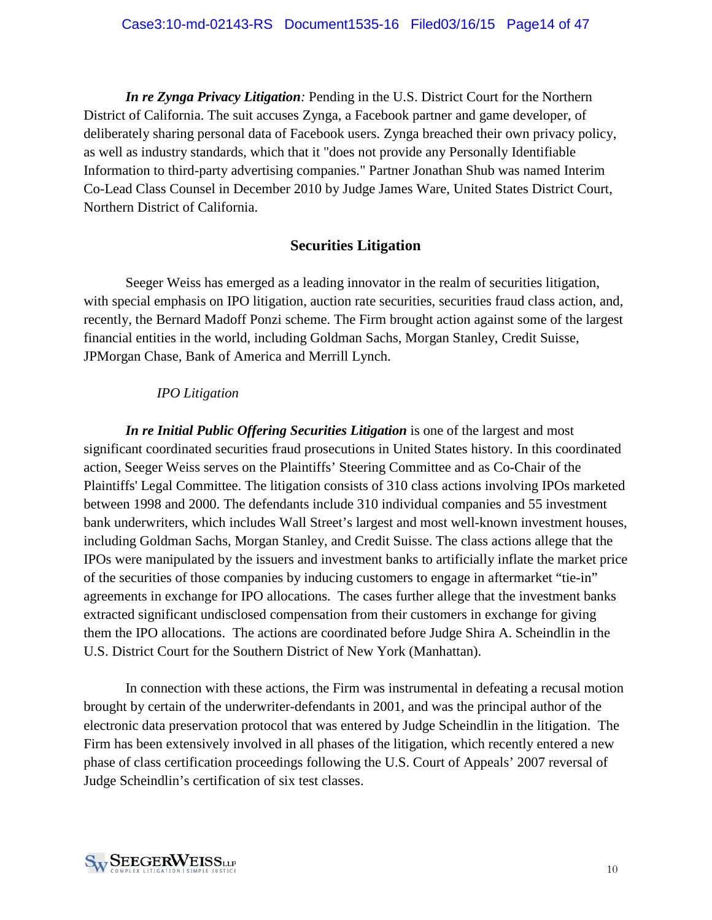***In re Zynga Privacy Litigation**:* Pending in the U.S. District Court for the Northern District of California. The suit accuses Zynga, a Facebook partner and game developer, of deliberately sharing personal data of Facebook users. Zynga breached their own privacy policy, as well as industry standards, which that it "does not provide any Personally Identifiable Information to third-party advertising companies." Partner Jonathan Shub was named Interim Co-Lead Class Counsel in December 2010 by Judge James Ware, United States District Court, Northern District of California.

## Securities Litigation

Seeger Weiss has emerged as a leading innovator in the realm of securities litigation, with special emphasis on IPO litigation, auction rate securities, securities fraud class action, and, recently, the Bernard Madoff Ponzi scheme. The Firm brought action against some of the largest financial entities in the world, including Goldman Sachs, Morgan Stanley, Credit Suisse, JPMorgan Chase, Bank of America and Merrill Lynch.

*IPO Litigation*

***In re Initial Public Offering Securities Litigation*** is one of the largest and most significant coordinated securities fraud prosecutions in United States history. In this coordinated action, Seeger Weiss serves on the Plaintiffs' Steering Committee and as Co-Chair of the Plaintiffs' Legal Committee. The litigation consists of 310 class actions involving IPOs marketed between 1998 and 2000. The defendants include 310 individual companies and 55 investment bank underwriters, which includes Wall Street's largest and most well-known investment houses, including Goldman Sachs, Morgan Stanley, and Credit Suisse. The class actions allege that the IPOs were manipulated by the issuers and investment banks to artificially inflate the market price of the securities of those companies by inducing customers to engage in aftermarket "tie-in" agreements in exchange for IPO allocations. The cases further allege that the investment banks extracted significant undisclosed compensation from their customers in exchange for giving them the IPO allocations. The actions are coordinated before Judge Shira A. Scheindlin in the U.S. District Court for the Southern District of New York (Manhattan).

In connection with these actions, the Firm was instrumental in defeating a recusal motion brought by certain of the underwriter-defendants in 2001, and was the principal author of the electronic data preservation protocol that was entered by Judge Scheindlin in the litigation. The Firm has been extensively involved in all phases of the litigation, which recently entered a new phase of class certification proceedings following the U.S. Court of Appeals' 2007 reversal of Judge Scheindlin's certification of six test classes.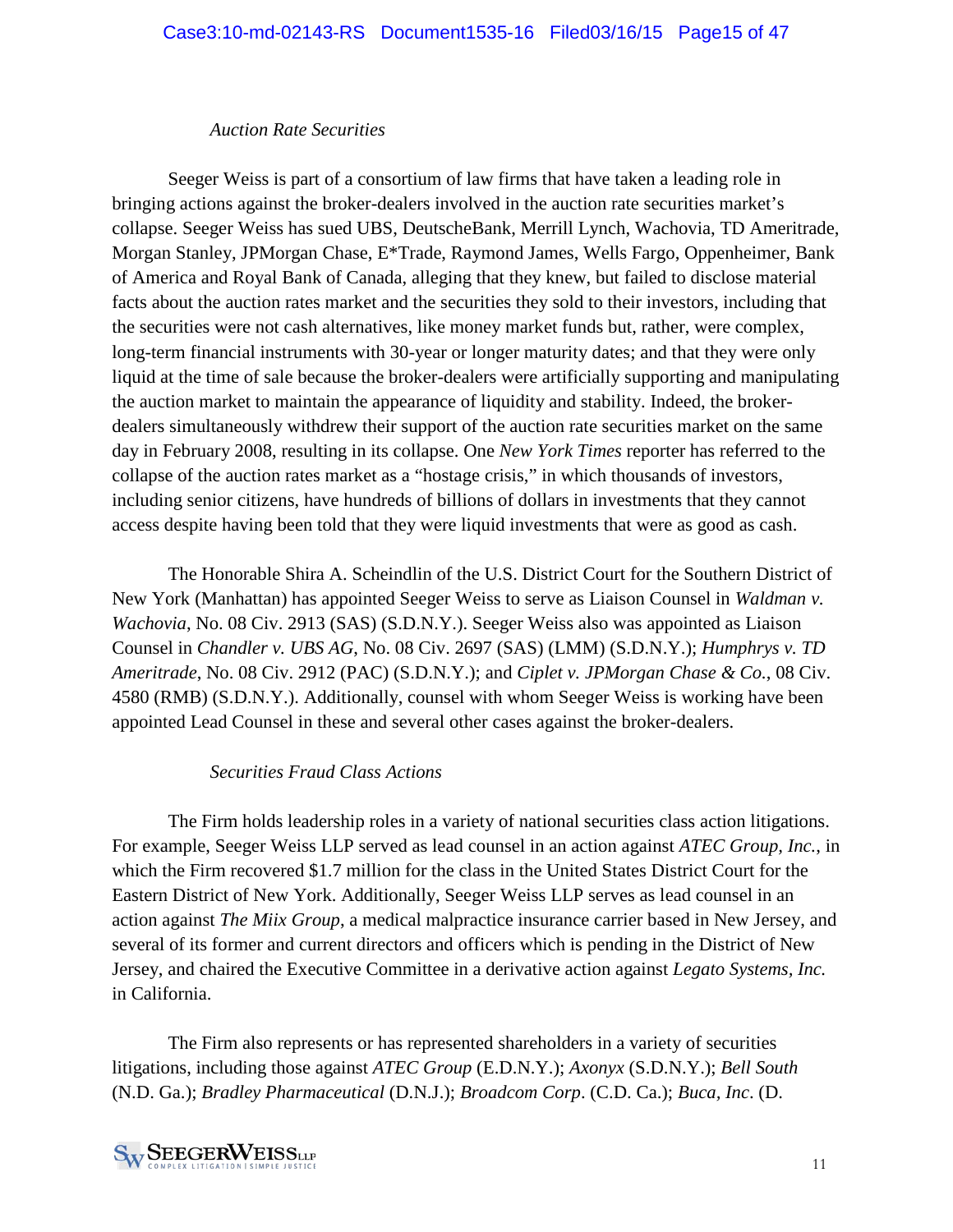*Auction Rate Securities*

Seeger Weiss is part of a consortium of law firms that have taken a leading role in bringing actions against the broker-dealers involved in the auction rate securities market's collapse. Seeger Weiss has sued UBS, DeutscheBank, Merrill Lynch, Wachovia, TD Ameritrade, Morgan Stanley, JPMorgan Chase, E*Trade, Raymond James, Wells Fargo, Oppenheimer, Bank of America and Royal Bank of Canada, alleging that they knew, but failed to disclose material facts about the auction rates market and the securities they sold to their investors, including that the securities were not cash alternatives, like money market funds but, rather, were complex, long-term financial instruments with 30-year or longer maturity dates; and that they were only liquid at the time of sale because the broker-dealers were artificially supporting and manipulating the auction market to maintain the appearance of liquidity and stability. Indeed, the broker-dealers simultaneously withdrew their support of the auction rate securities market on the same day in February 2008, resulting in its collapse. One *New York Times* reporter has referred to the collapse of the auction rates market as a "hostage crisis," in which thousands of investors, including senior citizens, have hundreds of billions of dollars in investments that they cannot access despite having been told that they were liquid investments that were as good as cash.

The Honorable Shira A. Scheindlin of the U.S. District Court for the Southern District of New York (Manhattan) has appointed Seeger Weiss to serve as Liaison Counsel in *Waldman v. Wachovia*, No. 08 Civ. 2913 (SAS) (S.D.N.Y.). Seeger Weiss also was appointed as Liaison Counsel in *Chandler v. UBS AG*, No. 08 Civ. 2697 (SAS) (LMM) (S.D.N.Y.); *Humphrys v. TD Ameritrade*, No. 08 Civ. 2912 (PAC) (S.D.N.Y.); and *Ciplet v. JPMorgan Chase & Co.*, 08 Civ. 4580 (RMB) (S.D.N.Y.). Additionally, counsel with whom Seeger Weiss is working have been appointed Lead Counsel in these and several other cases against the broker-dealers.

*Securities Fraud Class Actions*

The Firm holds leadership roles in a variety of national securities class action litigations. For example, Seeger Weiss LLP served as lead counsel in an action against *ATEC Group, Inc.*, in which the Firm recovered \$1.7 million for the class in the United States District Court for the Eastern District of New York. Additionally, Seeger Weiss LLP serves as lead counsel in an action against *The Miix Group*, a medical malpractice insurance carrier based in New Jersey, and several of its former and current directors and officers which is pending in the District of New Jersey, and chaired the Executive Committee in a derivative action against *Legato Systems, Inc.* in California.

The Firm also represents or has represented shareholders in a variety of securities litigations, including those against *ATEC Group* (E.D.N.Y.); *Axonyx* (S.D.N.Y.); *Bell South* (N.D. Ga.); *Bradley Pharmaceutical* (D.N.J.); *Broadcom Corp*. (C.D. Ca.); *Buca, Inc*. (D.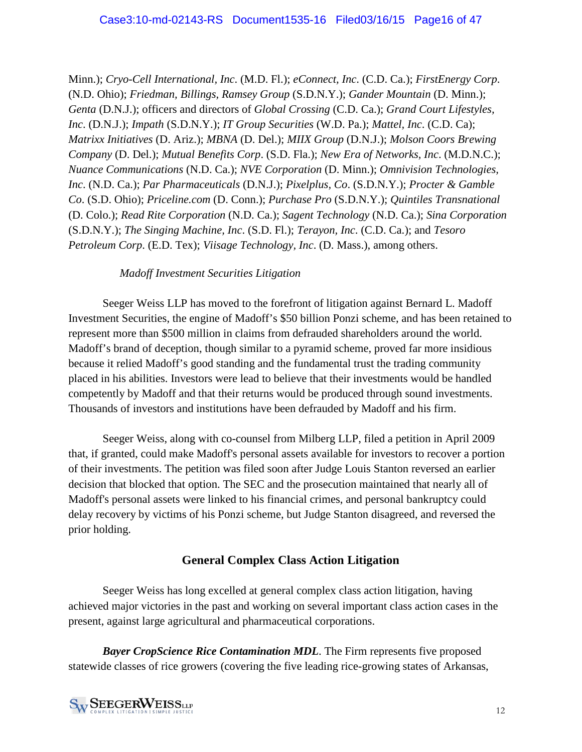Minn.); *Cryo-Cell International, Inc*. (M.D. Fl.); *eConnect, Inc*. (C.D. Ca.); *FirstEnergy Corp*. (N.D. Ohio); *Friedman, Billings, Ramsey Group* (S.D.N.Y.); *Gander Mountain* (D. Minn.); *Genta* (D.N.J.); officers and directors of *Global Crossing* (C.D. Ca.); *Grand Court Lifestyles, Inc*. (D.N.J.); *Impath* (S.D.N.Y.); *IT Group Securities* (W.D. Pa.); *Mattel, Inc*. (C.D. Ca); *Matrixx Initiatives* (D. Ariz.); *MBNA* (D. Del.); *MIIX Group* (D.N.J.); *Molson Coors Brewing Company* (D. Del.); *Mutual Benefits Corp*. (S.D. Fla.); *New Era of Networks, Inc*. (M.D.N.C.); *Nuance Communications* (N.D. Ca.); *NVE Corporation* (D. Minn.); *Omnivision Technologies, Inc*. (N.D. Ca.); *Par Pharmaceuticals* (D.N.J.); *Pixelplus, Co*. (S.D.N.Y.); *Procter & Gamble Co*. (S.D. Ohio); *Priceline.com* (D. Conn.); *Purchase Pro* (S.D.N.Y.); *Quintiles Transnational* (D. Colo.); *Read Rite Corporation* (N.D. Ca.); *Sagent Technology* (N.D. Ca.); *Sina Corporation* (S.D.N.Y.); *The Singing Machine, Inc*. (S.D. Fl.); *Terayon, Inc*. (C.D. Ca.); and *Tesoro Petroleum Corp*. (E.D. Tex); *Viisage Technology, Inc*. (D. Mass.), among others.

*Madoff Investment Securities Litigation*

Seeger Weiss LLP has moved to the forefront of litigation against Bernard L. Madoff Investment Securities, the engine of Madoff's $50 billion Ponzi scheme, and has been retained to represent more than $500 million in claims from defrauded shareholders around the world. Madoff's brand of deception, though similar to a pyramid scheme, proved far more insidious because it relied Madoff's good standing and the fundamental trust the trading community placed in his abilities. Investors were lead to believe that their investments would be handled competently by Madoff and that their returns would be produced through sound investments. Thousands of investors and institutions have been defrauded by Madoff and his firm.

Seeger Weiss, along with co-counsel from Milberg LLP, filed a petition in April 2009 that, if granted, could make Madoff's personal assets available for investors to recover a portion of their investments. The petition was filed soon after Judge Louis Stanton reversed an earlier decision that blocked that option. The SEC and the prosecution maintained that nearly all of Madoff's personal assets were linked to his financial crimes, and personal bankruptcy could delay recovery by victims of his Ponzi scheme, but Judge Stanton disagreed, and reversed the prior holding.

## General Complex Class Action Litigation

Seeger Weiss has long excelled at general complex class action litigation, having achieved major victories in the past and working on several important class action cases in the present, against large agricultural and pharmaceutical corporations.

***Bayer CropScience Rice Contamination MDL***. The Firm represents five proposed statewide classes of rice growers (covering the five leading rice-growing states of Arkansas,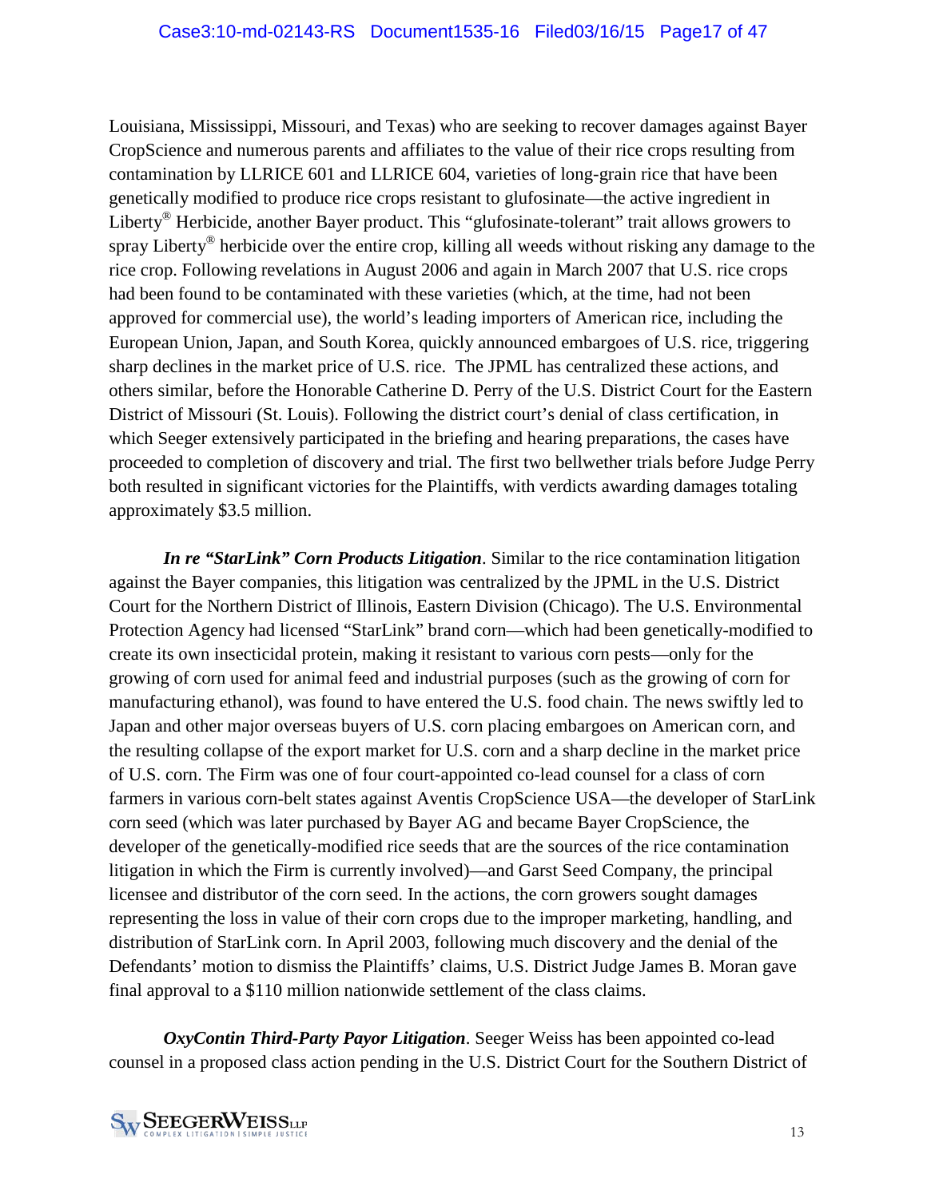Louisiana, Mississippi, Missouri, and Texas) who are seeking to recover damages against Bayer CropScience and numerous parents and affiliates to the value of their rice crops resulting from contamination by LLRICE 601 and LLRICE 604, varieties of long-grain rice that have been genetically modified to produce rice crops resistant to glufosinate—the active ingredient in Liberty® Herbicide, another Bayer product. This "glufosinate-tolerant" trait allows growers to spray Liberty® herbicide over the entire crop, killing all weeds without risking any damage to the rice crop. Following revelations in August 2006 and again in March 2007 that U.S. rice crops had been found to be contaminated with these varieties (which, at the time, had not been approved for commercial use), the world's leading importers of American rice, including the European Union, Japan, and South Korea, quickly announced embargoes of U.S. rice, triggering sharp declines in the market price of U.S. rice. The JPML has centralized these actions, and others similar, before the Honorable Catherine D. Perry of the U.S. District Court for the Eastern District of Missouri (St. Louis). Following the district court's denial of class certification, in which Seeger extensively participated in the briefing and hearing preparations, the cases have proceeded to completion of discovery and trial. The first two bellwether trials before Judge Perry both resulted in significant victories for the Plaintiffs, with verdicts awarding damages totaling approximately $3.5 million.

***In re "StarLink" Corn Products Litigation***. Similar to the rice contamination litigation against the Bayer companies, this litigation was centralized by the JPML in the U.S. District Court for the Northern District of Illinois, Eastern Division (Chicago). The U.S. Environmental Protection Agency had licensed "StarLink" brand corn—which had been genetically-modified to create its own insecticidal protein, making it resistant to various corn pests—only for the growing of corn used for animal feed and industrial purposes (such as the growing of corn for manufacturing ethanol), was found to have entered the U.S. food chain. The news swiftly led to Japan and other major overseas buyers of U.S. corn placing embargoes on American corn, and the resulting collapse of the export market for U.S. corn and a sharp decline in the market price of U.S. corn. The Firm was one of four court-appointed co-lead counsel for a class of corn farmers in various corn-belt states against Aventis CropScience USA—the developer of StarLink corn seed (which was later purchased by Bayer AG and became Bayer CropScience, the developer of the genetically-modified rice seeds that are the sources of the rice contamination litigation in which the Firm is currently involved)—and Garst Seed Company, the principal licensee and distributor of the corn seed. In the actions, the corn growers sought damages representing the loss in value of their corn crops due to the improper marketing, handling, and distribution of StarLink corn. In April 2003, following much discovery and the denial of the Defendants' motion to dismiss the Plaintiffs' claims, U.S. District Judge James B. Moran gave final approval to a $110 million nationwide settlement of the class claims.

***OxyContin Third-Party Payor Litigation***. Seeger Weiss has been appointed co-lead counsel in a proposed class action pending in the U.S. District Court for the Southern District of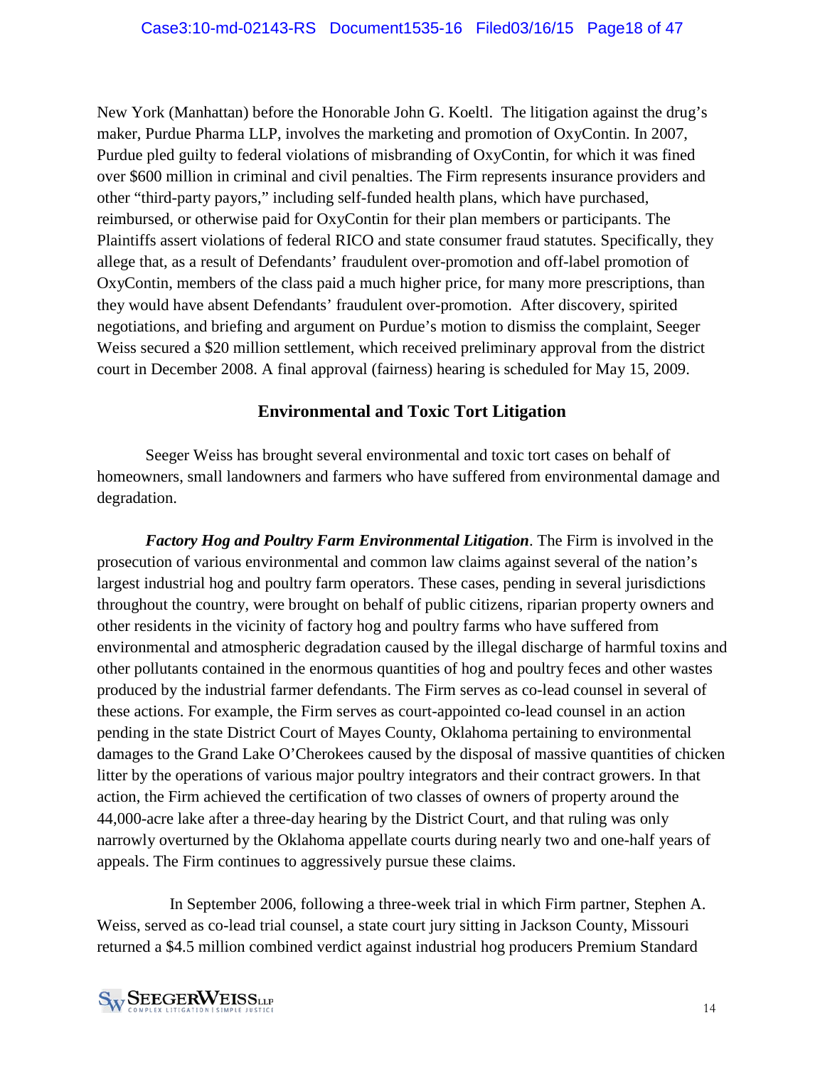New York (Manhattan) before the Honorable John G. Koeltl. The litigation against the drug's maker, Purdue Pharma LLP, involves the marketing and promotion of OxyContin. In 2007, Purdue pled guilty to federal violations of misbranding of OxyContin, for which it was fined over $600 million in criminal and civil penalties. The Firm represents insurance providers and other "third-party payors," including self-funded health plans, which have purchased, reimbursed, or otherwise paid for OxyContin for their plan members or participants. The Plaintiffs assert violations of federal RICO and state consumer fraud statutes. Specifically, they allege that, as a result of Defendants' fraudulent over-promotion and off-label promotion of OxyContin, members of the class paid a much higher price, for many more prescriptions, than they would have absent Defendants' fraudulent over-promotion. After discovery, spirited negotiations, and briefing and argument on Purdue's motion to dismiss the complaint, Seeger Weiss secured a $20 million settlement, which received preliminary approval from the district court in December 2008. A final approval (fairness) hearing is scheduled for May 15, 2009.

## Environmental and Toxic Tort Litigation

Seeger Weiss has brought several environmental and toxic tort cases on behalf of homeowners, small landowners and farmers who have suffered from environmental damage and degradation.

***Factory Hog and Poultry Farm Environmental Litigation***. The Firm is involved in the prosecution of various environmental and common law claims against several of the nation's largest industrial hog and poultry farm operators. These cases, pending in several jurisdictions throughout the country, were brought on behalf of public citizens, riparian property owners and other residents in the vicinity of factory hog and poultry farms who have suffered from environmental and atmospheric degradation caused by the illegal discharge of harmful toxins and other pollutants contained in the enormous quantities of hog and poultry feces and other wastes produced by the industrial farmer defendants. The Firm serves as co-lead counsel in several of these actions. For example, the Firm serves as court-appointed co-lead counsel in an action pending in the state District Court of Mayes County, Oklahoma pertaining to environmental damages to the Grand Lake O'Cherokees caused by the disposal of massive quantities of chicken litter by the operations of various major poultry integrators and their contract growers. In that action, the Firm achieved the certification of two classes of owners of property around the 44,000-acre lake after a three-day hearing by the District Court, and that ruling was only narrowly overturned by the Oklahoma appellate courts during nearly two and one-half years of appeals. The Firm continues to aggressively pursue these claims.

In September 2006, following a three-week trial in which Firm partner, Stephen A. Weiss, served as co-lead trial counsel, a state court jury sitting in Jackson County, Missouri returned a $4.5 million combined verdict against industrial hog producers Premium Standard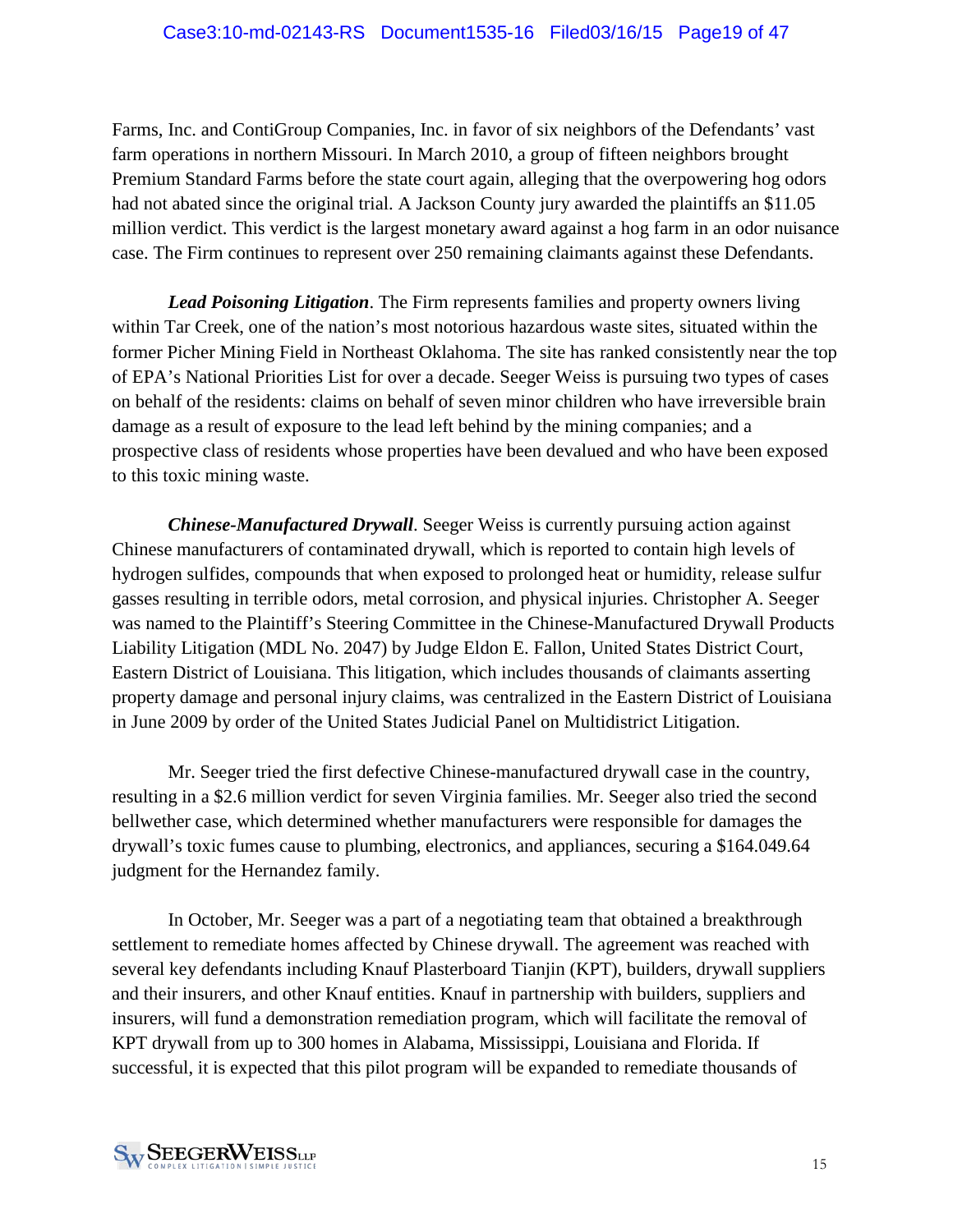Farms, Inc. and ContiGroup Companies, Inc. in favor of six neighbors of the Defendants' vast farm operations in northern Missouri. In March 2010, a group of fifteen neighbors brought Premium Standard Farms before the state court again, alleging that the overpowering hog odors had not abated since the original trial. A Jackson County jury awarded the plaintiffs an $11.05 million verdict. This verdict is the largest monetary award against a hog farm in an odor nuisance case. The Firm continues to represent over 250 remaining claimants against these Defendants.

***Lead Poisoning Litigation***. The Firm represents families and property owners living within Tar Creek, one of the nation's most notorious hazardous waste sites, situated within the former Picher Mining Field in Northeast Oklahoma. The site has ranked consistently near the top of EPA's National Priorities List for over a decade. Seeger Weiss is pursuing two types of cases on behalf of the residents: claims on behalf of seven minor children who have irreversible brain damage as a result of exposure to the lead left behind by the mining companies; and a prospective class of residents whose properties have been devalued and who have been exposed to this toxic mining waste.

***Chinese-Manufactured Drywall***. Seeger Weiss is currently pursuing action against Chinese manufacturers of contaminated drywall, which is reported to contain high levels of hydrogen sulfides, compounds that when exposed to prolonged heat or humidity, release sulfur gasses resulting in terrible odors, metal corrosion, and physical injuries. Christopher A. Seeger was named to the Plaintiff's Steering Committee in the Chinese-Manufactured Drywall Products Liability Litigation (MDL No. 2047) by Judge Eldon E. Fallon, United States District Court, Eastern District of Louisiana. This litigation, which includes thousands of claimants asserting property damage and personal injury claims, was centralized in the Eastern District of Louisiana in June 2009 by order of the United States Judicial Panel on Multidistrict Litigation.

Mr. Seeger tried the first defective Chinese-manufactured drywall case in the country, resulting in a $2.6 million verdict for seven Virginia families. Mr. Seeger also tried the second bellwether case, which determined whether manufacturers were responsible for damages the drywall's toxic fumes cause to plumbing, electronics, and appliances, securing a $164.049.64 judgment for the Hernandez family.

In October, Mr. Seeger was a part of a negotiating team that obtained a breakthrough settlement to remediate homes affected by Chinese drywall. The agreement was reached with several key defendants including Knauf Plasterboard Tianjin (KPT), builders, drywall suppliers and their insurers, and other Knauf entities. Knauf in partnership with builders, suppliers and insurers, will fund a demonstration remediation program, which will facilitate the removal of KPT drywall from up to 300 homes in Alabama, Mississippi, Louisiana and Florida. If successful, it is expected that this pilot program will be expanded to remediate thousands of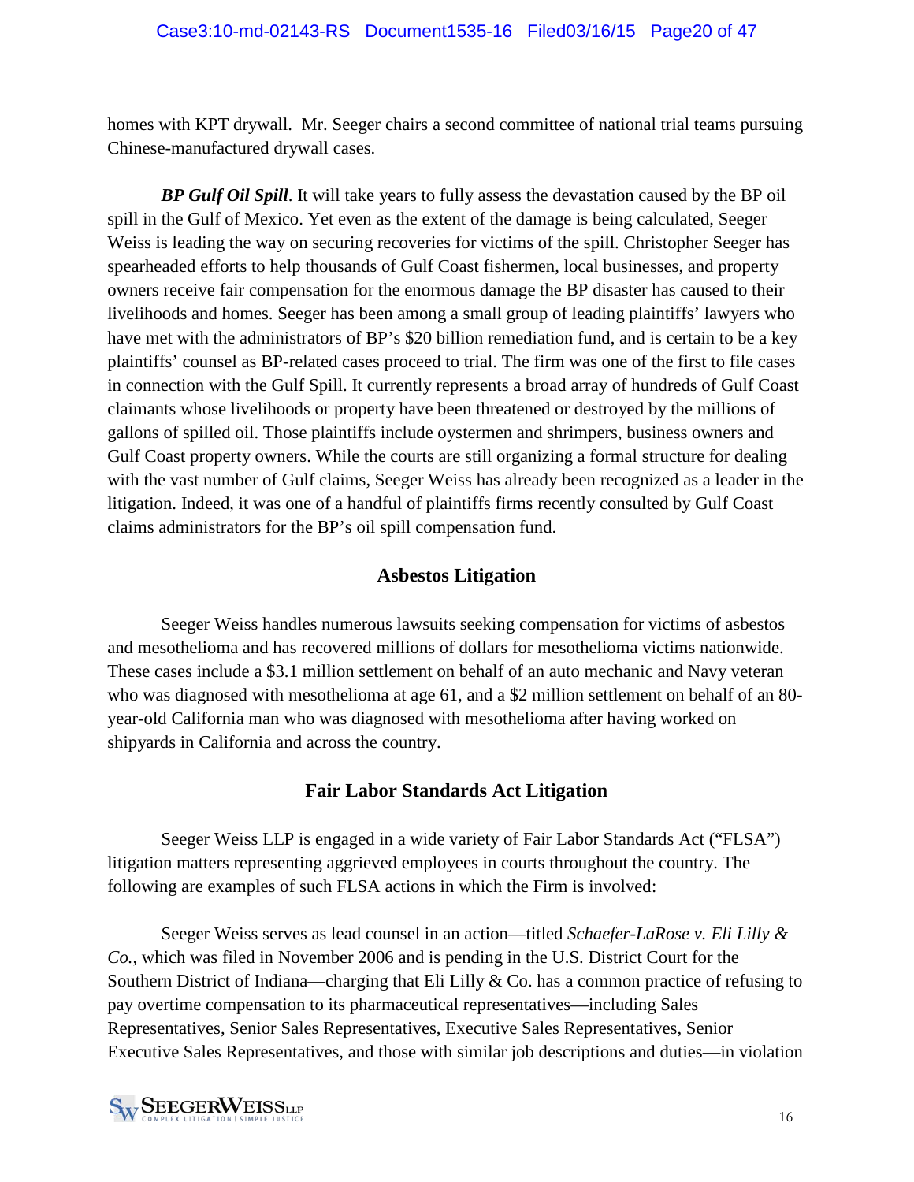homes with KPT drywall. Mr. Seeger chairs a second committee of national trial teams pursuing Chinese-manufactured drywall cases.

***BP Gulf Oil Spill***. It will take years to fully assess the devastation caused by the BP oil spill in the Gulf of Mexico. Yet even as the extent of the damage is being calculated, Seeger Weiss is leading the way on securing recoveries for victims of the spill. Christopher Seeger has spearheaded efforts to help thousands of Gulf Coast fishermen, local businesses, and property owners receive fair compensation for the enormous damage the BP disaster has caused to their livelihoods and homes. Seeger has been among a small group of leading plaintiffs' lawyers who have met with the administrators of BP's $20 billion remediation fund, and is certain to be a key plaintiffs' counsel as BP-related cases proceed to trial. The firm was one of the first to file cases in connection with the Gulf Spill. It currently represents a broad array of hundreds of Gulf Coast claimants whose livelihoods or property have been threatened or destroyed by the millions of gallons of spilled oil. Those plaintiffs include oystermen and shrimpers, business owners and Gulf Coast property owners. While the courts are still organizing a formal structure for dealing with the vast number of Gulf claims, Seeger Weiss has already been recognized as a leader in the litigation. Indeed, it was one of a handful of plaintiffs firms recently consulted by Gulf Coast claims administrators for the BP's oil spill compensation fund.

## Asbestos Litigation

Seeger Weiss handles numerous lawsuits seeking compensation for victims of asbestos and mesothelioma and has recovered millions of dollars for mesothelioma victims nationwide. These cases include a $3.1 million settlement on behalf of an auto mechanic and Navy veteran who was diagnosed with mesothelioma at age 61, and a $2 million settlement on behalf of an 80-year-old California man who was diagnosed with mesothelioma after having worked on shipyards in California and across the country.

## Fair Labor Standards Act Litigation

Seeger Weiss LLP is engaged in a wide variety of Fair Labor Standards Act ("FLSA") litigation matters representing aggrieved employees in courts throughout the country. The following are examples of such FLSA actions in which the Firm is involved:

Seeger Weiss serves as lead counsel in an action—titled *Schaefer-LaRose v. Eli Lilly & Co.*, which was filed in November 2006 and is pending in the U.S. District Court for the Southern District of Indiana—charging that Eli Lilly & Co. has a common practice of refusing to pay overtime compensation to its pharmaceutical representatives—including Sales Representatives, Senior Sales Representatives, Executive Sales Representatives, Senior Executive Sales Representatives, and those with similar job descriptions and duties—in violation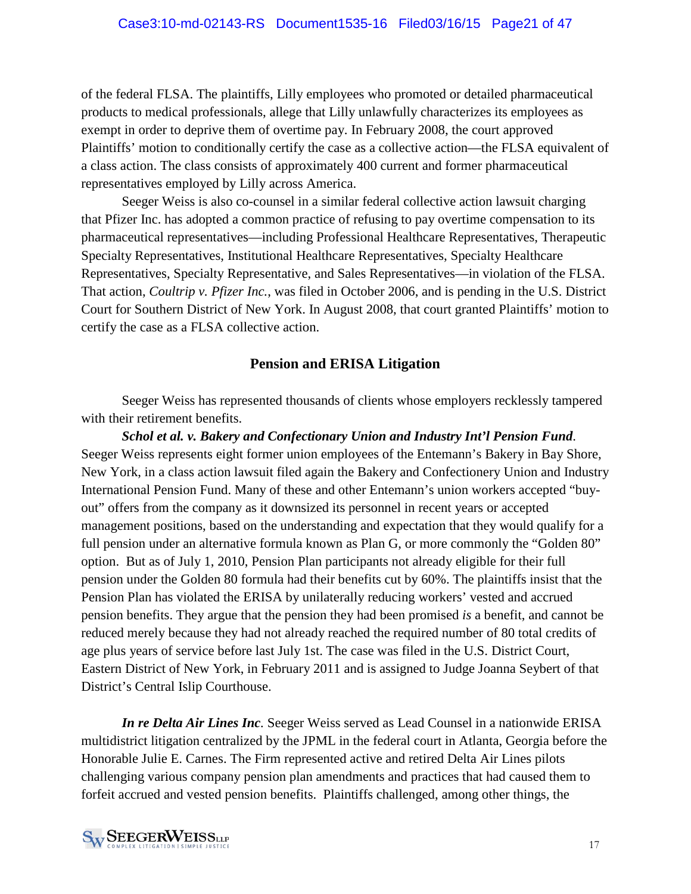of the federal FLSA. The plaintiffs, Lilly employees who promoted or detailed pharmaceutical products to medical professionals, allege that Lilly unlawfully characterizes its employees as exempt in order to deprive them of overtime pay. In February 2008, the court approved Plaintiffs' motion to conditionally certify the case as a collective action—the FLSA equivalent of a class action. The class consists of approximately 400 current and former pharmaceutical representatives employed by Lilly across America.

Seeger Weiss is also co-counsel in a similar federal collective action lawsuit charging that Pfizer Inc. has adopted a common practice of refusing to pay overtime compensation to its pharmaceutical representatives—including Professional Healthcare Representatives, Therapeutic Specialty Representatives, Institutional Healthcare Representatives, Specialty Healthcare Representatives, Specialty Representative, and Sales Representatives—in violation of the FLSA. That action, *Coultrip v. Pfizer Inc.*, was filed in October 2006, and is pending in the U.S. District Court for Southern District of New York. In August 2008, that court granted Plaintiffs' motion to certify the case as a FLSA collective action.

## Pension and ERISA Litigation

Seeger Weiss has represented thousands of clients whose employers recklessly tampered with their retirement benefits.

***Schol et al. v. Bakery and Confectionary Union and Industry Int'l Pension Fund***. Seeger Weiss represents eight former union employees of the Entemann's Bakery in Bay Shore, New York, in a class action lawsuit filed again the Bakery and Confectionery Union and Industry International Pension Fund. Many of these and other Entemann's union workers accepted "buy-out" offers from the company as it downsized its personnel in recent years or accepted management positions, based on the understanding and expectation that they would qualify for a full pension under an alternative formula known as Plan G, or more commonly the "Golden 80" option. But as of July 1, 2010, Pension Plan participants not already eligible for their full pension under the Golden 80 formula had their benefits cut by 60%. The plaintiffs insist that the Pension Plan has violated the ERISA by unilaterally reducing workers' vested and accrued pension benefits. They argue that the pension they had been promised *is* a benefit, and cannot be reduced merely because they had not already reached the required number of 80 total credits of age plus years of service before last July 1st. The case was filed in the U.S. District Court, Eastern District of New York, in February 2011 and is assigned to Judge Joanna Seybert of that District's Central Islip Courthouse.

***In re Delta Air Lines Inc***. Seeger Weiss served as Lead Counsel in a nationwide ERISA multidistrict litigation centralized by the JPML in the federal court in Atlanta, Georgia before the Honorable Julie E. Carnes. The Firm represented active and retired Delta Air Lines pilots challenging various company pension plan amendments and practices that had caused them to forfeit accrued and vested pension benefits. Plaintiffs challenged, among other things, the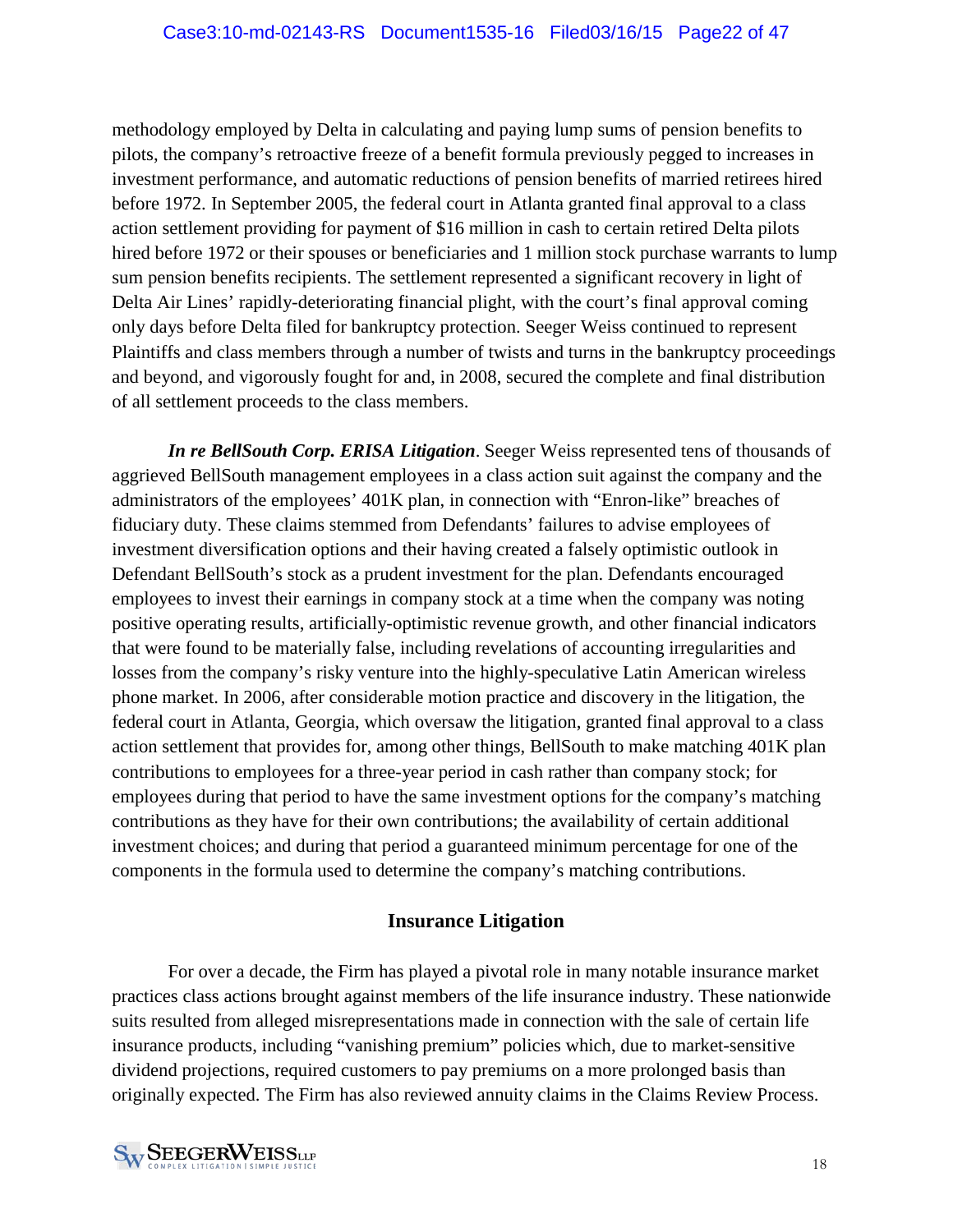methodology employed by Delta in calculating and paying lump sums of pension benefits to pilots, the company's retroactive freeze of a benefit formula previously pegged to increases in investment performance, and automatic reductions of pension benefits of married retirees hired before 1972. In September 2005, the federal court in Atlanta granted final approval to a class action settlement providing for payment of $16 million in cash to certain retired Delta pilots hired before 1972 or their spouses or beneficiaries and 1 million stock purchase warrants to lump sum pension benefits recipients. The settlement represented a significant recovery in light of Delta Air Lines' rapidly-deteriorating financial plight, with the court's final approval coming only days before Delta filed for bankruptcy protection. Seeger Weiss continued to represent Plaintiffs and class members through a number of twists and turns in the bankruptcy proceedings and beyond, and vigorously fought for and, in 2008, secured the complete and final distribution of all settlement proceeds to the class members.

***In re BellSouth Corp. ERISA Litigation***. Seeger Weiss represented tens of thousands of aggrieved BellSouth management employees in a class action suit against the company and the administrators of the employees' 401K plan, in connection with "Enron-like" breaches of fiduciary duty. These claims stemmed from Defendants' failures to advise employees of investment diversification options and their having created a falsely optimistic outlook in Defendant BellSouth's stock as a prudent investment for the plan. Defendants encouraged employees to invest their earnings in company stock at a time when the company was noting positive operating results, artificially-optimistic revenue growth, and other financial indicators that were found to be materially false, including revelations of accounting irregularities and losses from the company's risky venture into the highly-speculative Latin American wireless phone market. In 2006, after considerable motion practice and discovery in the litigation, the federal court in Atlanta, Georgia, which oversaw the litigation, granted final approval to a class action settlement that provides for, among other things, BellSouth to make matching 401K plan contributions to employees for a three-year period in cash rather than company stock; for employees during that period to have the same investment options for the company's matching contributions as they have for their own contributions; the availability of certain additional investment choices; and during that period a guaranteed minimum percentage for one of the components in the formula used to determine the company's matching contributions.

## Insurance Litigation

For over a decade, the Firm has played a pivotal role in many notable insurance market practices class actions brought against members of the life insurance industry. These nationwide suits resulted from alleged misrepresentations made in connection with the sale of certain life insurance products, including "vanishing premium" policies which, due to market-sensitive dividend projections, required customers to pay premiums on a more prolonged basis than originally expected. The Firm has also reviewed annuity claims in the Claims Review Process.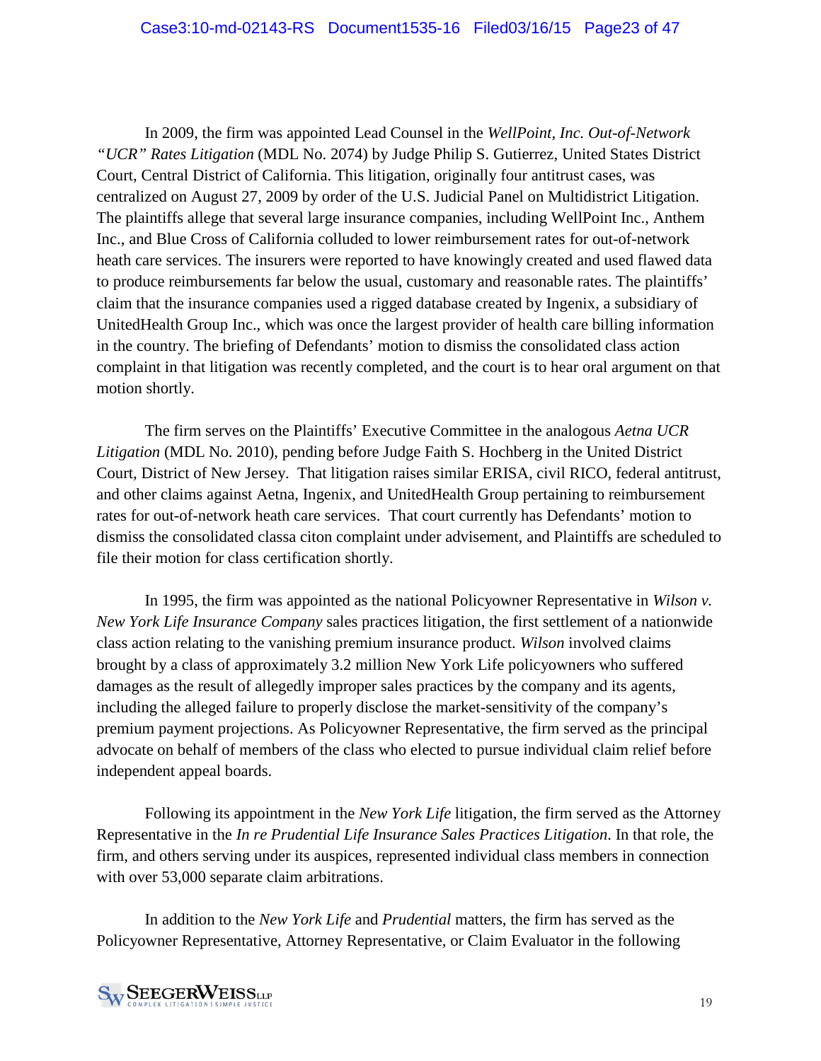In 2009, the firm was appointed Lead Counsel in the *WellPoint, Inc. Out-of-Network "UCR" Rates Litigation* (MDL No. 2074) by Judge Philip S. Gutierrez, United States District Court, Central District of California. This litigation, originally four antitrust cases, was centralized on August 27, 2009 by order of the U.S. Judicial Panel on Multidistrict Litigation. The plaintiffs allege that several large insurance companies, including WellPoint Inc., Anthem Inc., and Blue Cross of California colluded to lower reimbursement rates for out-of-network heath care services. The insurers were reported to have knowingly created and used flawed data to produce reimbursements far below the usual, customary and reasonable rates. The plaintiffs' claim that the insurance companies used a rigged database created by Ingenix, a subsidiary of UnitedHealth Group Inc., which was once the largest provider of health care billing information in the country. The briefing of Defendants' motion to dismiss the consolidated class action complaint in that litigation was recently completed, and the court is to hear oral argument on that motion shortly.

The firm serves on the Plaintiffs' Executive Committee in the analogous *Aetna UCR Litigation* (MDL No. 2010), pending before Judge Faith S. Hochberg in the United District Court, District of New Jersey. That litigation raises similar ERISA, civil RICO, federal antitrust, and other claims against Aetna, Ingenix, and UnitedHealth Group pertaining to reimbursement rates for out-of-network heath care services. That court currently has Defendants' motion to dismiss the consolidated classa citon complaint under advisement, and Plaintiffs are scheduled to file their motion for class certification shortly.

In 1995, the firm was appointed as the national Policyowner Representative in *Wilson v. New York Life Insurance Company* sales practices litigation, the first settlement of a nationwide class action relating to the vanishing premium insurance product. *Wilson* involved claims brought by a class of approximately 3.2 million New York Life policyowners who suffered damages as the result of allegedly improper sales practices by the company and its agents, including the alleged failure to properly disclose the market-sensitivity of the company's premium payment projections. As Policyowner Representative, the firm served as the principal advocate on behalf of members of the class who elected to pursue individual claim relief before independent appeal boards.

Following its appointment in the *New York Life* litigation, the firm served as the Attorney Representative in the *In re Prudential Life Insurance Sales Practices Litigation*. In that role, the firm, and others serving under its auspices, represented individual class members in connection with over 53,000 separate claim arbitrations.

In addition to the *New York Life* and *Prudential* matters, the firm has served as the Policyowner Representative, Attorney Representative, or Claim Evaluator in the following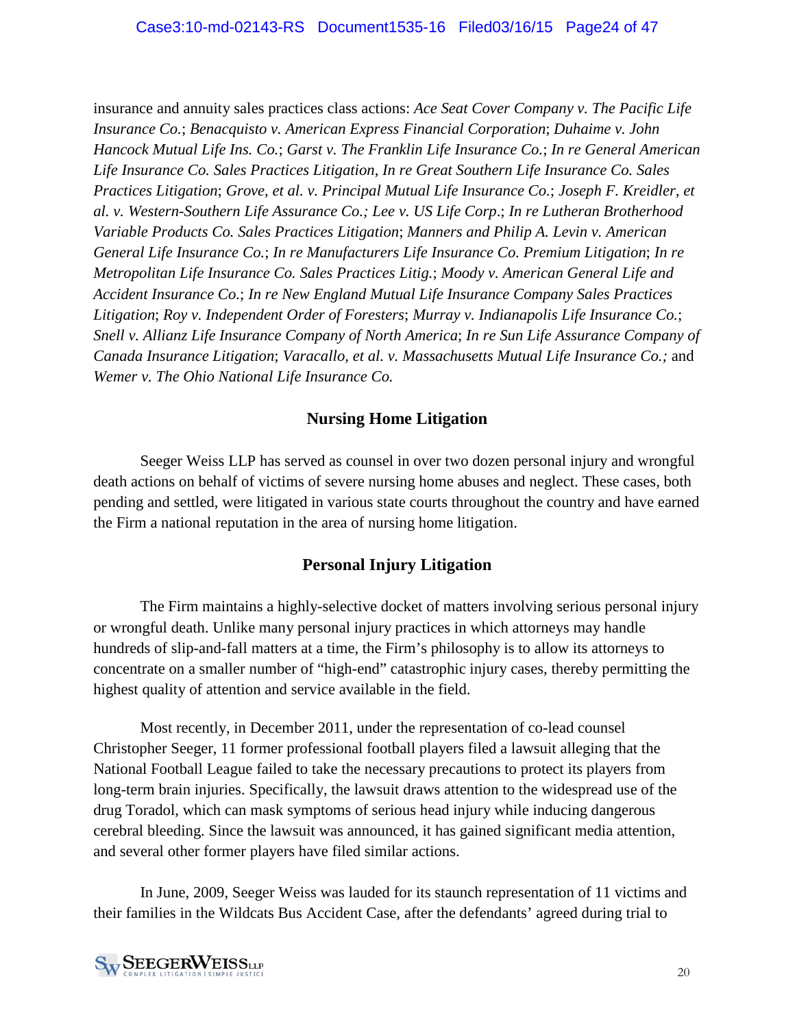insurance and annuity sales practices class actions: *Ace Seat Cover Company v. The Pacific Life Insurance Co.*; *Benacquisto v. American Express Financial Corporation*; *Duhaime v. John Hancock Mutual Life Ins. Co.*; *Garst v. The Franklin Life Insurance Co.*; *In re General American Life Insurance Co. Sales Practices Litigation*, *In re Great Southern Life Insurance Co. Sales Practices Litigation*; *Grove, et al. v. Principal Mutual Life Insurance Co.*; *Joseph F. Kreidler, et al. v. Western-Southern Life Assurance Co.; Lee v. US Life Corp*.; *In re Lutheran Brotherhood Variable Products Co. Sales Practices Litigation*; *Manners and Philip A. Levin v. American General Life Insurance Co.*; *In re Manufacturers Life Insurance Co. Premium Litigation*; *In re Metropolitan Life Insurance Co. Sales Practices Litig.*; *Moody v. American General Life and Accident Insurance Co.*; *In re New England Mutual Life Insurance Company Sales Practices Litigation*; *Roy v. Independent Order of Foresters*; *Murray v. Indianapolis Life Insurance Co.*; *Snell v. Allianz Life Insurance Company of North America*; *In re Sun Life Assurance Company of Canada Insurance Litigation*; *Varacallo, et al. v. Massachusetts Mutual Life Insurance Co.;* and *Wemer v. The Ohio National Life Insurance Co.*

## Nursing Home Litigation

Seeger Weiss LLP has served as counsel in over two dozen personal injury and wrongful death actions on behalf of victims of severe nursing home abuses and neglect. These cases, both pending and settled, were litigated in various state courts throughout the country and have earned the Firm a national reputation in the area of nursing home litigation.

## Personal Injury Litigation

The Firm maintains a highly-selective docket of matters involving serious personal injury or wrongful death. Unlike many personal injury practices in which attorneys may handle hundreds of slip-and-fall matters at a time, the Firm's philosophy is to allow its attorneys to concentrate on a smaller number of "high-end" catastrophic injury cases, thereby permitting the highest quality of attention and service available in the field.

Most recently, in December 2011, under the representation of co-lead counsel Christopher Seeger, 11 former professional football players filed a lawsuit alleging that the National Football League failed to take the necessary precautions to protect its players from long-term brain injuries. Specifically, the lawsuit draws attention to the widespread use of the drug Toradol, which can mask symptoms of serious head injury while inducing dangerous cerebral bleeding. Since the lawsuit was announced, it has gained significant media attention, and several other former players have filed similar actions.

In June, 2009, Seeger Weiss was lauded for its staunch representation of 11 victims and their families in the Wildcats Bus Accident Case, after the defendants' agreed during trial to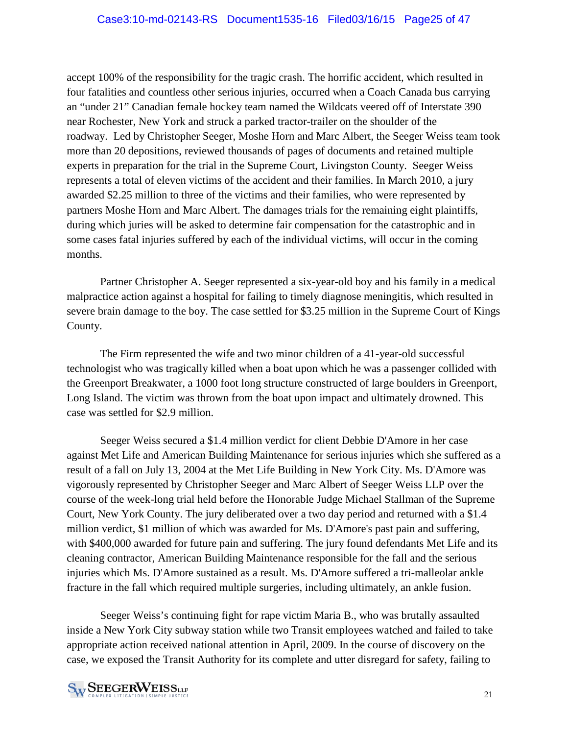accept 100% of the responsibility for the tragic crash. The horrific accident, which resulted in four fatalities and countless other serious injuries, occurred when a Coach Canada bus carrying an "under 21" Canadian female hockey team named the Wildcats veered off of Interstate 390 near Rochester, New York and struck a parked tractor-trailer on the shoulder of the roadway. Led by Christopher Seeger, Moshe Horn and Marc Albert, the Seeger Weiss team took more than 20 depositions, reviewed thousands of pages of documents and retained multiple experts in preparation for the trial in the Supreme Court, Livingston County. Seeger Weiss represents a total of eleven victims of the accident and their families. In March 2010, a jury awarded $2.25 million to three of the victims and their families, who were represented by partners Moshe Horn and Marc Albert. The damages trials for the remaining eight plaintiffs, during which juries will be asked to determine fair compensation for the catastrophic and in some cases fatal injuries suffered by each of the individual victims, will occur in the coming months.

Partner Christopher A. Seeger represented a six-year-old boy and his family in a medical malpractice action against a hospital for failing to timely diagnose meningitis, which resulted in severe brain damage to the boy. The case settled for $3.25 million in the Supreme Court of Kings County.

The Firm represented the wife and two minor children of a 41-year-old successful technologist who was tragically killed when a boat upon which he was a passenger collided with the Greenport Breakwater, a 1000 foot long structure constructed of large boulders in Greenport, Long Island. The victim was thrown from the boat upon impact and ultimately drowned. This case was settled for $2.9 million.

Seeger Weiss secured a $1.4 million verdict for client Debbie D'Amore in her case against Met Life and American Building Maintenance for serious injuries which she suffered as a result of a fall on July 13, 2004 at the Met Life Building in New York City. Ms. D'Amore was vigorously represented by Christopher Seeger and Marc Albert of Seeger Weiss LLP over the course of the week-long trial held before the Honorable Judge Michael Stallman of the Supreme Court, New York County. The jury deliberated over a two day period and returned with a $1.4 million verdict, $1 million of which was awarded for Ms. D'Amore's past pain and suffering, with $400,000 awarded for future pain and suffering. The jury found defendants Met Life and its cleaning contractor, American Building Maintenance responsible for the fall and the serious injuries which Ms. D'Amore sustained as a result. Ms. D'Amore suffered a tri-malleolar ankle fracture in the fall which required multiple surgeries, including ultimately, an ankle fusion.

Seeger Weiss's continuing fight for rape victim Maria B., who was brutally assaulted inside a New York City subway station while two Transit employees watched and failed to take appropriate action received national attention in April, 2009. In the course of discovery on the case, we exposed the Transit Authority for its complete and utter disregard for safety, failing to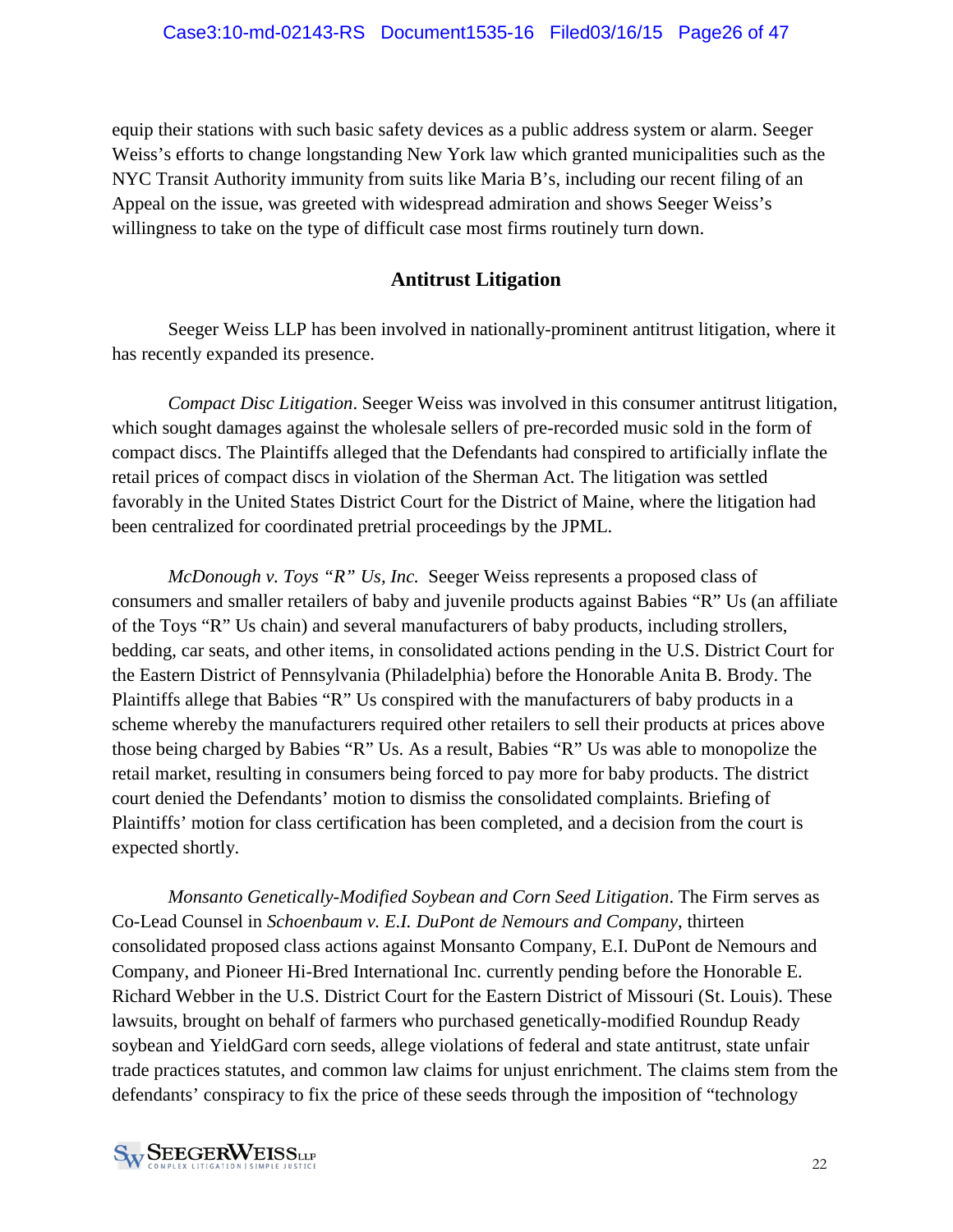equip their stations with such basic safety devices as a public address system or alarm. Seeger Weiss's efforts to change longstanding New York law which granted municipalities such as the NYC Transit Authority immunity from suits like Maria B's, including our recent filing of an Appeal on the issue, was greeted with widespread admiration and shows Seeger Weiss's willingness to take on the type of difficult case most firms routinely turn down.

## Antitrust Litigation

Seeger Weiss LLP has been involved in nationally-prominent antitrust litigation, where it has recently expanded its presence.

*Compact Disc Litigation*. Seeger Weiss was involved in this consumer antitrust litigation, which sought damages against the wholesale sellers of pre-recorded music sold in the form of compact discs. The Plaintiffs alleged that the Defendants had conspired to artificially inflate the retail prices of compact discs in violation of the Sherman Act. The litigation was settled favorably in the United States District Court for the District of Maine, where the litigation had been centralized for coordinated pretrial proceedings by the JPML.

*McDonough v. Toys "R" Us, Inc.* Seeger Weiss represents a proposed class of consumers and smaller retailers of baby and juvenile products against Babies "R" Us (an affiliate of the Toys "R" Us chain) and several manufacturers of baby products, including strollers, bedding, car seats, and other items, in consolidated actions pending in the U.S. District Court for the Eastern District of Pennsylvania (Philadelphia) before the Honorable Anita B. Brody. The Plaintiffs allege that Babies "R" Us conspired with the manufacturers of baby products in a scheme whereby the manufacturers required other retailers to sell their products at prices above those being charged by Babies "R" Us. As a result, Babies "R" Us was able to monopolize the retail market, resulting in consumers being forced to pay more for baby products. The district court denied the Defendants' motion to dismiss the consolidated complaints. Briefing of Plaintiffs' motion for class certification has been completed, and a decision from the court is expected shortly.

*Monsanto Genetically-Modified Soybean and Corn Seed Litigation*. The Firm serves as Co-Lead Counsel in *Schoenbaum v. E.I. DuPont de Nemours and Company*, thirteen consolidated proposed class actions against Monsanto Company, E.I. DuPont de Nemours and Company, and Pioneer Hi-Bred International Inc. currently pending before the Honorable E. Richard Webber in the U.S. District Court for the Eastern District of Missouri (St. Louis). These lawsuits, brought on behalf of farmers who purchased genetically-modified Roundup Ready soybean and YieldGard corn seeds, allege violations of federal and state antitrust, state unfair trade practices statutes, and common law claims for unjust enrichment. The claims stem from the defendants' conspiracy to fix the price of these seeds through the imposition of "technology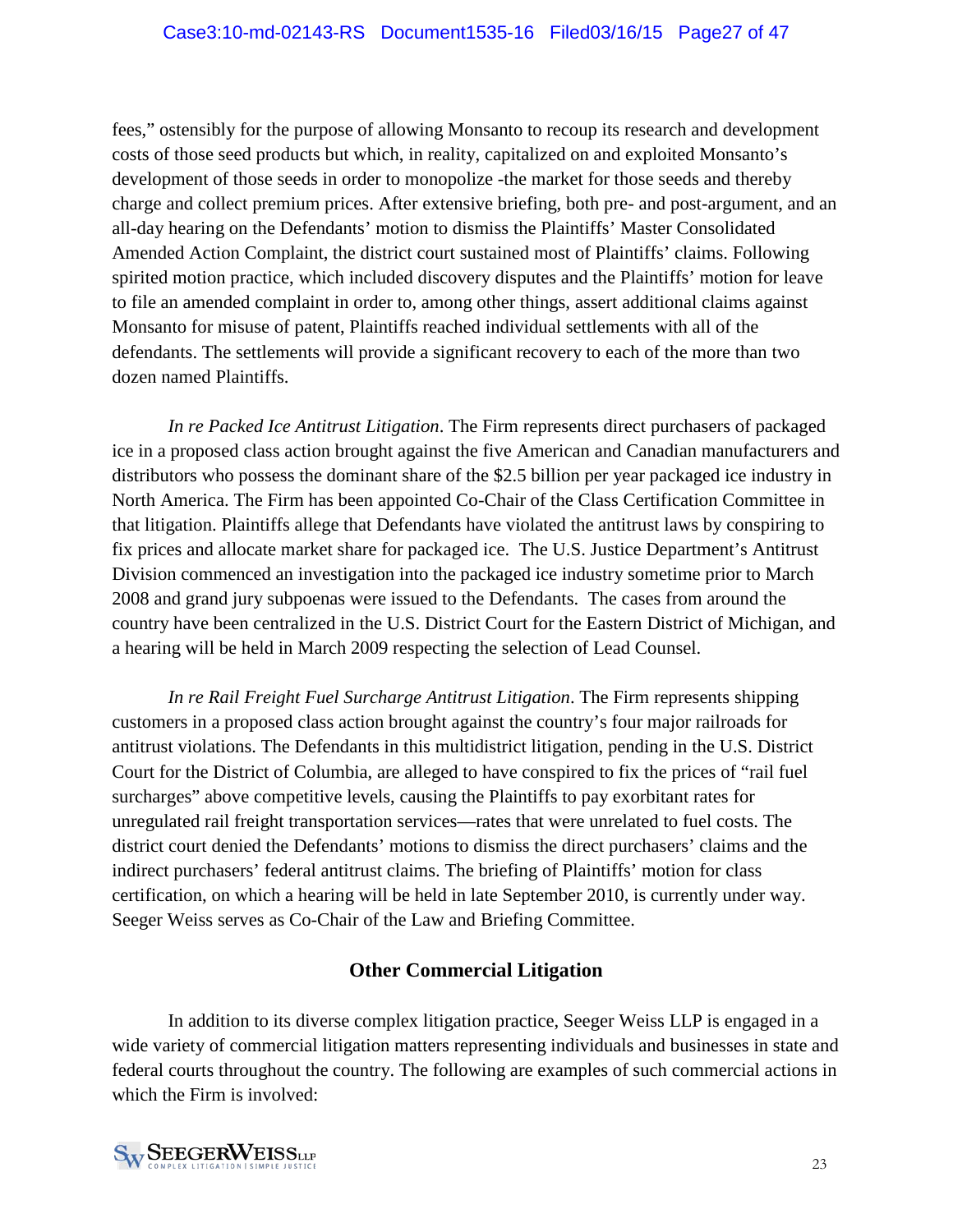fees," ostensibly for the purpose of allowing Monsanto to recoup its research and development costs of those seed products but which, in reality, capitalized on and exploited Monsanto's development of those seeds in order to monopolize -the market for those seeds and thereby charge and collect premium prices. After extensive briefing, both pre- and post-argument, and an all-day hearing on the Defendants' motion to dismiss the Plaintiffs' Master Consolidated Amended Action Complaint, the district court sustained most of Plaintiffs' claims. Following spirited motion practice, which included discovery disputes and the Plaintiffs' motion for leave to file an amended complaint in order to, among other things, assert additional claims against Monsanto for misuse of patent, Plaintiffs reached individual settlements with all of the defendants. The settlements will provide a significant recovery to each of the more than two dozen named Plaintiffs.

*In re Packed Ice Antitrust Litigation*. The Firm represents direct purchasers of packaged ice in a proposed class action brought against the five American and Canadian manufacturers and distributors who possess the dominant share of the $2.5 billion per year packaged ice industry in North America. The Firm has been appointed Co-Chair of the Class Certification Committee in that litigation. Plaintiffs allege that Defendants have violated the antitrust laws by conspiring to fix prices and allocate market share for packaged ice. The U.S. Justice Department's Antitrust Division commenced an investigation into the packaged ice industry sometime prior to March 2008 and grand jury subpoenas were issued to the Defendants. The cases from around the country have been centralized in the U.S. District Court for the Eastern District of Michigan, and a hearing will be held in March 2009 respecting the selection of Lead Counsel.

*In re Rail Freight Fuel Surcharge Antitrust Litigation*. The Firm represents shipping customers in a proposed class action brought against the country's four major railroads for antitrust violations. The Defendants in this multidistrict litigation, pending in the U.S. District Court for the District of Columbia, are alleged to have conspired to fix the prices of "rail fuel surcharges" above competitive levels, causing the Plaintiffs to pay exorbitant rates for unregulated rail freight transportation services—rates that were unrelated to fuel costs. The district court denied the Defendants' motions to dismiss the direct purchasers' claims and the indirect purchasers' federal antitrust claims. The briefing of Plaintiffs' motion for class certification, on which a hearing will be held in late September 2010, is currently under way. Seeger Weiss serves as Co-Chair of the Law and Briefing Committee.

## Other Commercial Litigation

In addition to its diverse complex litigation practice, Seeger Weiss LLP is engaged in a wide variety of commercial litigation matters representing individuals and businesses in state and federal courts throughout the country. The following are examples of such commercial actions in which the Firm is involved: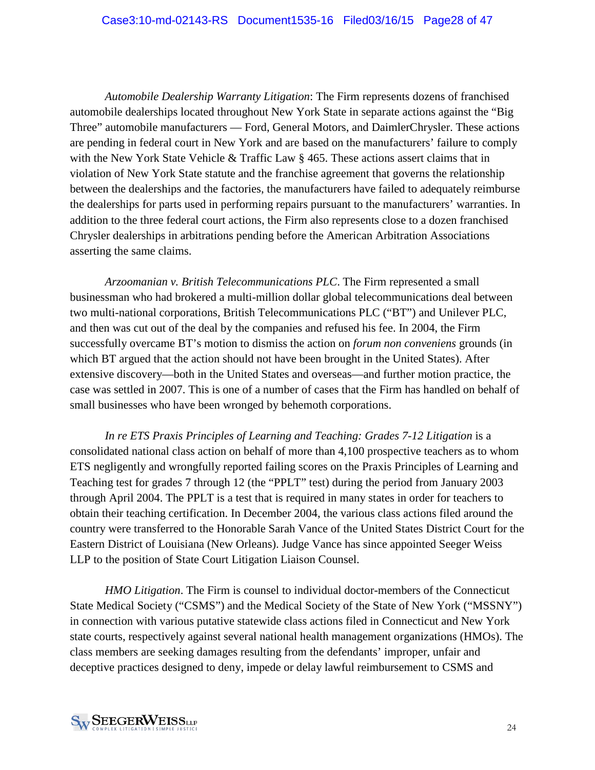*Automobile Dealership Warranty Litigation*: The Firm represents dozens of franchised automobile dealerships located throughout New York State in separate actions against the "Big Three" automobile manufacturers — Ford, General Motors, and DaimlerChrysler. These actions are pending in federal court in New York and are based on the manufacturers' failure to comply with the New York State Vehicle & Traffic Law § 465. These actions assert claims that in violation of New York State statute and the franchise agreement that governs the relationship between the dealerships and the factories, the manufacturers have failed to adequately reimburse the dealerships for parts used in performing repairs pursuant to the manufacturers' warranties. In addition to the three federal court actions, the Firm also represents close to a dozen franchised Chrysler dealerships in arbitrations pending before the American Arbitration Associations asserting the same claims.

*Arzoomanian v. British Telecommunications PLC*. The Firm represented a small businessman who had brokered a multi-million dollar global telecommunications deal between two multi-national corporations, British Telecommunications PLC ("BT") and Unilever PLC, and then was cut out of the deal by the companies and refused his fee. In 2004, the Firm successfully overcame BT's motion to dismiss the action on *forum non conveniens* grounds (in which BT argued that the action should not have been brought in the United States). After extensive discovery—both in the United States and overseas—and further motion practice, the case was settled in 2007. This is one of a number of cases that the Firm has handled on behalf of small businesses who have been wronged by behemoth corporations.

*In re ETS Praxis Principles of Learning and Teaching: Grades 7-12 Litigation* is a consolidated national class action on behalf of more than 4,100 prospective teachers as to whom ETS negligently and wrongfully reported failing scores on the Praxis Principles of Learning and Teaching test for grades 7 through 12 (the "PPLT" test) during the period from January 2003 through April 2004. The PPLT is a test that is required in many states in order for teachers to obtain their teaching certification. In December 2004, the various class actions filed around the country were transferred to the Honorable Sarah Vance of the United States District Court for the Eastern District of Louisiana (New Orleans). Judge Vance has since appointed Seeger Weiss LLP to the position of State Court Litigation Liaison Counsel.

*HMO Litigation*. The Firm is counsel to individual doctor-members of the Connecticut State Medical Society ("CSMS") and the Medical Society of the State of New York ("MSSNY") in connection with various putative statewide class actions filed in Connecticut and New York state courts, respectively against several national health management organizations (HMOs). The class members are seeking damages resulting from the defendants' improper, unfair and deceptive practices designed to deny, impede or delay lawful reimbursement to CSMS and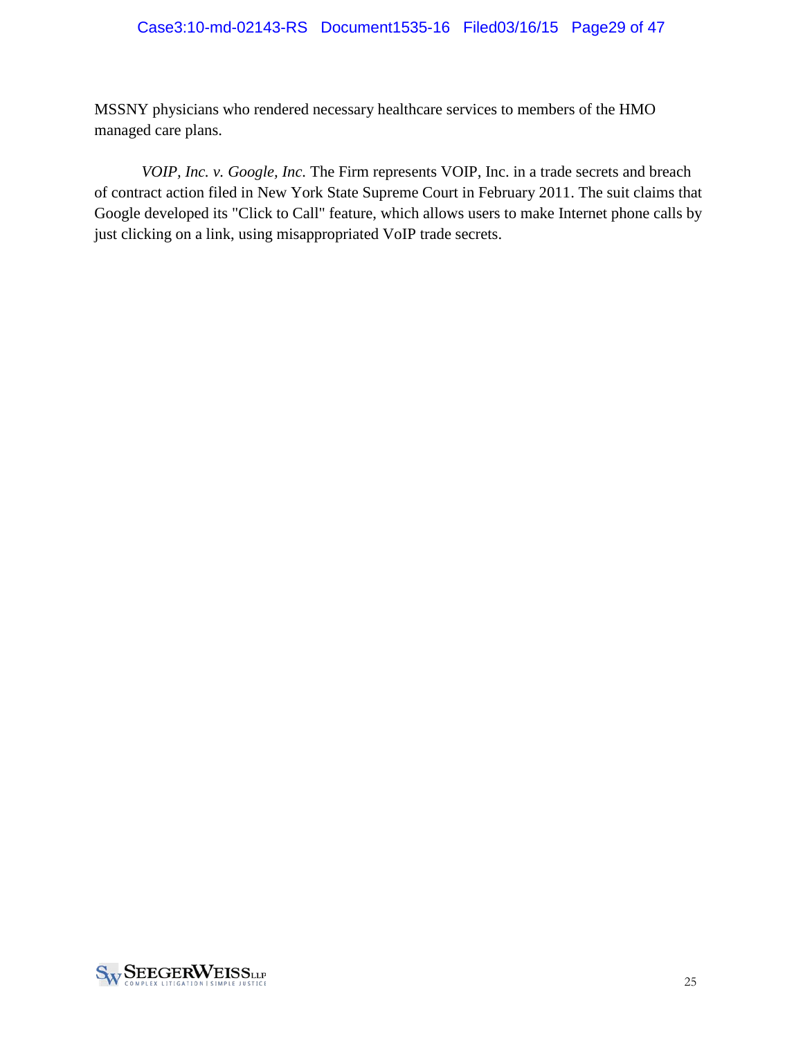MSSNY physicians who rendered necessary healthcare services to members of the HMO managed care plans.

*VOIP, Inc. v. Google, Inc.* The Firm represents VOIP, Inc. in a trade secrets and breach of contract action filed in New York State Supreme Court in February 2011. The suit claims that Google developed its "Click to Call" feature, which allows users to make Internet phone calls by just clicking on a link, using misappropriated VoIP trade secrets.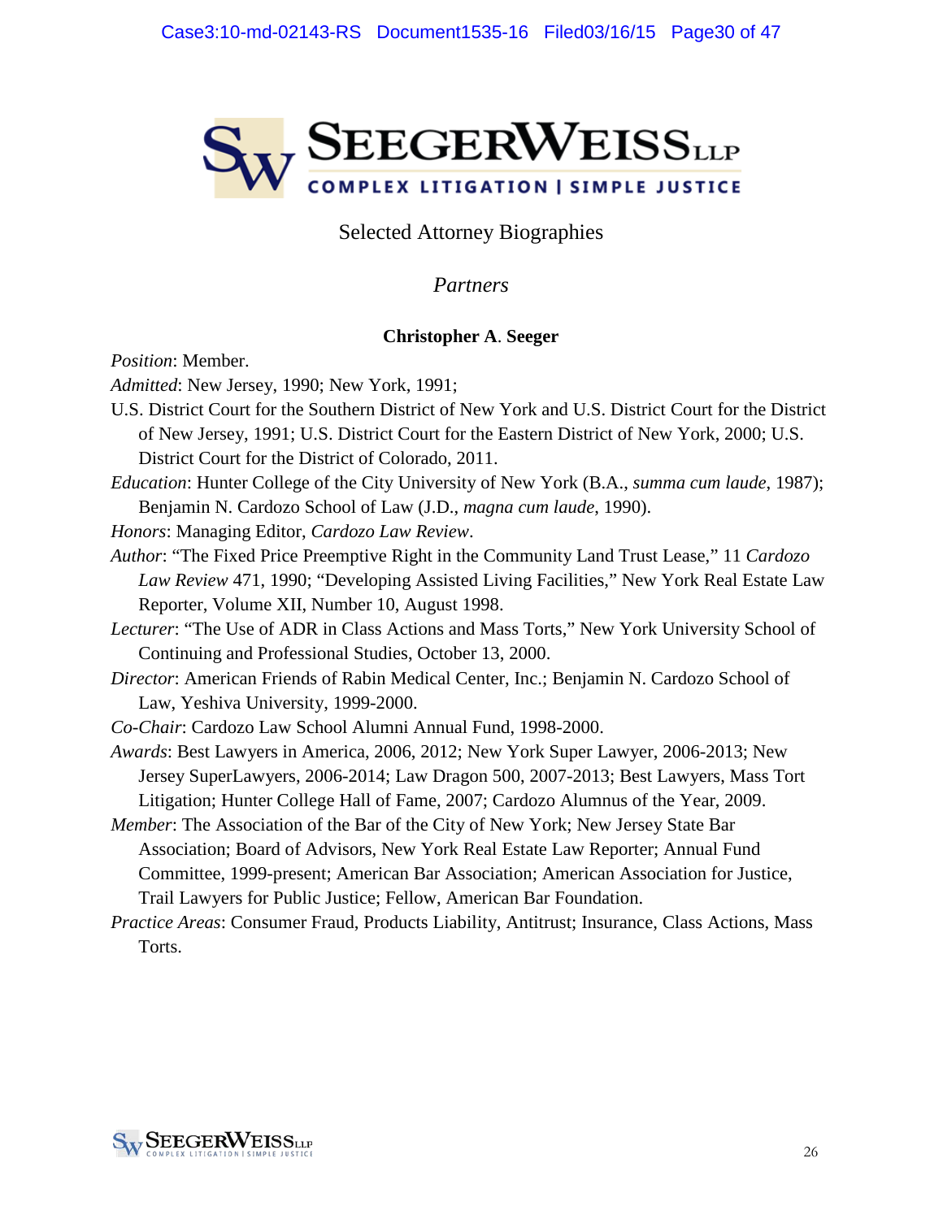**SEEGERWEISS LLP**

**COMPLEX LITIGATION | SIMPLE JUSTICE**

# Selected Attorney Biographies

## *Partners*

### Christopher A. Seeger

*Position*: Member.

*Admitted*: New Jersey, 1990; New York, 1991;

U.S. District Court for the Southern District of New York and U.S. District Court for the District of New Jersey, 1991; U.S. District Court for the Eastern District of New York, 2000; U.S. District Court for the District of Colorado, 2011.

*Education*: Hunter College of the City University of New York (B.A., *summa cum laude*, 1987); Benjamin N. Cardozo School of Law (J.D., *magna cum laude*, 1990).

*Honors*: Managing Editor, *Cardozo Law Review*.

*Author*: "The Fixed Price Preemptive Right in the Community Land Trust Lease," 11 *Cardozo Law Review* 471, 1990; "Developing Assisted Living Facilities," New York Real Estate Law Reporter, Volume XII, Number 10, August 1998.

*Lecturer*: "The Use of ADR in Class Actions and Mass Torts," New York University School of Continuing and Professional Studies, October 13, 2000.

*Director*: American Friends of Rabin Medical Center, Inc.; Benjamin N. Cardozo School of Law, Yeshiva University, 1999-2000.

*Co-Chair*: Cardozo Law School Alumni Annual Fund, 1998-2000.

*Awards*: Best Lawyers in America, 2006, 2012; New York Super Lawyer, 2006-2013; New Jersey SuperLawyers, 2006-2014; Law Dragon 500, 2007-2013; Best Lawyers, Mass Tort Litigation; Hunter College Hall of Fame, 2007; Cardozo Alumnus of the Year, 2009.

*Member*: The Association of the Bar of the City of New York; New Jersey State Bar Association; Board of Advisors, New York Real Estate Law Reporter; Annual Fund Committee, 1999-present; American Bar Association; American Association for Justice, Trail Lawyers for Public Justice; Fellow, American Bar Foundation.

*Practice Areas*: Consumer Fraud, Products Liability, Antitrust; Insurance, Class Actions, Mass Torts.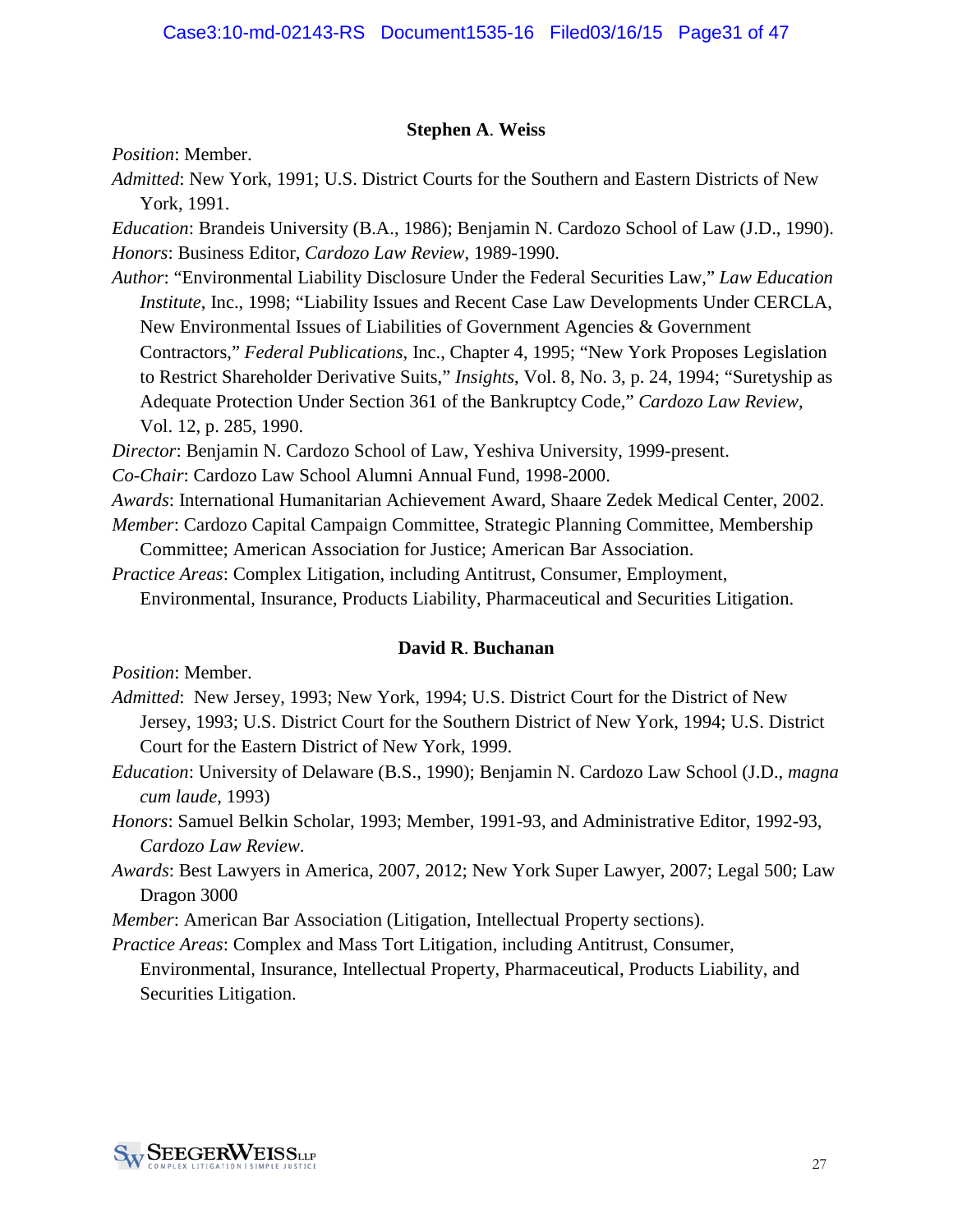### Stephen A. Weiss

*Position*: Member.

*Admitted*: New York, 1991; U.S. District Courts for the Southern and Eastern Districts of New York, 1991.

*Education*: Brandeis University (B.A., 1986); Benjamin N. Cardozo School of Law (J.D., 1990).

*Honors*: Business Editor, *Cardozo Law Review*, 1989-1990.

*Author*: "Environmental Liability Disclosure Under the Federal Securities Law," *Law Education Institute*, Inc., 1998; "Liability Issues and Recent Case Law Developments Under CERCLA, New Environmental Issues of Liabilities of Government Agencies & Government Contractors," *Federal Publications*, Inc., Chapter 4, 1995; "New York Proposes Legislation to Restrict Shareholder Derivative Suits," *Insights*, Vol. 8, No. 3, p. 24, 1994; "Suretyship as Adequate Protection Under Section 361 of the Bankruptcy Code," *Cardozo Law Review*, Vol. 12, p. 285, 1990.

*Director*: Benjamin N. Cardozo School of Law, Yeshiva University, 1999-present.

*Co-Chair*: Cardozo Law School Alumni Annual Fund, 1998-2000.

*Awards*: International Humanitarian Achievement Award, Shaare Zedek Medical Center, 2002.

*Member*: Cardozo Capital Campaign Committee, Strategic Planning Committee, Membership Committee; American Association for Justice; American Bar Association.

*Practice Areas*: Complex Litigation, including Antitrust, Consumer, Employment, Environmental, Insurance, Products Liability, Pharmaceutical and Securities Litigation.

### David R. Buchanan

*Position*: Member.

*Admitted*: New Jersey, 1993; New York, 1994; U.S. District Court for the District of New Jersey, 1993; U.S. District Court for the Southern District of New York, 1994; U.S. District Court for the Eastern District of New York, 1999.

*Education*: University of Delaware (B.S., 1990); Benjamin N. Cardozo Law School (J.D., *magna cum laude*, 1993)

*Honors*: Samuel Belkin Scholar, 1993; Member, 1991-93, and Administrative Editor, 1992-93, *Cardozo Law Review*.

*Awards*: Best Lawyers in America, 2007, 2012; New York Super Lawyer, 2007; Legal 500; Law Dragon 3000

*Member*: American Bar Association (Litigation, Intellectual Property sections).

*Practice Areas*: Complex and Mass Tort Litigation, including Antitrust, Consumer, Environmental, Insurance, Intellectual Property, Pharmaceutical, Products Liability, and Securities Litigation.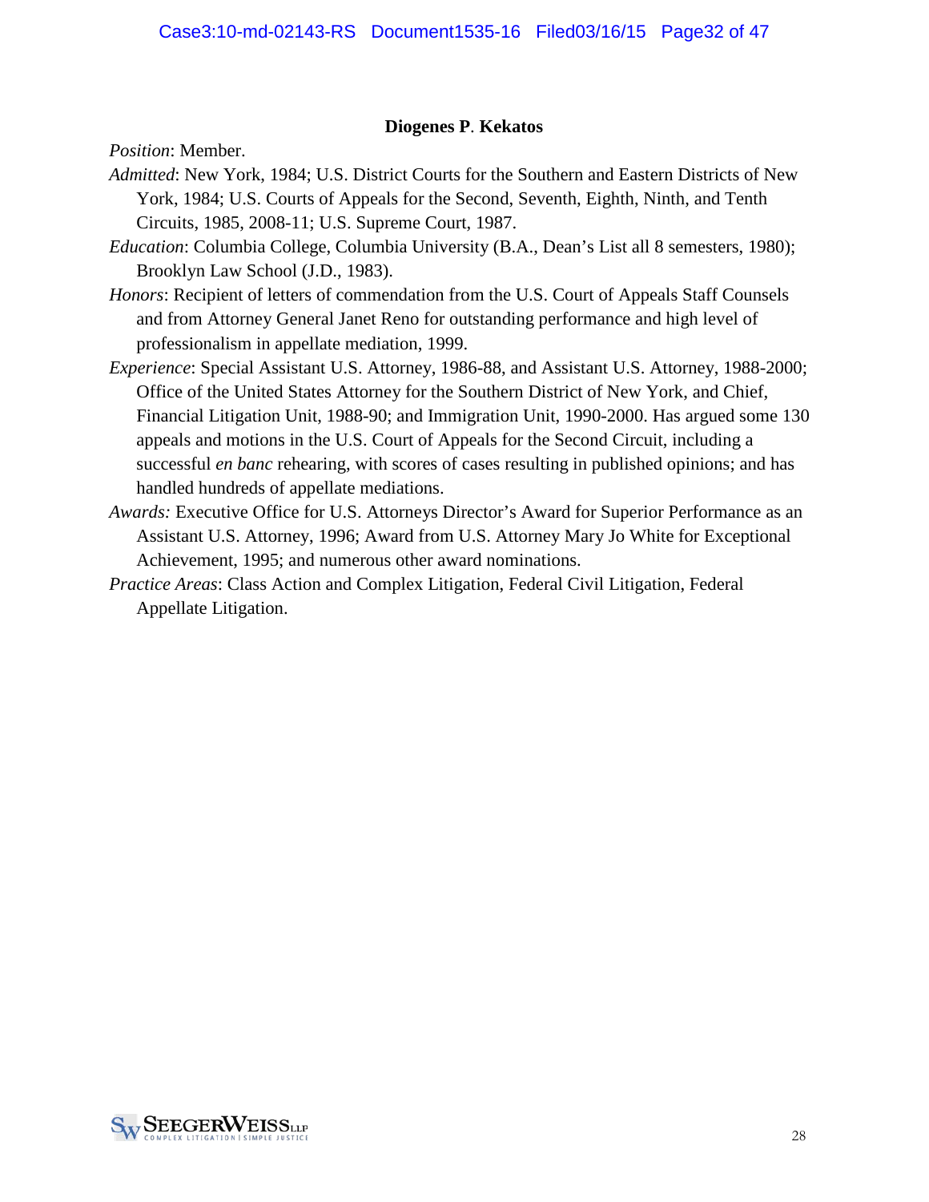**Diogenes P. Kekatos**

*Position*: Member.

*Admitted*: New York, 1984; U.S. District Courts for the Southern and Eastern Districts of New York, 1984; U.S. Courts of Appeals for the Second, Seventh, Eighth, Ninth, and Tenth Circuits, 1985, 2008-11; U.S. Supreme Court, 1987.

*Education*: Columbia College, Columbia University (B.A., Dean's List all 8 semesters, 1980); Brooklyn Law School (J.D., 1983).

*Honors*: Recipient of letters of commendation from the U.S. Court of Appeals Staff Counsels and from Attorney General Janet Reno for outstanding performance and high level of professionalism in appellate mediation, 1999.

*Experience*: Special Assistant U.S. Attorney, 1986-88, and Assistant U.S. Attorney, 1988-2000; Office of the United States Attorney for the Southern District of New York, and Chief, Financial Litigation Unit, 1988-90; and Immigration Unit, 1990-2000. Has argued some 130 appeals and motions in the U.S. Court of Appeals for the Second Circuit, including a successful *en banc* rehearing, with scores of cases resulting in published opinions; and has handled hundreds of appellate mediations.

*Awards:* Executive Office for U.S. Attorneys Director's Award for Superior Performance as an Assistant U.S. Attorney, 1996; Award from U.S. Attorney Mary Jo White for Exceptional Achievement, 1995; and numerous other award nominations.

*Practice Areas*: Class Action and Complex Litigation, Federal Civil Litigation, Federal Appellate Litigation.

SEEGERWEISS LLP
COMPLEX LITIGATION | SIMPLE JUSTICE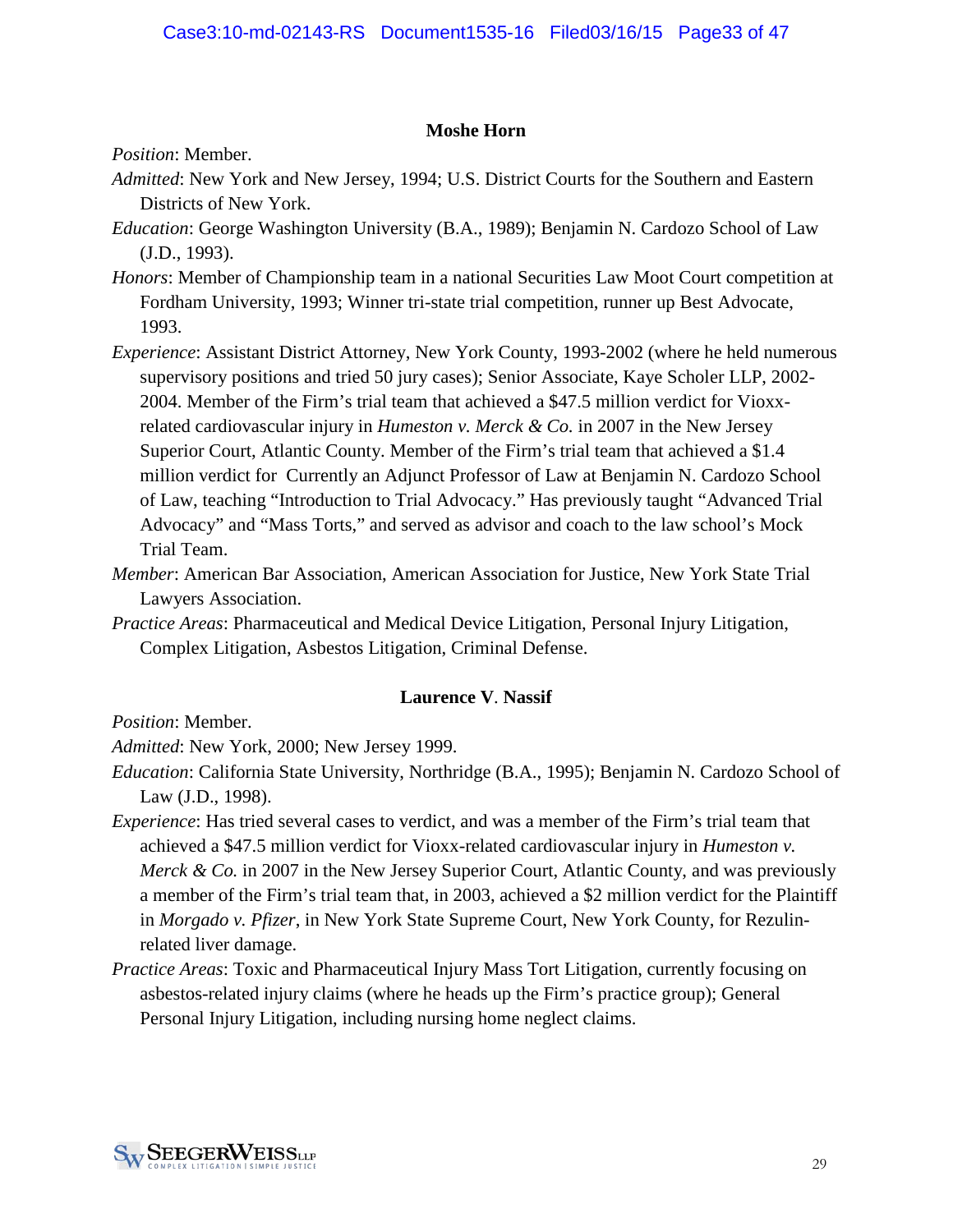### Moshe Horn

*Position*: Member.

*Admitted*: New York and New Jersey, 1994; U.S. District Courts for the Southern and Eastern Districts of New York.

*Education*: George Washington University (B.A., 1989); Benjamin N. Cardozo School of Law (J.D., 1993).

*Honors*: Member of Championship team in a national Securities Law Moot Court competition at Fordham University, 1993; Winner tri-state trial competition, runner up Best Advocate, 1993.

*Experience*: Assistant District Attorney, New York County, 1993-2002 (where he held numerous supervisory positions and tried 50 jury cases); Senior Associate, Kaye Scholer LLP, 2002-2004. Member of the Firm's trial team that achieved a $47.5 million verdict for Vioxx-related cardiovascular injury in *Humeston v. Merck & Co.* in 2007 in the New Jersey Superior Court, Atlantic County. Member of the Firm's trial team that achieved a $1.4 million verdict for  Currently an Adjunct Professor of Law at Benjamin N. Cardozo School of Law, teaching "Introduction to Trial Advocacy." Has previously taught "Advanced Trial Advocacy" and "Mass Torts," and served as advisor and coach to the law school's Mock Trial Team.

*Member*: American Bar Association, American Association for Justice, New York State Trial Lawyers Association.

*Practice Areas*: Pharmaceutical and Medical Device Litigation, Personal Injury Litigation, Complex Litigation, Asbestos Litigation, Criminal Defense.

### Laurence V. Nassif

*Position*: Member.

*Admitted*: New York, 2000; New Jersey 1999.

*Education*: California State University, Northridge (B.A., 1995); Benjamin N. Cardozo School of Law (J.D., 1998).

*Experience*: Has tried several cases to verdict, and was a member of the Firm's trial team that achieved a $47.5 million verdict for Vioxx-related cardiovascular injury in *Humeston v. Merck & Co.* in 2007 in the New Jersey Superior Court, Atlantic County, and was previously a member of the Firm's trial team that, in 2003, achieved a $2 million verdict for the Plaintiff in *Morgado v. Pfizer*, in New York State Supreme Court, New York County, for Rezulin-related liver damage.

*Practice Areas*: Toxic and Pharmaceutical Injury Mass Tort Litigation, currently focusing on asbestos-related injury claims (where he heads up the Firm's practice group); General Personal Injury Litigation, including nursing home neglect claims.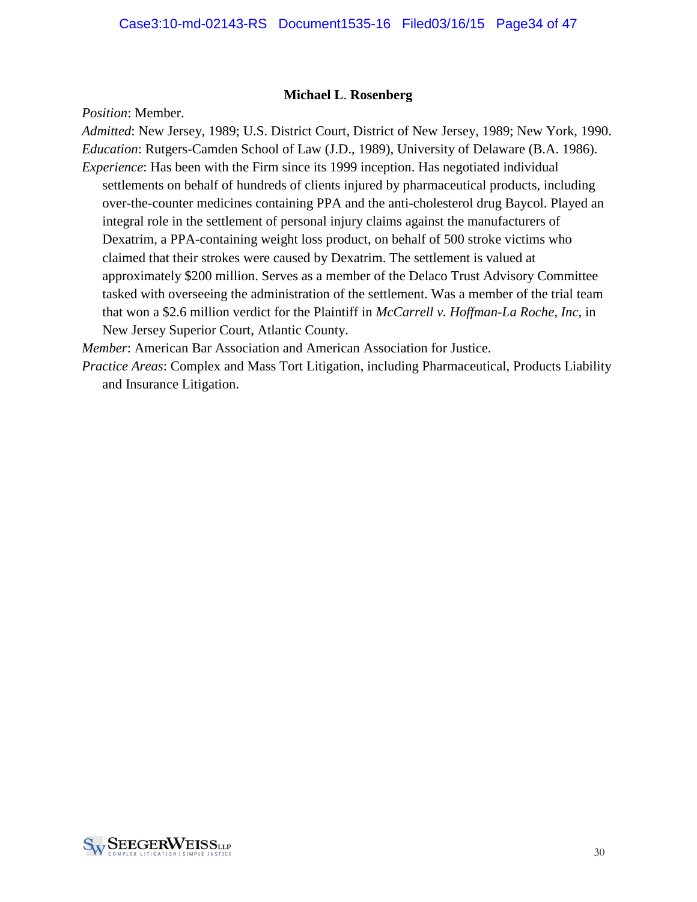### Michael L. Rosenberg

*Position*: Member.

*Admitted*: New Jersey, 1989; U.S. District Court, District of New Jersey, 1989; New York, 1990.

*Education*: Rutgers-Camden School of Law (J.D., 1989), University of Delaware (B.A. 1986).

*Experience*: Has been with the Firm since its 1999 inception. Has negotiated individual settlements on behalf of hundreds of clients injured by pharmaceutical products, including over-the-counter medicines containing PPA and the anti-cholesterol drug Baycol. Played an integral role in the settlement of personal injury claims against the manufacturers of Dexatrim, a PPA-containing weight loss product, on behalf of 500 stroke victims who claimed that their strokes were caused by Dexatrim. The settlement is valued at approximately $200 million. Serves as a member of the Delaco Trust Advisory Committee tasked with overseeing the administration of the settlement. Was a member of the trial team that won a $2.6 million verdict for the Plaintiff in *McCarrell v. Hoffman-La Roche, Inc*, in New Jersey Superior Court, Atlantic County.

*Member*: American Bar Association and American Association for Justice.

*Practice Areas*: Complex and Mass Tort Litigation, including Pharmaceutical, Products Liability and Insurance Litigation.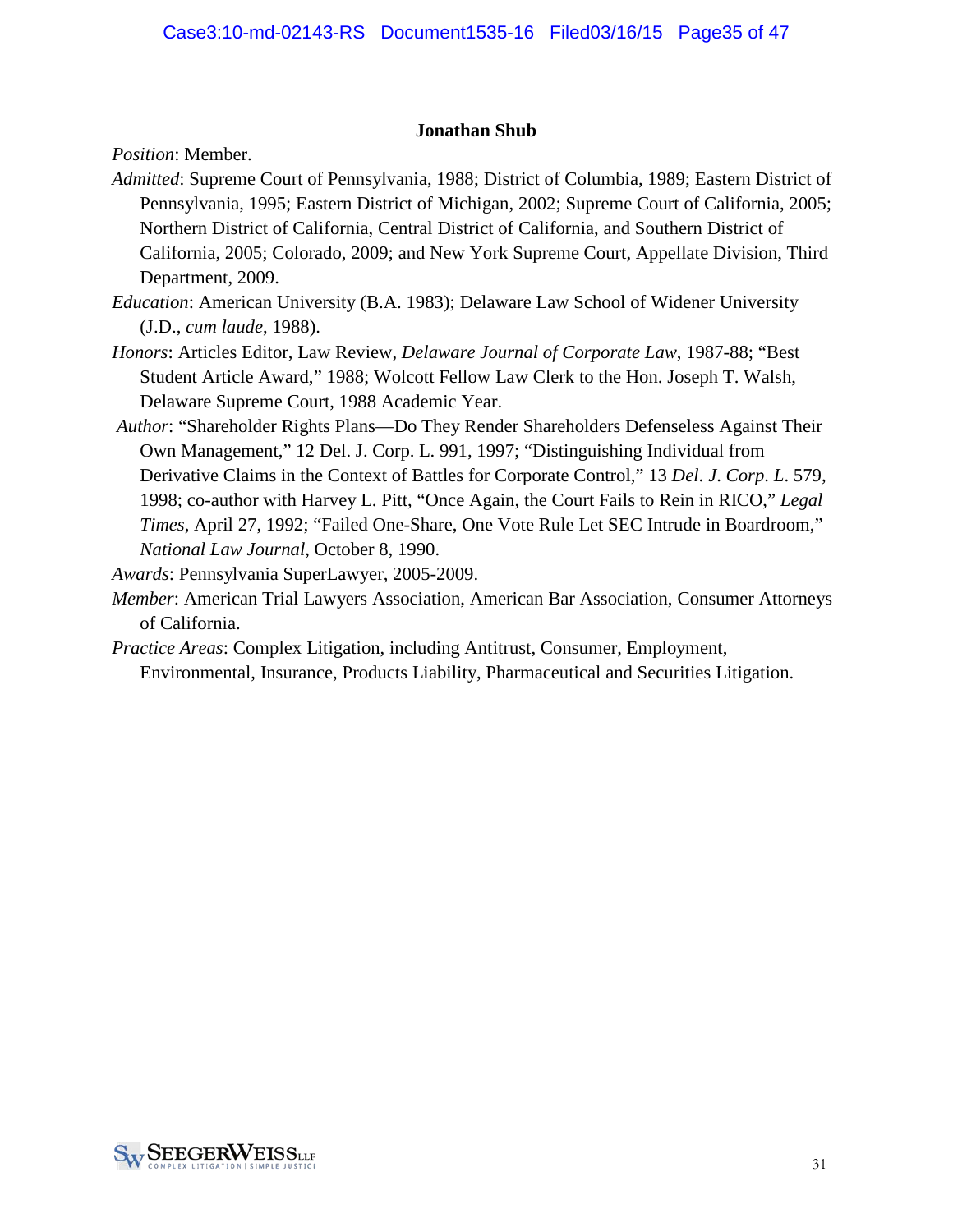**Jonathan Shub**

*Position*: Member.

*Admitted*: Supreme Court of Pennsylvania, 1988; District of Columbia, 1989; Eastern District of Pennsylvania, 1995; Eastern District of Michigan, 2002; Supreme Court of California, 2005; Northern District of California, Central District of California, and Southern District of California, 2005; Colorado, 2009; and New York Supreme Court, Appellate Division, Third Department, 2009.

*Education*: American University (B.A. 1983); Delaware Law School of Widener University (J.D., *cum laude*, 1988).

*Honors*: Articles Editor, Law Review, *Delaware Journal of Corporate Law*, 1987-88; "Best Student Article Award," 1988; Wolcott Fellow Law Clerk to the Hon. Joseph T. Walsh, Delaware Supreme Court, 1988 Academic Year.

*Author*: "Shareholder Rights Plans—Do They Render Shareholders Defenseless Against Their Own Management," 12 Del. J. Corp. L. 991, 1997; "Distinguishing Individual from Derivative Claims in the Context of Battles for Corporate Control," 13 *Del. J. Corp. L.* 579, 1998; co-author with Harvey L. Pitt, "Once Again, the Court Fails to Rein in RICO," *Legal Times*, April 27, 1992; "Failed One-Share, One Vote Rule Let SEC Intrude in Boardroom," *National Law Journal*, October 8, 1990.

*Awards*: Pennsylvania SuperLawyer, 2005-2009.

*Member*: American Trial Lawyers Association, American Bar Association, Consumer Attorneys of California.

*Practice Areas*: Complex Litigation, including Antitrust, Consumer, Employment, Environmental, Insurance, Products Liability, Pharmaceutical and Securities Litigation.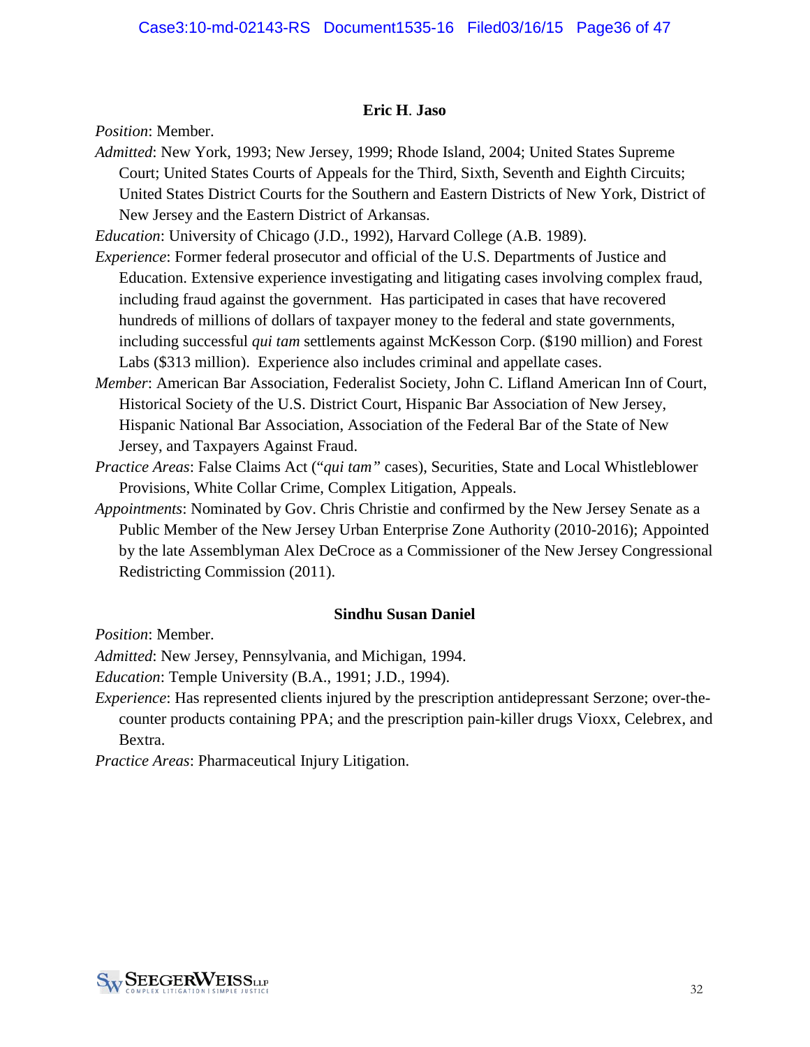**Eric H. Jaso**

*Position*: Member.

*Admitted*: New York, 1993; New Jersey, 1999; Rhode Island, 2004; United States Supreme Court; United States Courts of Appeals for the Third, Sixth, Seventh and Eighth Circuits; United States District Courts for the Southern and Eastern Districts of New York, District of New Jersey and the Eastern District of Arkansas.

*Education*: University of Chicago (J.D., 1992), Harvard College (A.B. 1989).

*Experience*: Former federal prosecutor and official of the U.S. Departments of Justice and Education. Extensive experience investigating and litigating cases involving complex fraud, including fraud against the government. Has participated in cases that have recovered hundreds of millions of dollars of taxpayer money to the federal and state governments, including successful *qui tam* settlements against McKesson Corp. ($190 million) and Forest Labs ($313 million). Experience also includes criminal and appellate cases.

*Member*: American Bar Association, Federalist Society, John C. Lifland American Inn of Court, Historical Society of the U.S. District Court, Hispanic Bar Association of New Jersey, Hispanic National Bar Association, Association of the Federal Bar of the State of New Jersey, and Taxpayers Against Fraud.

*Practice Areas*: False Claims Act ("*qui tam*" cases), Securities, State and Local Whistleblower Provisions, White Collar Crime, Complex Litigation, Appeals.

*Appointments*: Nominated by Gov. Chris Christie and confirmed by the New Jersey Senate as a Public Member of the New Jersey Urban Enterprise Zone Authority (2010-2016); Appointed by the late Assemblyman Alex DeCroce as a Commissioner of the New Jersey Congressional Redistricting Commission (2011).

**Sindhu Susan Daniel**

*Position*: Member.

*Admitted*: New Jersey, Pennsylvania, and Michigan, 1994.

*Education*: Temple University (B.A., 1991; J.D., 1994).

*Experience*: Has represented clients injured by the prescription antidepressant Serzone; over-the-counter products containing PPA; and the prescription pain-killer drugs Vioxx, Celebrex, and Bextra.

*Practice Areas*: Pharmaceutical Injury Litigation.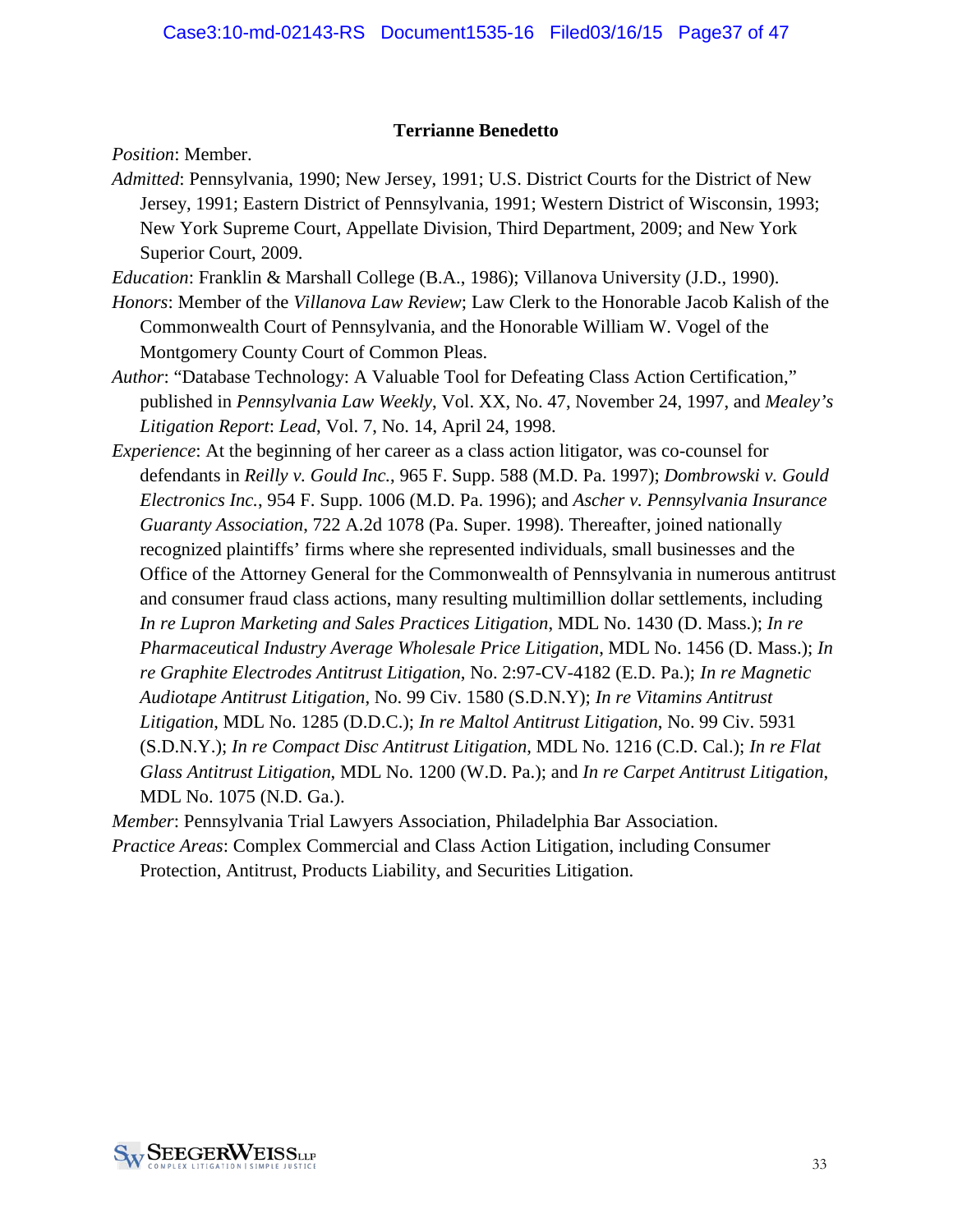**Terrianne Benedetto**

*Position*: Member.

*Admitted*: Pennsylvania, 1990; New Jersey, 1991; U.S. District Courts for the District of New Jersey, 1991; Eastern District of Pennsylvania, 1991; Western District of Wisconsin, 1993; New York Supreme Court, Appellate Division, Third Department, 2009; and New York Superior Court, 2009.

*Education*: Franklin & Marshall College (B.A., 1986); Villanova University (J.D., 1990).

*Honors*: Member of the *Villanova Law Review*; Law Clerk to the Honorable Jacob Kalish of the Commonwealth Court of Pennsylvania, and the Honorable William W. Vogel of the Montgomery County Court of Common Pleas.

*Author*: "Database Technology: A Valuable Tool for Defeating Class Action Certification," published in *Pennsylvania Law Weekly*, Vol. XX, No. 47, November 24, 1997, and *Mealey's Litigation Report*: *Lead*, Vol. 7, No. 14, April 24, 1998.

*Experience*: At the beginning of her career as a class action litigator, was co-counsel for defendants in *Reilly v. Gould Inc.*, 965 F. Supp. 588 (M.D. Pa. 1997); *Dombrowski v. Gould Electronics Inc.*, 954 F. Supp. 1006 (M.D. Pa. 1996); and *Ascher v. Pennsylvania Insurance Guaranty Association*, 722 A.2d 1078 (Pa. Super. 1998). Thereafter, joined nationally recognized plaintiffs' firms where she represented individuals, small businesses and the Office of the Attorney General for the Commonwealth of Pennsylvania in numerous antitrust and consumer fraud class actions, many resulting multimillion dollar settlements, including *In re Lupron Marketing and Sales Practices Litigation*, MDL No. 1430 (D. Mass.); *In re Pharmaceutical Industry Average Wholesale Price Litigation*, MDL No. 1456 (D. Mass.); *In re Graphite Electrodes Antitrust Litigation*, No. 2:97-CV-4182 (E.D. Pa.); *In re Magnetic Audiotape Antitrust Litigation*, No. 99 Civ. 1580 (S.D.N.Y); *In re Vitamins Antitrust Litigation*, MDL No. 1285 (D.D.C.); *In re Maltol Antitrust Litigation*, No. 99 Civ. 5931 (S.D.N.Y.); *In re Compact Disc Antitrust Litigation*, MDL No. 1216 (C.D. Cal.); *In re Flat Glass Antitrust Litigation*, MDL No. 1200 (W.D. Pa.); and *In re Carpet Antitrust Litigation*, MDL No. 1075 (N.D. Ga.).

*Member*: Pennsylvania Trial Lawyers Association, Philadelphia Bar Association.

*Practice Areas*: Complex Commercial and Class Action Litigation, including Consumer Protection, Antitrust, Products Liability, and Securities Litigation.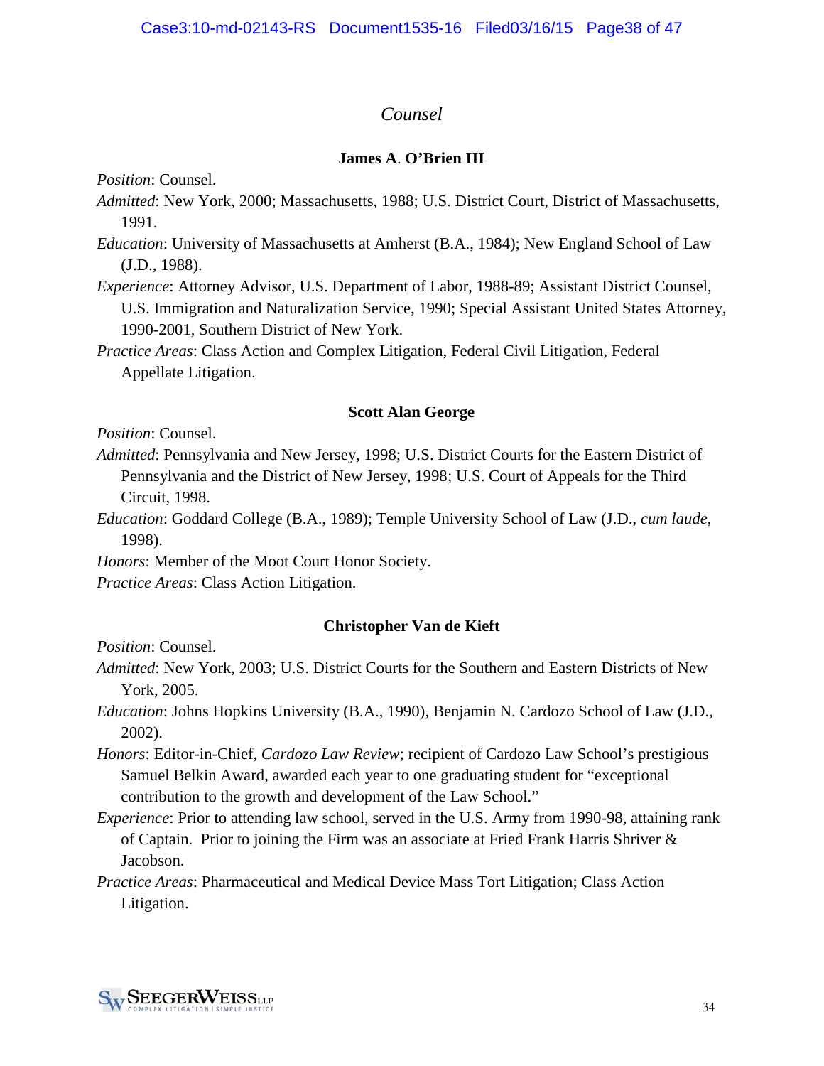## *Counsel*

### James A. O'Brien III

*Position*: Counsel.

*Admitted*: New York, 2000; Massachusetts, 1988; U.S. District Court, District of Massachusetts, 1991.

*Education*: University of Massachusetts at Amherst (B.A., 1984); New England School of Law (J.D., 1988).

*Experience*: Attorney Advisor, U.S. Department of Labor, 1988-89; Assistant District Counsel, U.S. Immigration and Naturalization Service, 1990; Special Assistant United States Attorney, 1990-2001, Southern District of New York.

*Practice Areas*: Class Action and Complex Litigation, Federal Civil Litigation, Federal Appellate Litigation.

### Scott Alan George

*Position*: Counsel.

*Admitted*: Pennsylvania and New Jersey, 1998; U.S. District Courts for the Eastern District of Pennsylvania and the District of New Jersey, 1998; U.S. Court of Appeals for the Third Circuit, 1998.

*Education*: Goddard College (B.A., 1989); Temple University School of Law (J.D., *cum laude*, 1998).

*Honors*: Member of the Moot Court Honor Society.

*Practice Areas*: Class Action Litigation.

### Christopher Van de Kieft

*Position*: Counsel.

*Admitted*: New York, 2003; U.S. District Courts for the Southern and Eastern Districts of New York, 2005.

*Education*: Johns Hopkins University (B.A., 1990), Benjamin N. Cardozo School of Law (J.D., 2002).

*Honors*: Editor-in-Chief, *Cardozo Law Review*; recipient of Cardozo Law School's prestigious Samuel Belkin Award, awarded each year to one graduating student for "exceptional contribution to the growth and development of the Law School."

*Experience*: Prior to attending law school, served in the U.S. Army from 1990-98, attaining rank of Captain. Prior to joining the Firm was an associate at Fried Frank Harris Shriver & Jacobson.

*Practice Areas*: Pharmaceutical and Medical Device Mass Tort Litigation; Class Action Litigation.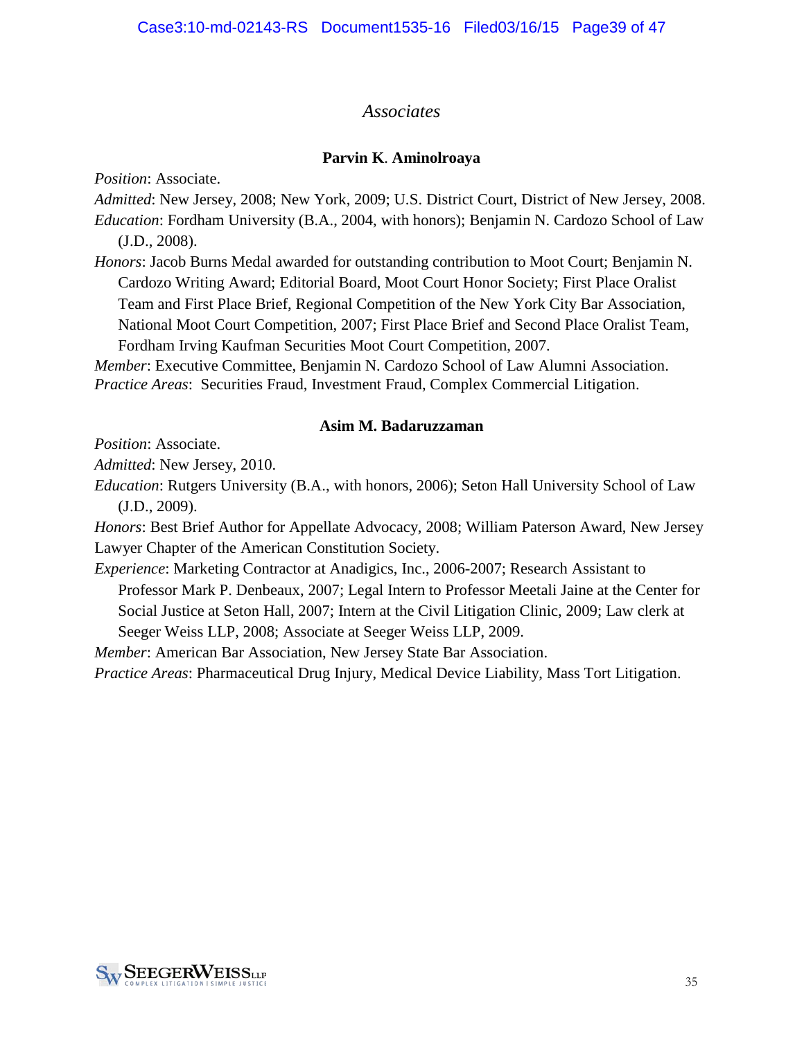## *Associates*

### Parvin K. Aminolroaya

*Position*: Associate.

*Admitted*: New Jersey, 2008; New York, 2009; U.S. District Court, District of New Jersey, 2008.

*Education*: Fordham University (B.A., 2004, with honors); Benjamin N. Cardozo School of Law (J.D., 2008).

*Honors*: Jacob Burns Medal awarded for outstanding contribution to Moot Court; Benjamin N. Cardozo Writing Award; Editorial Board, Moot Court Honor Society; First Place Oralist Team and First Place Brief, Regional Competition of the New York City Bar Association, National Moot Court Competition, 2007; First Place Brief and Second Place Oralist Team, Fordham Irving Kaufman Securities Moot Court Competition, 2007.

*Member*: Executive Committee, Benjamin N. Cardozo School of Law Alumni Association.

*Practice Areas*: Securities Fraud, Investment Fraud, Complex Commercial Litigation.

### Asim M. Badaruzzaman

*Position*: Associate.

*Admitted*: New Jersey, 2010.

*Education*: Rutgers University (B.A., with honors, 2006); Seton Hall University School of Law (J.D., 2009).

*Honors*: Best Brief Author for Appellate Advocacy, 2008; William Paterson Award, New Jersey Lawyer Chapter of the American Constitution Society.

*Experience*: Marketing Contractor at Anadigics, Inc., 2006-2007; Research Assistant to Professor Mark P. Denbeaux, 2007; Legal Intern to Professor Meetali Jaine at the Center for Social Justice at Seton Hall, 2007; Intern at the Civil Litigation Clinic, 2009; Law clerk at Seeger Weiss LLP, 2008; Associate at Seeger Weiss LLP, 2009.

*Member*: American Bar Association, New Jersey State Bar Association.

*Practice Areas*: Pharmaceutical Drug Injury, Medical Device Liability, Mass Tort Litigation.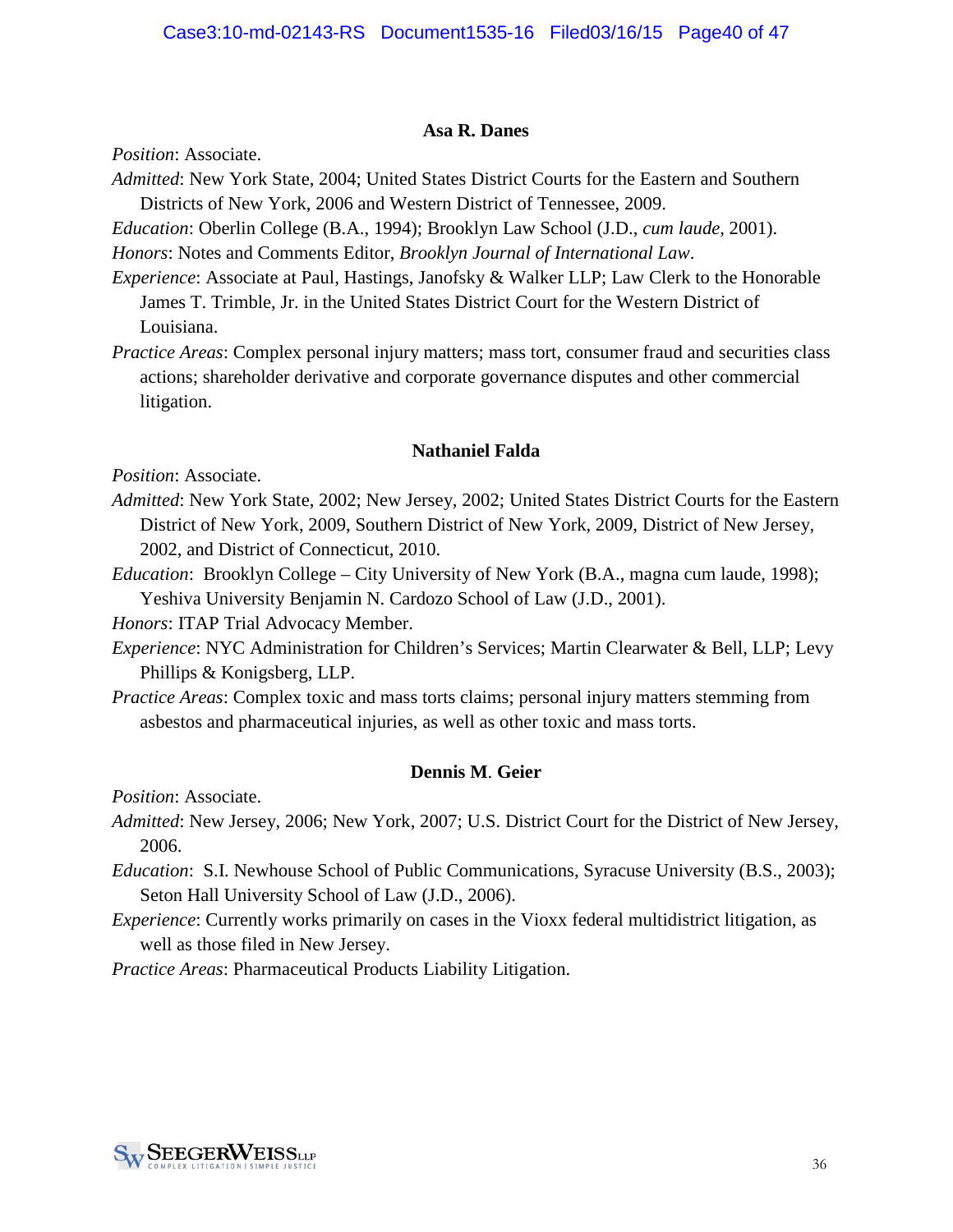### Asa R. Danes

*Position*: Associate.

*Admitted*: New York State, 2004; United States District Courts for the Eastern and Southern Districts of New York, 2006 and Western District of Tennessee, 2009.

*Education*: Oberlin College (B.A., 1994); Brooklyn Law School (J.D., *cum laude*, 2001).

*Honors*: Notes and Comments Editor, *Brooklyn Journal of International Law*.

*Experience*: Associate at Paul, Hastings, Janofsky & Walker LLP; Law Clerk to the Honorable James T. Trimble, Jr. in the United States District Court for the Western District of Louisiana.

*Practice Areas*: Complex personal injury matters; mass tort, consumer fraud and securities class actions; shareholder derivative and corporate governance disputes and other commercial litigation.

### Nathaniel Falda

*Position*: Associate.

*Admitted*: New York State, 2002; New Jersey, 2002; United States District Courts for the Eastern District of New York, 2009, Southern District of New York, 2009, District of New Jersey, 2002, and District of Connecticut, 2010.

*Education*: Brooklyn College – City University of New York (B.A., magna cum laude, 1998); Yeshiva University Benjamin N. Cardozo School of Law (J.D., 2001).

*Honors*: ITAP Trial Advocacy Member.

*Experience*: NYC Administration for Children's Services; Martin Clearwater & Bell, LLP; Levy Phillips & Konigsberg, LLP.

*Practice Areas*: Complex toxic and mass torts claims; personal injury matters stemming from asbestos and pharmaceutical injuries, as well as other toxic and mass torts.

### Dennis M. Geier

*Position*: Associate.

*Admitted*: New Jersey, 2006; New York, 2007; U.S. District Court for the District of New Jersey, 2006.

*Education*: S.I. Newhouse School of Public Communications, Syracuse University (B.S., 2003); Seton Hall University School of Law (J.D., 2006).

*Experience*: Currently works primarily on cases in the Vioxx federal multidistrict litigation, as well as those filed in New Jersey.

*Practice Areas*: Pharmaceutical Products Liability Litigation.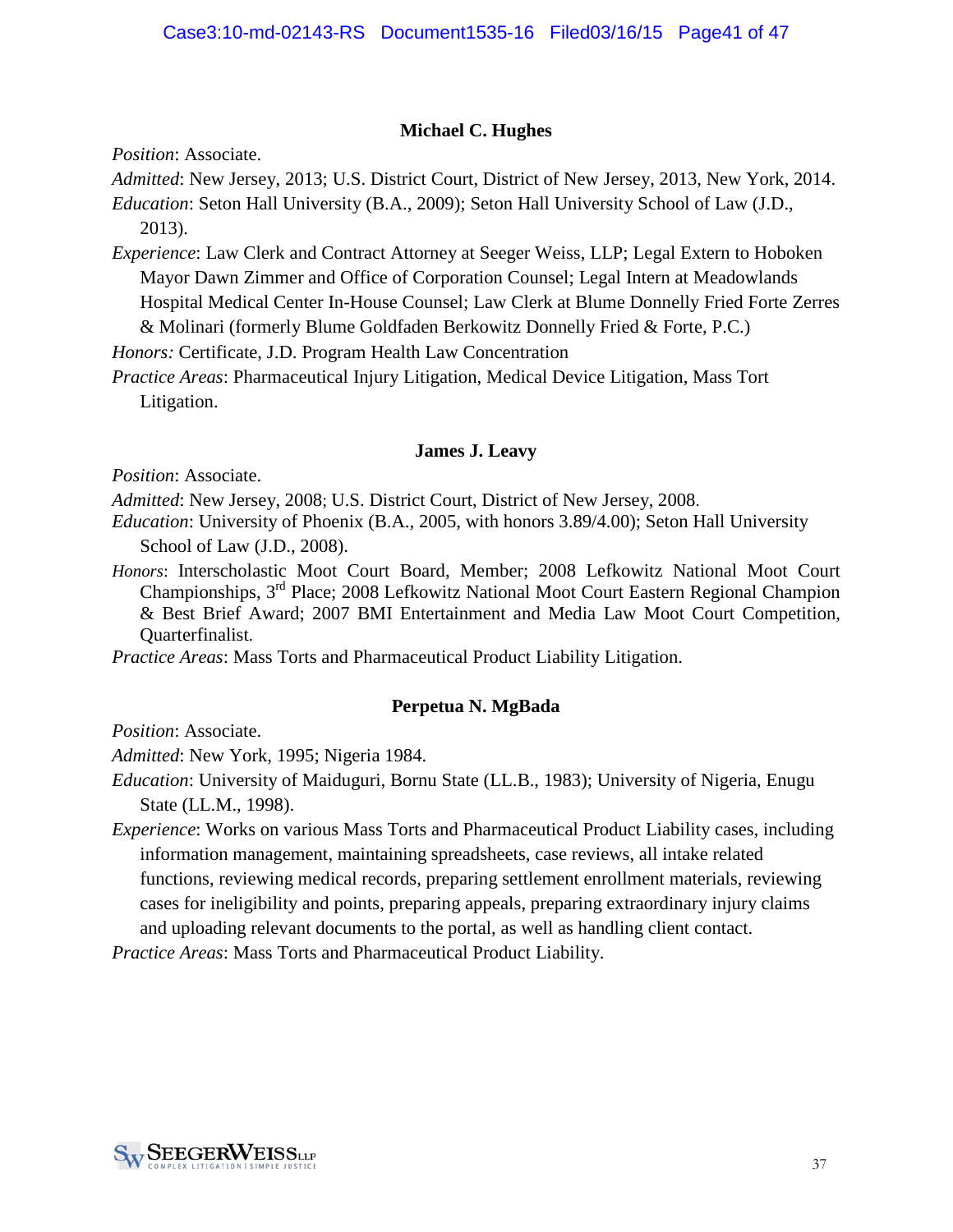### Michael C. Hughes

*Position*: Associate.

*Admitted*: New Jersey, 2013; U.S. District Court, District of New Jersey, 2013, New York, 2014.

*Education*: Seton Hall University (B.A., 2009); Seton Hall University School of Law (J.D., 2013).

*Experience*: Law Clerk and Contract Attorney at Seeger Weiss, LLP; Legal Extern to Hoboken Mayor Dawn Zimmer and Office of Corporation Counsel; Legal Intern at Meadowlands Hospital Medical Center In-House Counsel; Law Clerk at Blume Donnelly Fried Forte Zerres & Molinari (formerly Blume Goldfaden Berkowitz Donnelly Fried & Forte, P.C.)

*Honors:* Certificate, J.D. Program Health Law Concentration

*Practice Areas*: Pharmaceutical Injury Litigation, Medical Device Litigation, Mass Tort Litigation.

### James J. Leavy

*Position*: Associate.

*Admitted*: New Jersey, 2008; U.S. District Court, District of New Jersey, 2008.

*Education*: University of Phoenix (B.A., 2005, with honors 3.89/4.00); Seton Hall University School of Law (J.D., 2008).

*Honors*: Interscholastic Moot Court Board, Member; 2008 Lefkowitz National Moot Court Championships, 3rd Place; 2008 Lefkowitz National Moot Court Eastern Regional Champion & Best Brief Award; 2007 BMI Entertainment and Media Law Moot Court Competition, Quarterfinalist.

*Practice Areas*: Mass Torts and Pharmaceutical Product Liability Litigation.

### Perpetua N. MgBada

*Position*: Associate.

*Admitted*: New York, 1995; Nigeria 1984.

*Education*: University of Maiduguri, Bornu State (LL.B., 1983); University of Nigeria, Enugu State (LL.M., 1998).

*Experience*: Works on various Mass Torts and Pharmaceutical Product Liability cases, including information management, maintaining spreadsheets, case reviews, all intake related functions, reviewing medical records, preparing settlement enrollment materials, reviewing cases for ineligibility and points, preparing appeals, preparing extraordinary injury claims and uploading relevant documents to the portal, as well as handling client contact.

*Practice Areas*: Mass Torts and Pharmaceutical Product Liability.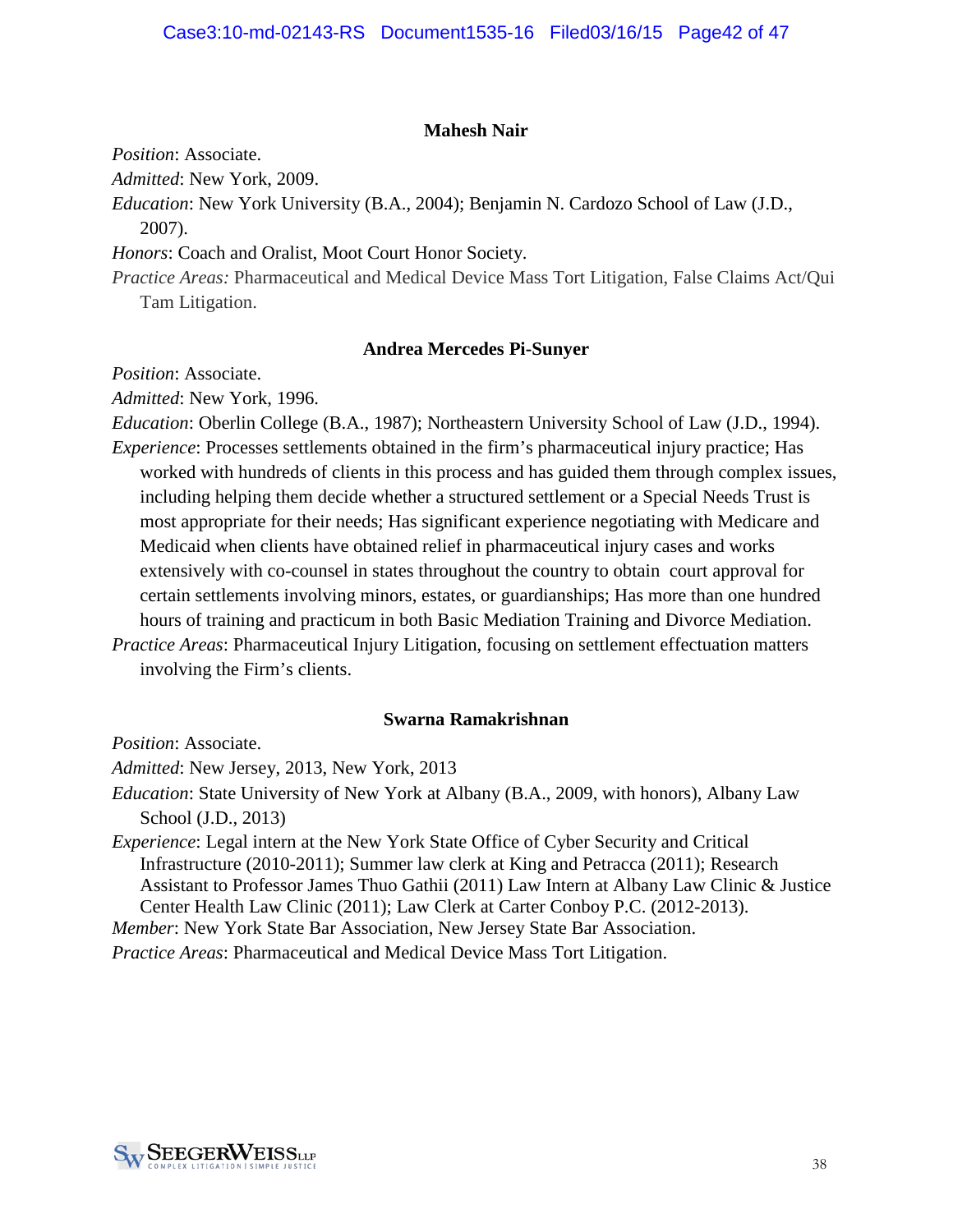### Mahesh Nair

*Position*: Associate.

*Admitted*: New York, 2009.

*Education*: New York University (B.A., 2004); Benjamin N. Cardozo School of Law (J.D., 2007).

*Honors*: Coach and Oralist, Moot Court Honor Society.

*Practice Areas:* Pharmaceutical and Medical Device Mass Tort Litigation, False Claims Act/Qui Tam Litigation.

### Andrea Mercedes Pi-Sunyer

*Position*: Associate.

*Admitted*: New York, 1996.

*Education*: Oberlin College (B.A., 1987); Northeastern University School of Law (J.D., 1994).

*Experience*: Processes settlements obtained in the firm's pharmaceutical injury practice; Has worked with hundreds of clients in this process and has guided them through complex issues, including helping them decide whether a structured settlement or a Special Needs Trust is most appropriate for their needs; Has significant experience negotiating with Medicare and Medicaid when clients have obtained relief in pharmaceutical injury cases and works extensively with co-counsel in states throughout the country to obtain court approval for certain settlements involving minors, estates, or guardianships; Has more than one hundred hours of training and practicum in both Basic Mediation Training and Divorce Mediation.

*Practice Areas*: Pharmaceutical Injury Litigation, focusing on settlement effectuation matters involving the Firm's clients.

### Swarna Ramakrishnan

*Position*: Associate.

*Admitted*: New Jersey, 2013, New York, 2013

*Education*: State University of New York at Albany (B.A., 2009, with honors), Albany Law School (J.D., 2013)

*Experience*: Legal intern at the New York State Office of Cyber Security and Critical Infrastructure (2010-2011); Summer law clerk at King and Petracca (2011); Research Assistant to Professor James Thuo Gathii (2011) Law Intern at Albany Law Clinic & Justice Center Health Law Clinic (2011); Law Clerk at Carter Conboy P.C. (2012-2013).

*Member*: New York State Bar Association, New Jersey State Bar Association.

*Practice Areas*: Pharmaceutical and Medical Device Mass Tort Litigation.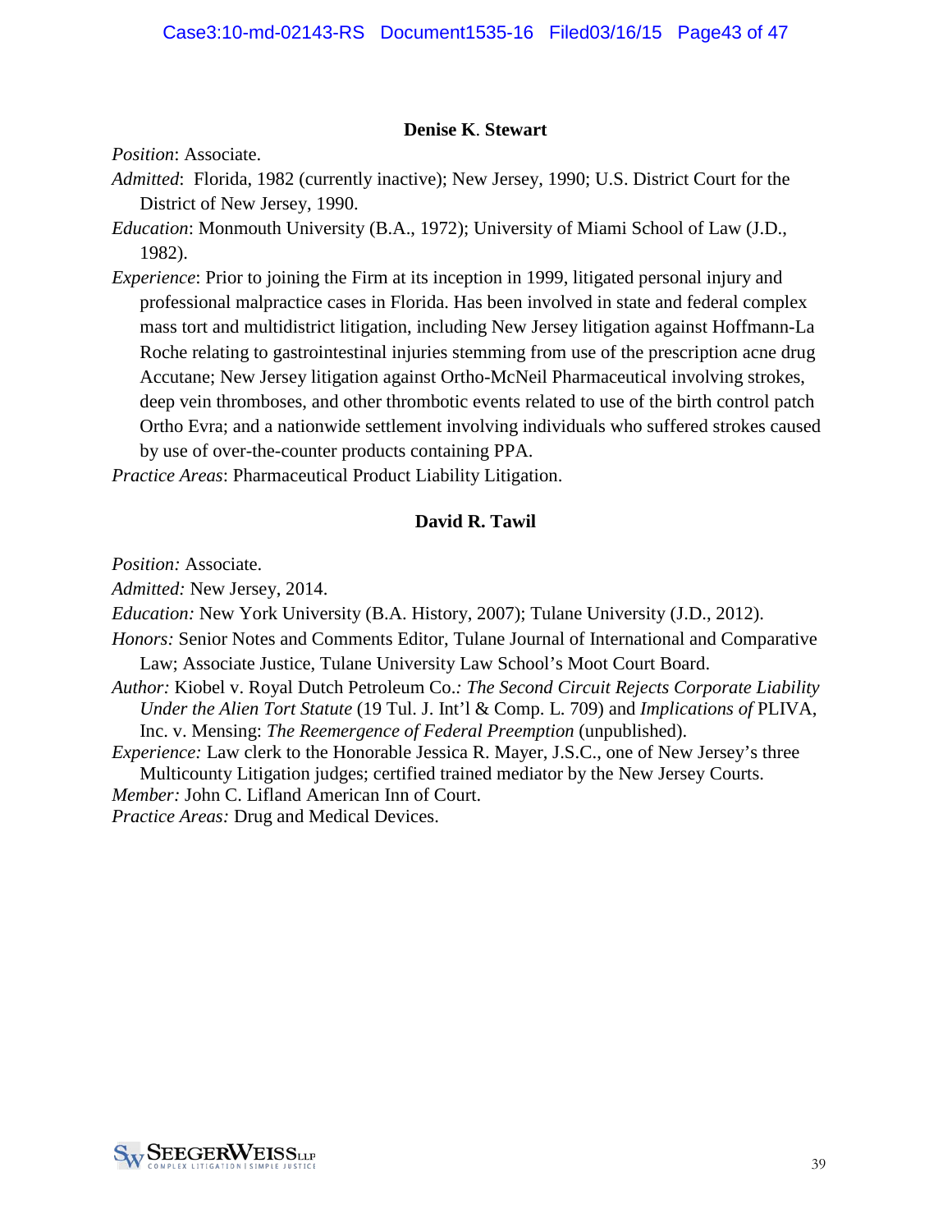### Denise K. Stewart

*Position*: Associate.

*Admitted*: Florida, 1982 (currently inactive); New Jersey, 1990; U.S. District Court for the District of New Jersey, 1990.

*Education*: Monmouth University (B.A., 1972); University of Miami School of Law (J.D., 1982).

*Experience*: Prior to joining the Firm at its inception in 1999, litigated personal injury and professional malpractice cases in Florida. Has been involved in state and federal complex mass tort and multidistrict litigation, including New Jersey litigation against Hoffmann-La Roche relating to gastrointestinal injuries stemming from use of the prescription acne drug Accutane; New Jersey litigation against Ortho-McNeil Pharmaceutical involving strokes, deep vein thromboses, and other thrombotic events related to use of the birth control patch Ortho Evra; and a nationwide settlement involving individuals who suffered strokes caused by use of over-the-counter products containing PPA.

*Practice Areas*: Pharmaceutical Product Liability Litigation.

### David R. Tawil

*Position:* Associate.

*Admitted:* New Jersey, 2014.

*Education:* New York University (B.A. History, 2007); Tulane University (J.D., 2012).

*Honors:* Senior Notes and Comments Editor, Tulane Journal of International and Comparative Law; Associate Justice, Tulane University Law School's Moot Court Board.

*Author:* Kiobel v. Royal Dutch Petroleum Co.*: The Second Circuit Rejects Corporate Liability Under the Alien Tort Statute* (19 Tul. J. Int'l & Comp. L. 709) and *Implications of* PLIVA, Inc. v. Mensing: *The Reemergence of Federal Preemption* (unpublished).

*Experience:* Law clerk to the Honorable Jessica R. Mayer, J.S.C., one of New Jersey's three Multicounty Litigation judges; certified trained mediator by the New Jersey Courts.

*Member:* John C. Lifland American Inn of Court.

*Practice Areas:* Drug and Medical Devices.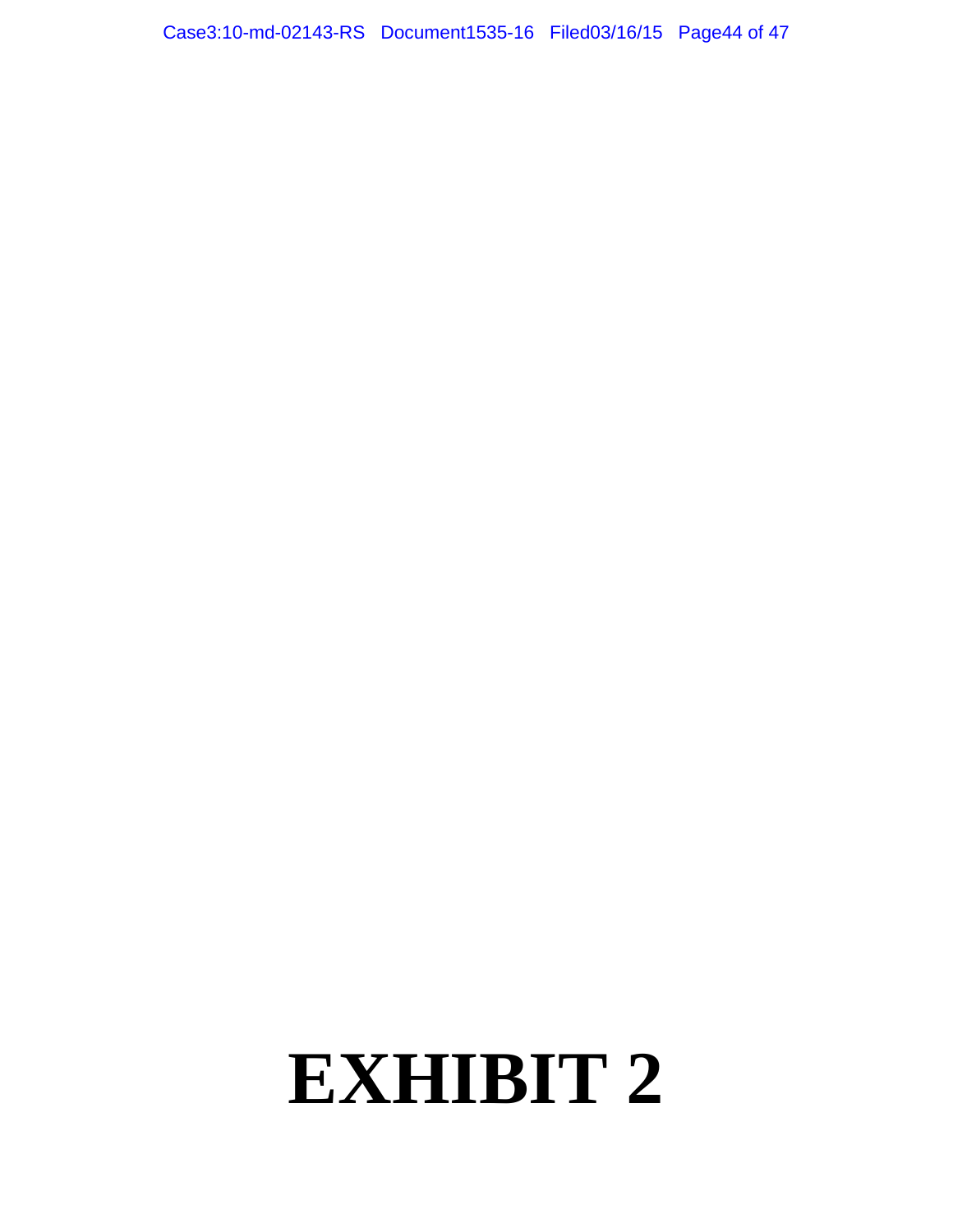# EXHIBIT 2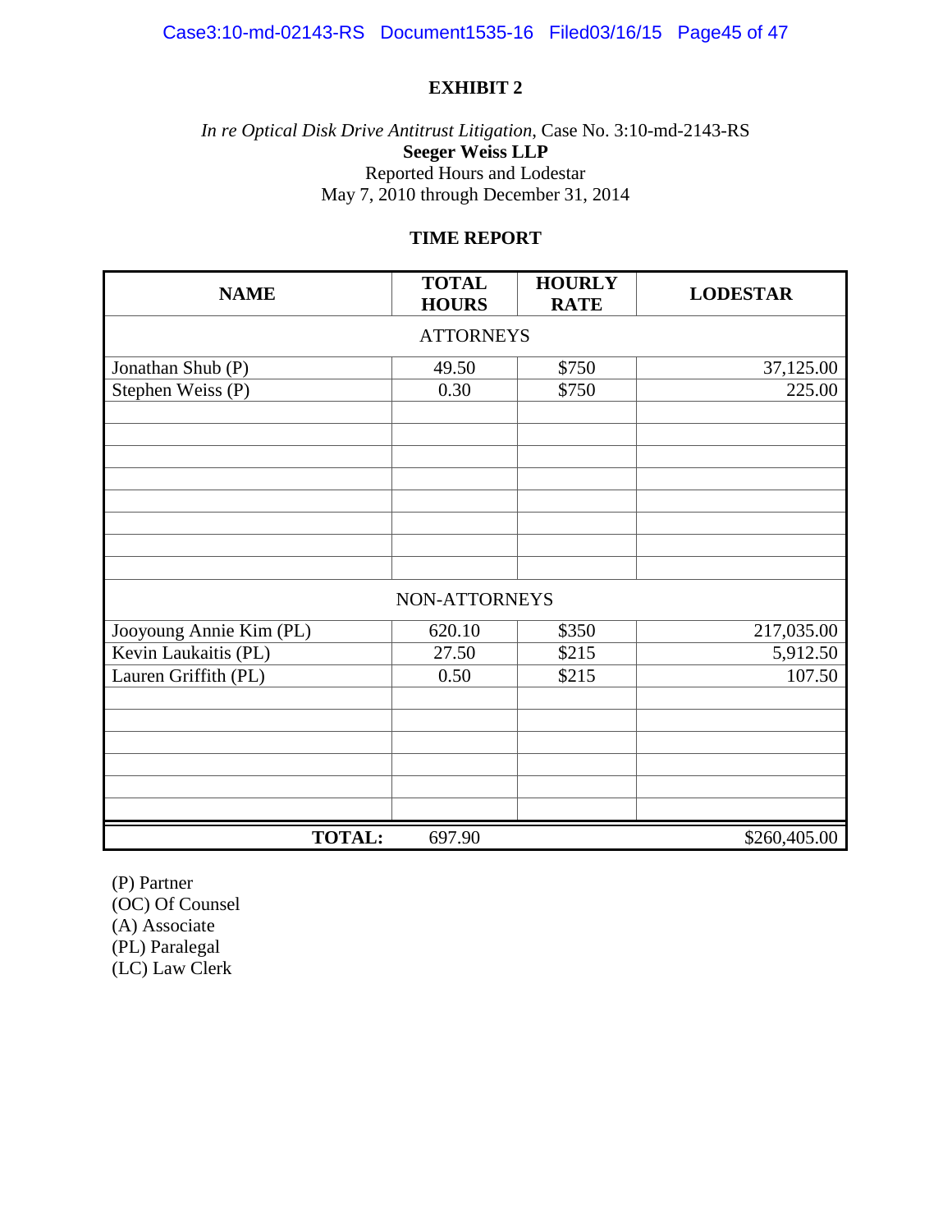**EXHIBIT 2**

*In re Optical Disk Drive Antitrust Litigation*, Case No. 3:10-md-2143-RS
**Seeger Weiss LLP**
Reported Hours and Lodestar
May 7, 2010 through December 31, 2014

**TIME REPORT**

| NAME | TOTAL HOURS | HOURLY RATE | LODESTAR |
|---|---|---|---|
| ATTORNEYS | | | |
| Jonathan Shub (P) | 49.50 | $750 | 37,125.00 |
| Stephen Weiss (P) | 0.30 | $750 | 225.00 |
| | | | |
| | | | |
| | | | |
| | | | |
| | | | |
| | | | |
| | | | |
| | | | |
| NON-ATTORNEYS | | | |
| Jooyoung Annie Kim (PL) | 620.10 | $350 | 217,035.00 |
| Kevin Laukaitis (PL) | 27.50 | $215 | 5,912.50 |
| Lauren Griffith (PL) | 0.50 | $215 | 107.50 |
| | | | |
| | | | |
| | | | |
| | | | |
| | | | |
| | | | |
| **TOTAL:** | 697.90 | | $260,405.00 |

(P) Partner
(OC) Of Counsel
(A) Associate
(PL) Paralegal
(LC) Law Clerk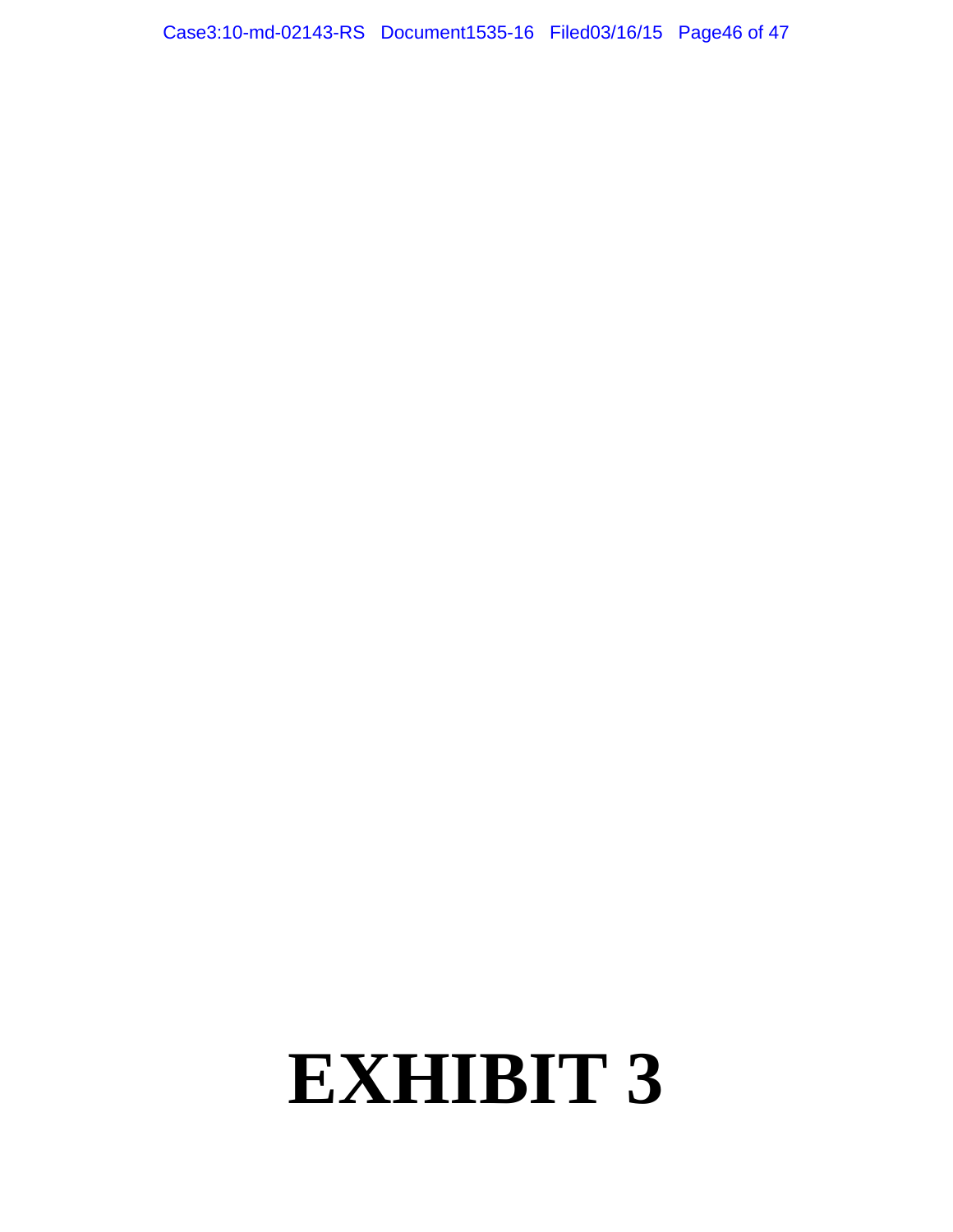# EXHIBIT 3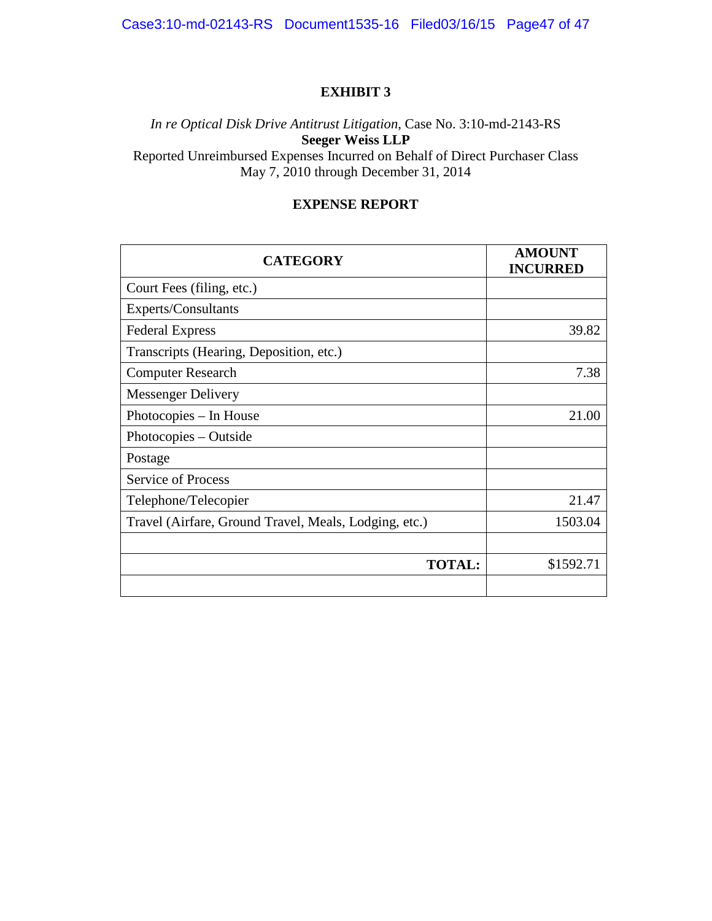**EXHIBIT 3**

*In re Optical Disk Drive Antitrust Litigation*, Case No. 3:10-md-2143-RS
**Seeger Weiss LLP**
Reported Unreimbursed Expenses Incurred on Behalf of Direct Purchaser Class
May 7, 2010 through December 31, 2014

**EXPENSE REPORT**

| CATEGORY | AMOUNT INCURRED |
|---|---|
| Court Fees (filing, etc.) | |
| Experts/Consultants | |
| Federal Express | 39.82 |
| Transcripts (Hearing, Deposition, etc.) | |
| Computer Research | 7.38 |
| Messenger Delivery | |
| Photocopies – In House | 21.00 |
| Photocopies – Outside | |
| Postage | |
| Service of Process | |
| Telephone/Telecopier | 21.47 |
| Travel (Airfare, Ground Travel, Meals, Lodging, etc.) | 1503.04 |
| | |
| **TOTAL:** | $1592.71 |
| | |